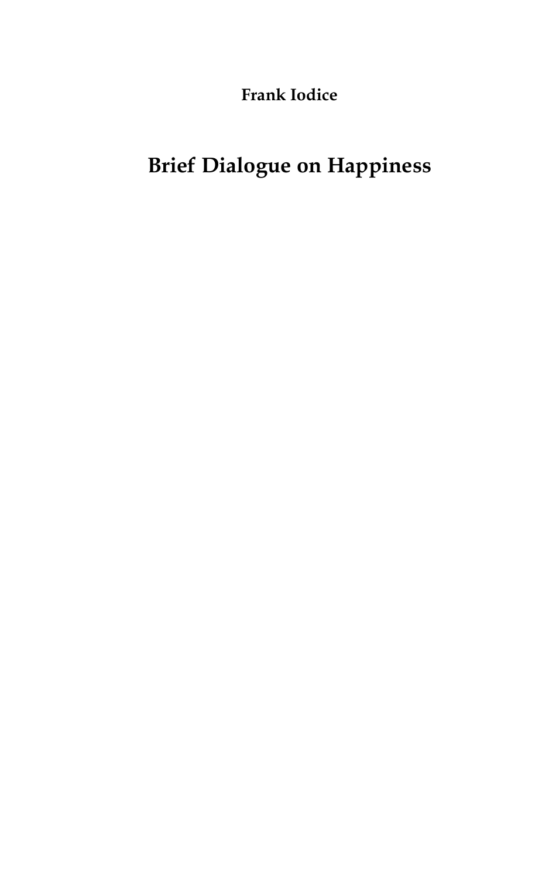**Frank Iodice**

# Brief Dialogue on Happiness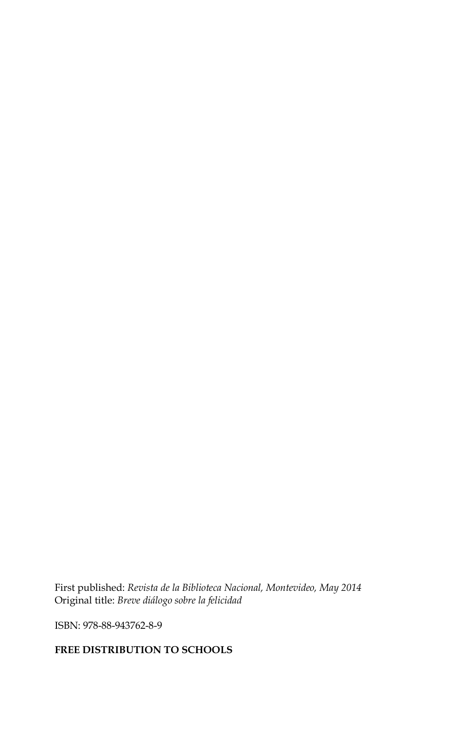First published: *Revista de la Biblioteca Nacional, Montevideo, May 2014*
Original title: *Breve diálogo sobre la felicidad*

ISBN: 978-88-943762-8-9

**FREE DISTRIBUTION TO SCHOOLS**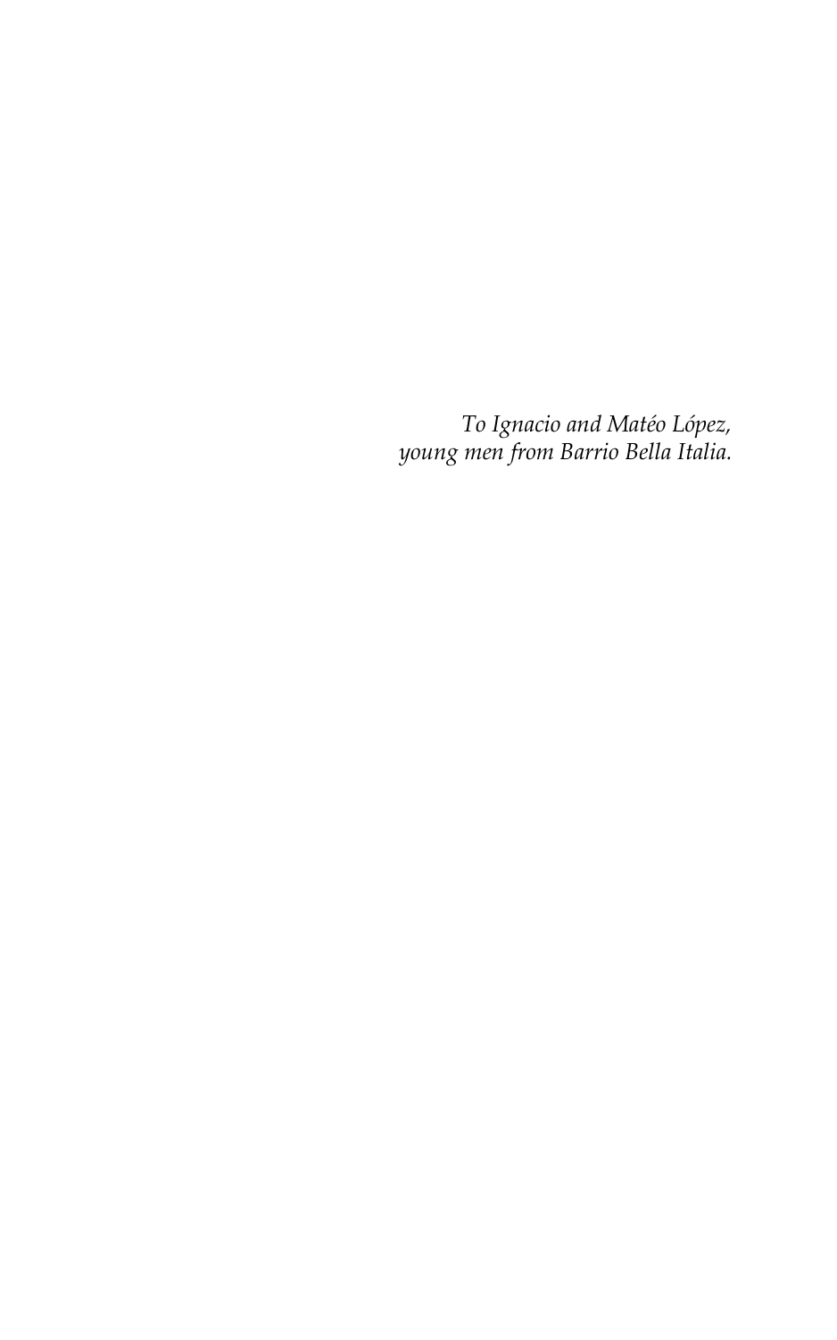*To Ignacio and Matéo López,*
*young men from Barrio Bella Italia.*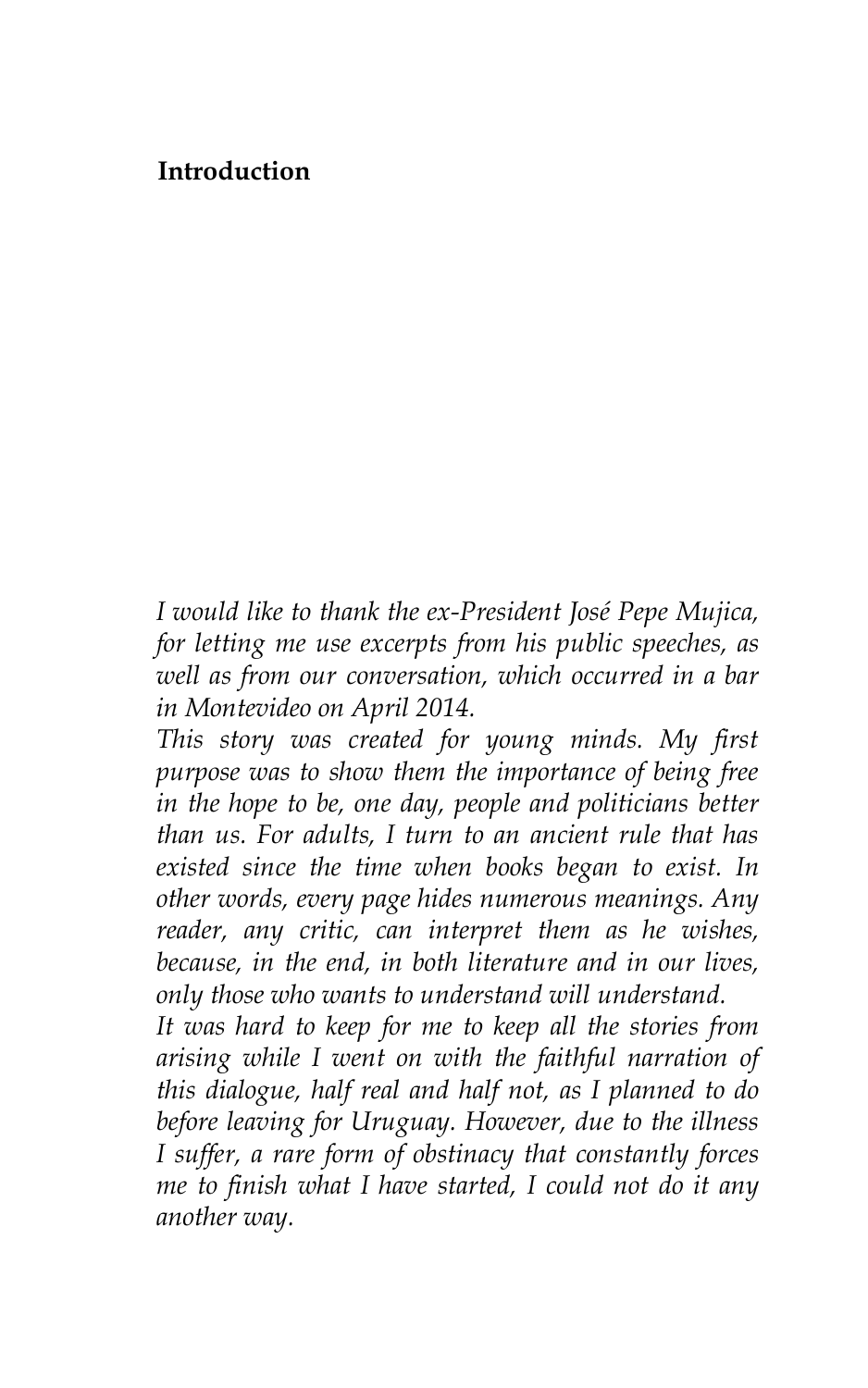**Introduction**

*I would like to thank the ex-President José Pepe Mujica, for letting me use excerpts from his public speeches, as well as from our conversation, which occurred in a bar in Montevideo on April 2014.*

*This story was created for young minds. My first purpose was to show them the importance of being free in the hope to be, one day, people and politicians better than us. For adults, I turn to an ancient rule that has existed since the time when books began to exist. In other words, every page hides numerous meanings. Any reader, any critic, can interpret them as he wishes, because, in the end, in both literature and in our lives, only those who wants to understand will understand.*

*It was hard to keep for me to keep all the stories from arising while I went on with the faithful narration of this dialogue, half real and half not, as I planned to do before leaving for Uruguay. However, due to the illness I suffer, a rare form of obstinacy that constantly forces me to finish what I have started, I could not do it any another way.*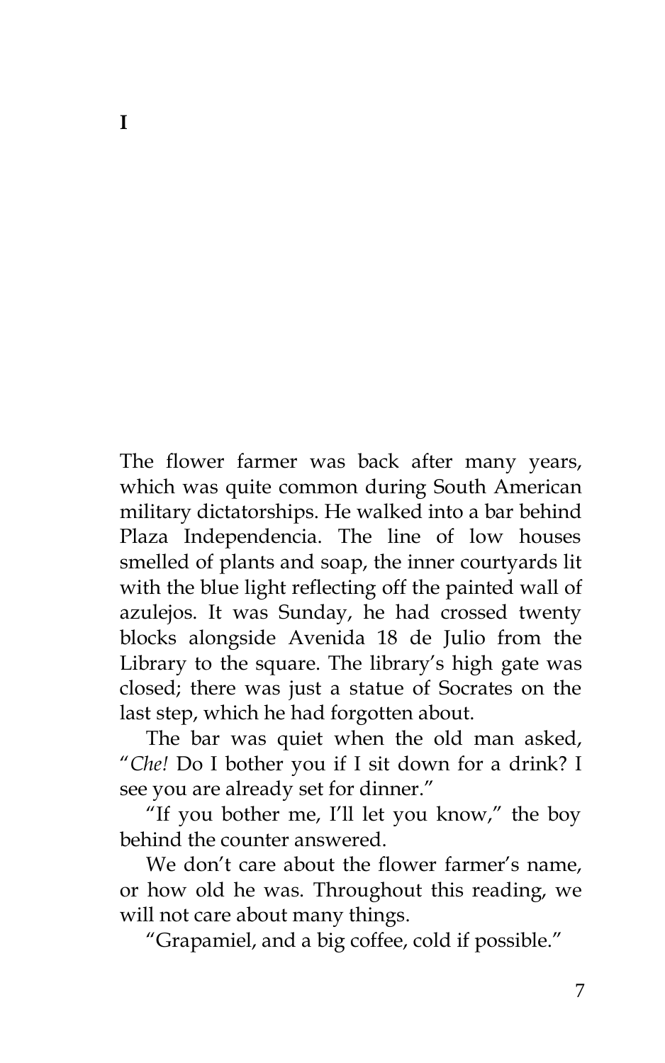# I

The flower farmer was back after many years, which was quite common during South American military dictatorships. He walked into a bar behind Plaza Independencia. The line of low houses smelled of plants and soap, the inner courtyards lit with the blue light reflecting off the painted wall of azulejos. It was Sunday, he had crossed twenty blocks alongside Avenida 18 de Julio from the Library to the square. The library's high gate was closed; there was just a statue of Socrates on the last step, which he had forgotten about.

The bar was quiet when the old man asked, "*Che!* Do I bother you if I sit down for a drink? I see you are already set for dinner."

"If you bother me, I'll let you know," the boy behind the counter answered.

We don't care about the flower farmer's name, or how old he was. Throughout this reading, we will not care about many things.

"Grapamiel, and a big coffee, cold if possible."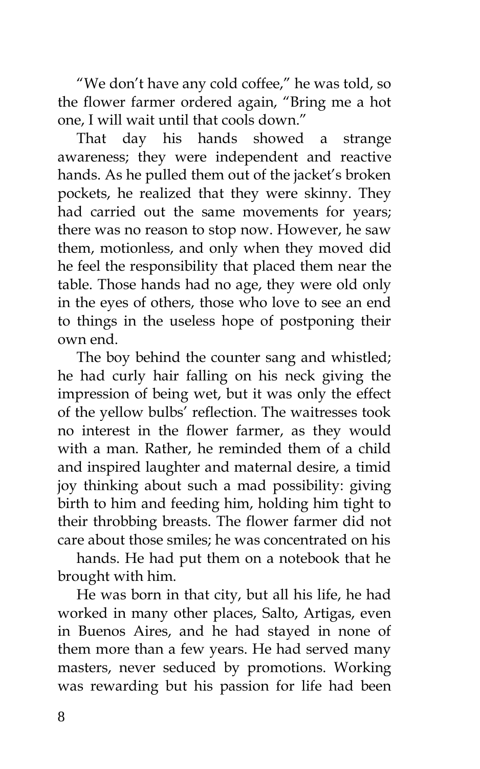"We don't have any cold coffee," he was told, so the flower farmer ordered again, "Bring me a hot one, I will wait until that cools down."

That day his hands showed a strange awareness; they were independent and reactive hands. As he pulled them out of the jacket's broken pockets, he realized that they were skinny. They had carried out the same movements for years; there was no reason to stop now. However, he saw them, motionless, and only when they moved did he feel the responsibility that placed them near the table. Those hands had no age, they were old only in the eyes of others, those who love to see an end to things in the useless hope of postponing their own end.

The boy behind the counter sang and whistled; he had curly hair falling on his neck giving the impression of being wet, but it was only the effect of the yellow bulbs' reflection. The waitresses took no interest in the flower farmer, as they would with a man. Rather, he reminded them of a child and inspired laughter and maternal desire, a timid joy thinking about such a mad possibility: giving birth to him and feeding him, holding him tight to their throbbing breasts. The flower farmer did not care about those smiles; he was concentrated on his hands. He had put them on a notebook that he brought with him.

He was born in that city, but all his life, he had worked in many other places, Salto, Artigas, even in Buenos Aires, and he had stayed in none of them more than a few years. He had served many masters, never seduced by promotions. Working was rewarding but his passion for life had been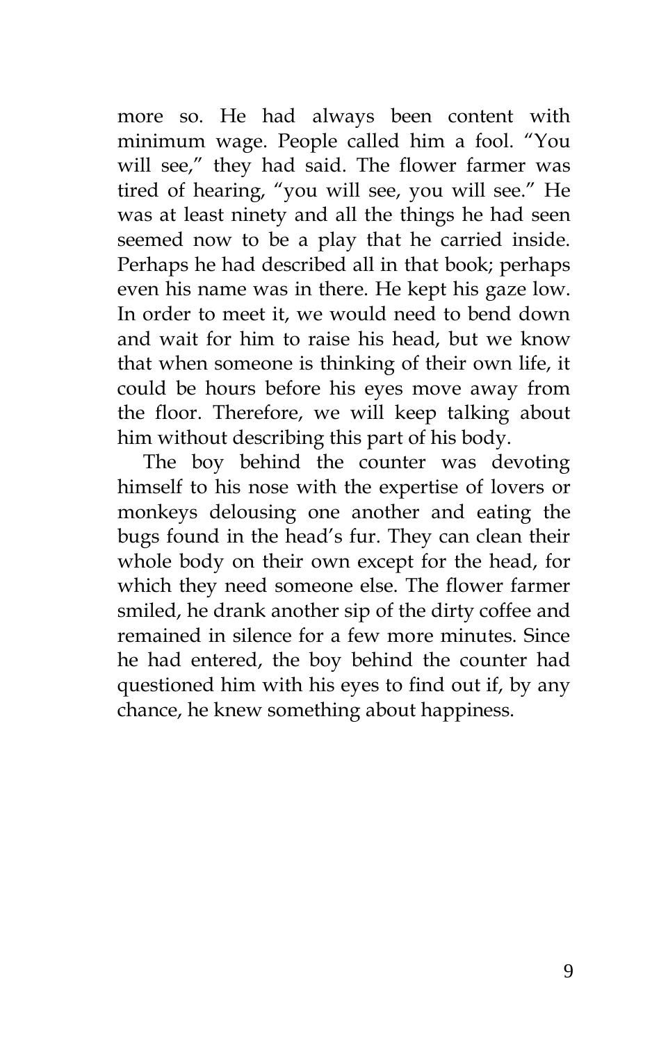more so. He had always been content with minimum wage. People called him a fool. "You will see," they had said. The flower farmer was tired of hearing, "you will see, you will see." He was at least ninety and all the things he had seen seemed now to be a play that he carried inside. Perhaps he had described all in that book; perhaps even his name was in there. He kept his gaze low. In order to meet it, we would need to bend down and wait for him to raise his head, but we know that when someone is thinking of their own life, it could be hours before his eyes move away from the floor. Therefore, we will keep talking about him without describing this part of his body.

The boy behind the counter was devoting himself to his nose with the expertise of lovers or monkeys delousing one another and eating the bugs found in the head's fur. They can clean their whole body on their own except for the head, for which they need someone else. The flower farmer smiled, he drank another sip of the dirty coffee and remained in silence for a few more minutes. Since he had entered, the boy behind the counter had questioned him with his eyes to find out if, by any chance, he knew something about happiness.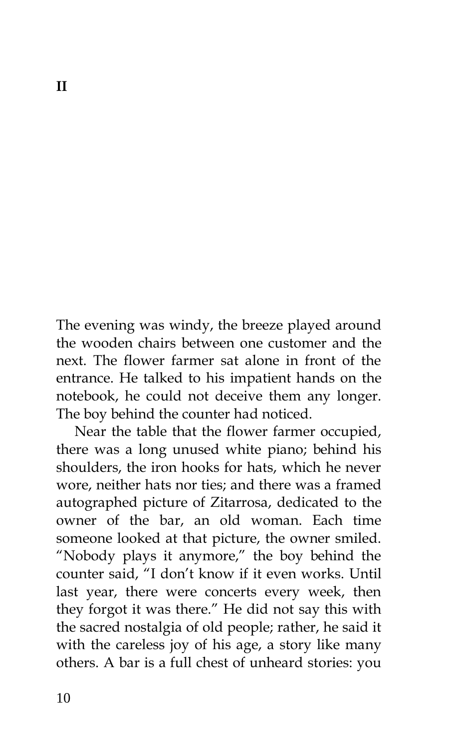# II

The evening was windy, the breeze played around the wooden chairs between one customer and the next. The flower farmer sat alone in front of the entrance. He talked to his impatient hands on the notebook, he could not deceive them any longer. The boy behind the counter had noticed.

Near the table that the flower farmer occupied, there was a long unused white piano; behind his shoulders, the iron hooks for hats, which he never wore, neither hats nor ties; and there was a framed autographed picture of Zitarrosa, dedicated to the owner of the bar, an old woman. Each time someone looked at that picture, the owner smiled. "Nobody plays it anymore," the boy behind the counter said, "I don't know if it even works. Until last year, there were concerts every week, then they forgot it was there." He did not say this with the sacred nostalgia of old people; rather, he said it with the careless joy of his age, a story like many others. A bar is a full chest of unheard stories: you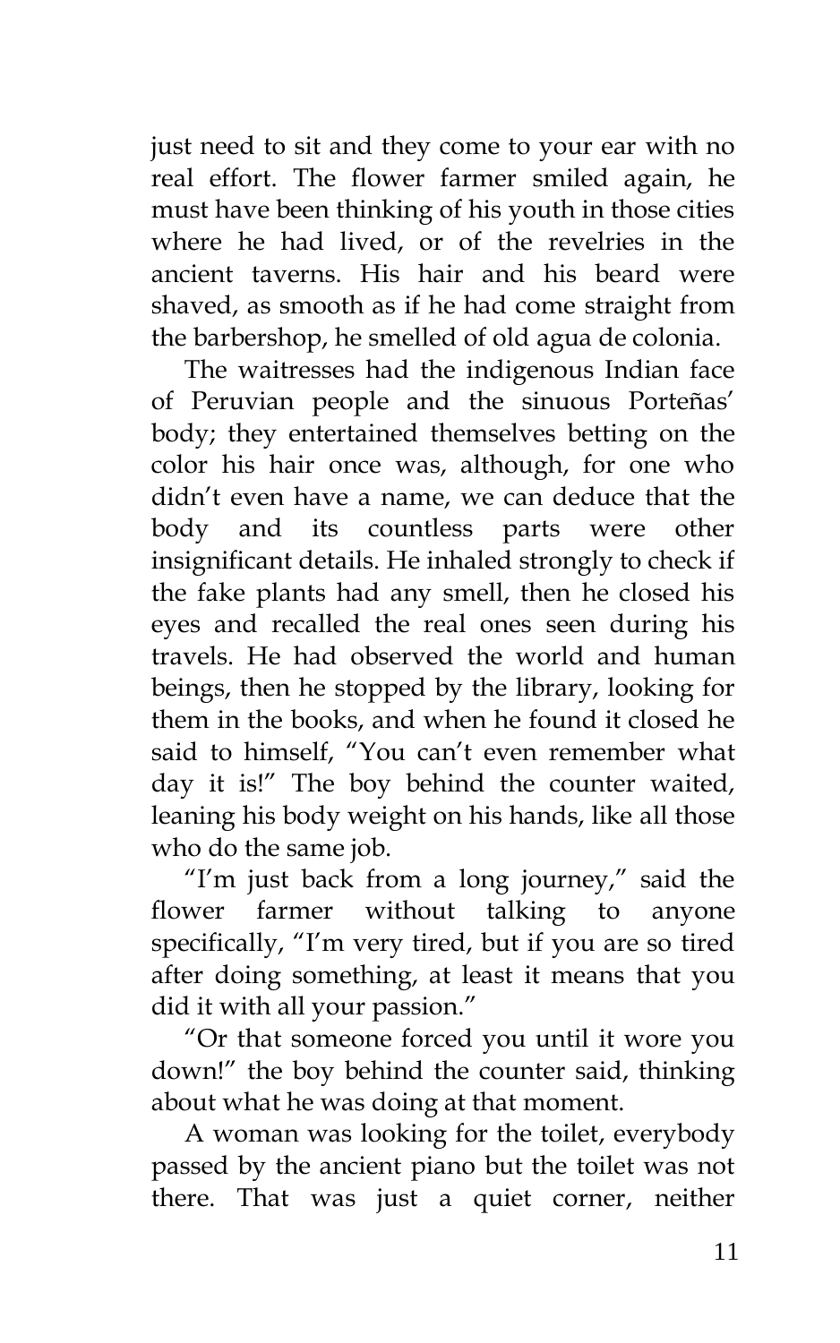just need to sit and they come to your ear with no real effort. The flower farmer smiled again, he must have been thinking of his youth in those cities where he had lived, or of the revelries in the ancient taverns. His hair and his beard were shaved, as smooth as if he had come straight from the barbershop, he smelled of old agua de colonia.

The waitresses had the indigenous Indian face of Peruvian people and the sinuous Porteñas' body; they entertained themselves betting on the color his hair once was, although, for one who didn't even have a name, we can deduce that the body and its countless parts were other insignificant details. He inhaled strongly to check if the fake plants had any smell, then he closed his eyes and recalled the real ones seen during his travels. He had observed the world and human beings, then he stopped by the library, looking for them in the books, and when he found it closed he said to himself, "You can't even remember what day it is!" The boy behind the counter waited, leaning his body weight on his hands, like all those who do the same job.

"I'm just back from a long journey," said the flower farmer without talking to anyone specifically, "I'm very tired, but if you are so tired after doing something, at least it means that you did it with all your passion."

"Or that someone forced you until it wore you down!" the boy behind the counter said, thinking about what he was doing at that moment.

A woman was looking for the toilet, everybody passed by the ancient piano but the toilet was not there. That was just a quiet corner, neither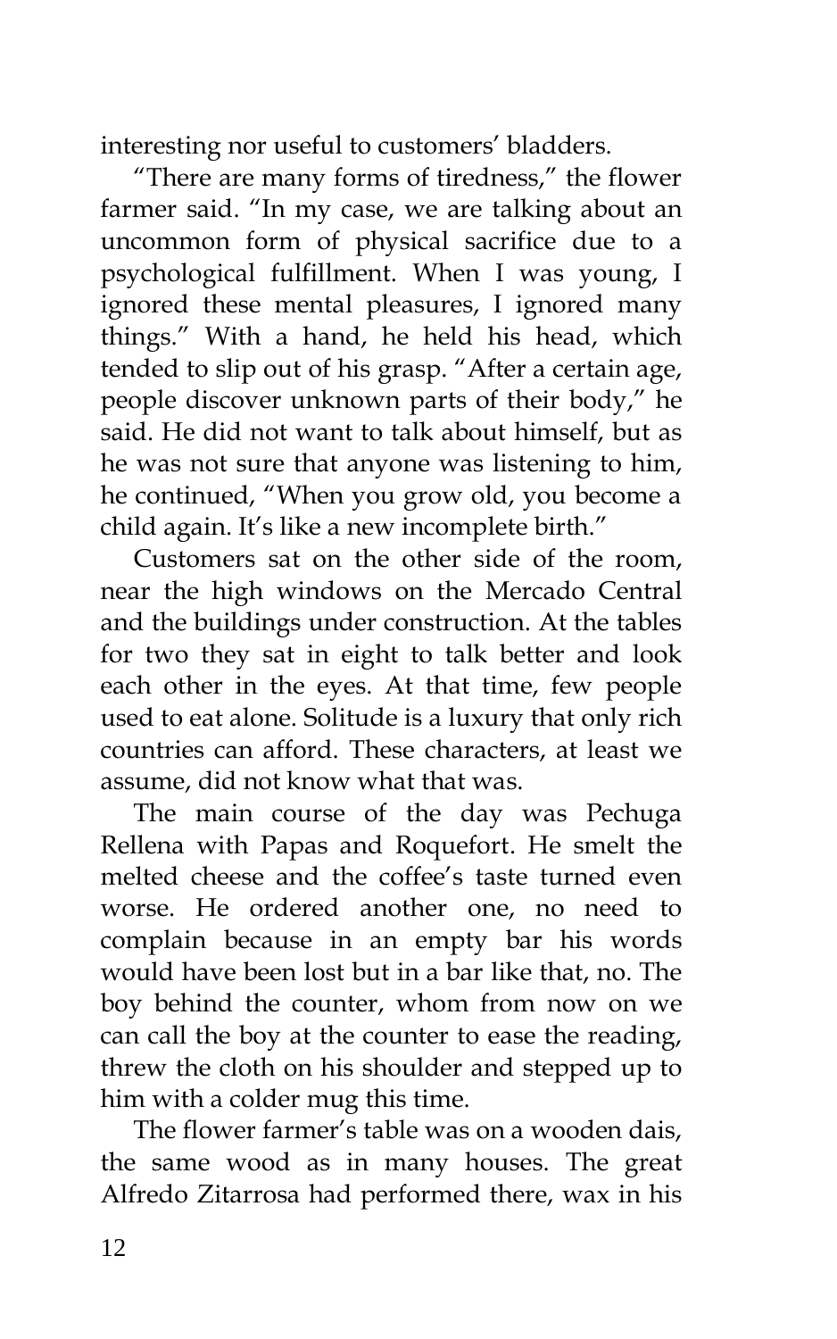interesting nor useful to customers' bladders.

"There are many forms of tiredness," the flower farmer said. "In my case, we are talking about an uncommon form of physical sacrifice due to a psychological fulfillment. When I was young, I ignored these mental pleasures, I ignored many things." With a hand, he held his head, which tended to slip out of his grasp. "After a certain age, people discover unknown parts of their body," he said. He did not want to talk about himself, but as he was not sure that anyone was listening to him, he continued, "When you grow old, you become a child again. It's like a new incomplete birth."

Customers sat on the other side of the room, near the high windows on the Mercado Central and the buildings under construction. At the tables for two they sat in eight to talk better and look each other in the eyes. At that time, few people used to eat alone. Solitude is a luxury that only rich countries can afford. These characters, at least we assume, did not know what that was.

The main course of the day was Pechuga Rellena with Papas and Roquefort. He smelt the melted cheese and the coffee's taste turned even worse. He ordered another one, no need to complain because in an empty bar his words would have been lost but in a bar like that, no. The boy behind the counter, whom from now on we can call the boy at the counter to ease the reading, threw the cloth on his shoulder and stepped up to him with a colder mug this time.

The flower farmer's table was on a wooden dais, the same wood as in many houses. The great Alfredo Zitarrosa had performed there, wax in his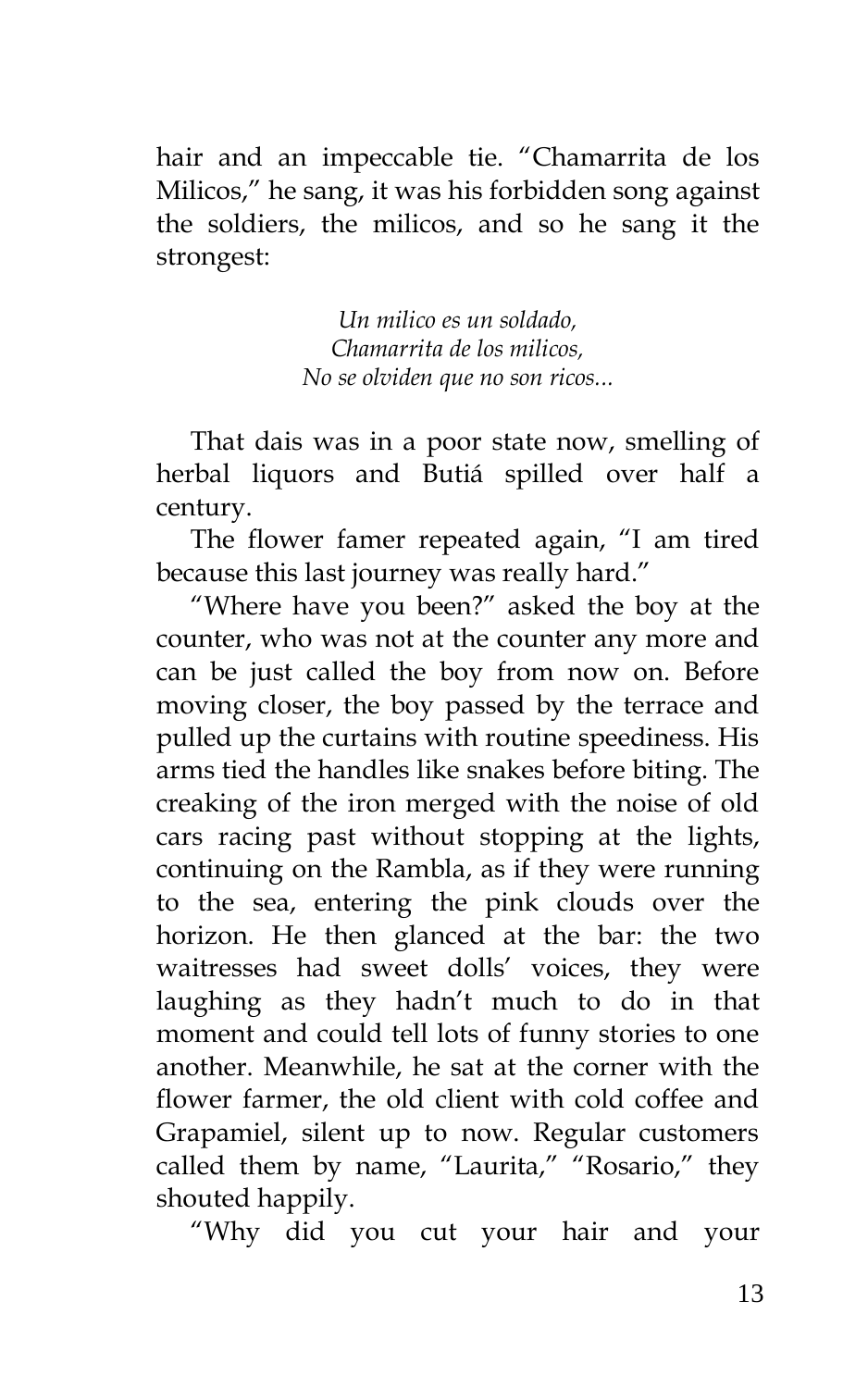hair and an impeccable tie. "Chamarrita de los Milicos," he sang, it was his forbidden song against the soldiers, the milicos, and so he sang it the strongest:

*Un milico es un soldado,*
*Chamarrita de los milicos,*
*No se olviden que no son ricos...*

That dais was in a poor state now, smelling of herbal liquors and Butiá spilled over half a century.

The flower famer repeated again, "I am tired because this last journey was really hard."

"Where have you been?" asked the boy at the counter, who was not at the counter any more and can be just called the boy from now on. Before moving closer, the boy passed by the terrace and pulled up the curtains with routine speediness. His arms tied the handles like snakes before biting. The creaking of the iron merged with the noise of old cars racing past without stopping at the lights, continuing on the Rambla, as if they were running to the sea, entering the pink clouds over the horizon. He then glanced at the bar: the two waitresses had sweet dolls' voices, they were laughing as they hadn't much to do in that moment and could tell lots of funny stories to one another. Meanwhile, he sat at the corner with the flower farmer, the old client with cold coffee and Grapamiel, silent up to now. Regular customers called them by name, "Laurita," "Rosario," they shouted happily.

"Why did you cut your hair and your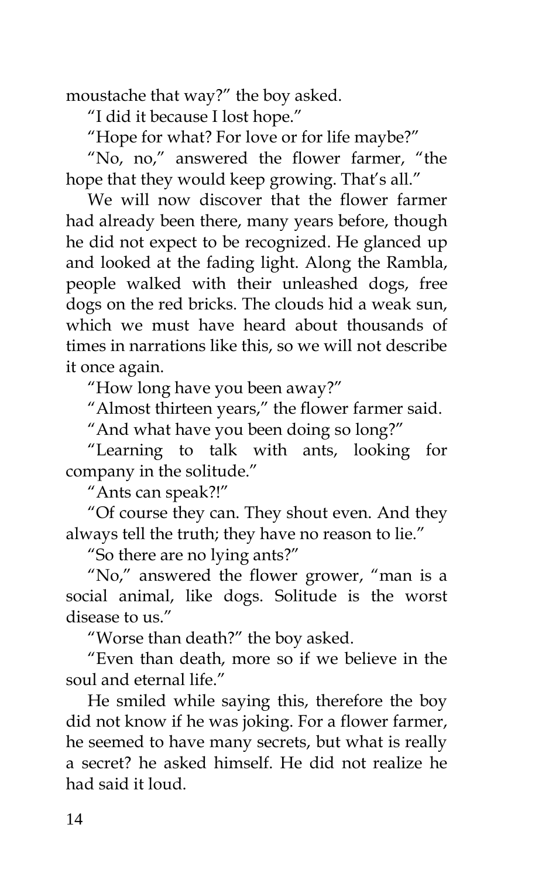moustache that way?" the boy asked.

"I did it because I lost hope."

"Hope for what? For love or for life maybe?"

"No, no," answered the flower farmer, "the hope that they would keep growing. That's all."

We will now discover that the flower farmer had already been there, many years before, though he did not expect to be recognized. He glanced up and looked at the fading light. Along the Rambla, people walked with their unleashed dogs, free dogs on the red bricks. The clouds hid a weak sun, which we must have heard about thousands of times in narrations like this, so we will not describe it once again.

"How long have you been away?"

"Almost thirteen years," the flower farmer said.

"And what have you been doing so long?"

"Learning to talk with ants, looking for company in the solitude."

"Ants can speak?!"

"Of course they can. They shout even. And they always tell the truth; they have no reason to lie."

"So there are no lying ants?"

"No," answered the flower grower, "man is a social animal, like dogs. Solitude is the worst disease to us."

"Worse than death?" the boy asked.

"Even than death, more so if we believe in the soul and eternal life."

He smiled while saying this, therefore the boy did not know if he was joking. For a flower farmer, he seemed to have many secrets, but what is really a secret? he asked himself. He did not realize he had said it loud.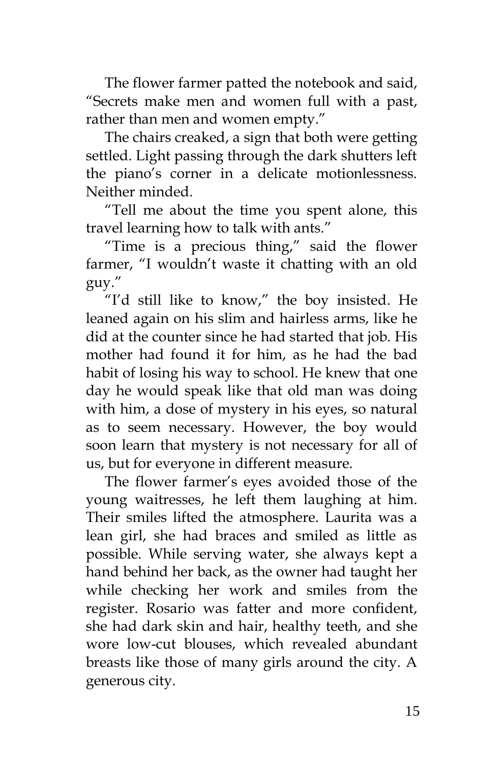The flower farmer patted the notebook and said, "Secrets make men and women full with a past, rather than men and women empty."

The chairs creaked, a sign that both were getting settled. Light passing through the dark shutters left the piano's corner in a delicate motionlessness. Neither minded.

"Tell me about the time you spent alone, this travel learning how to talk with ants."

"Time is a precious thing," said the flower farmer, "I wouldn't waste it chatting with an old guy."

"I'd still like to know," the boy insisted. He leaned again on his slim and hairless arms, like he did at the counter since he had started that job. His mother had found it for him, as he had the bad habit of losing his way to school. He knew that one day he would speak like that old man was doing with him, a dose of mystery in his eyes, so natural as to seem necessary. However, the boy would soon learn that mystery is not necessary for all of us, but for everyone in different measure.

The flower farmer's eyes avoided those of the young waitresses, he left them laughing at him. Their smiles lifted the atmosphere. Laurita was a lean girl, she had braces and smiled as little as possible. While serving water, she always kept a hand behind her back, as the owner had taught her while checking her work and smiles from the register. Rosario was fatter and more confident, she had dark skin and hair, healthy teeth, and she wore low-cut blouses, which revealed abundant breasts like those of many girls around the city. A generous city.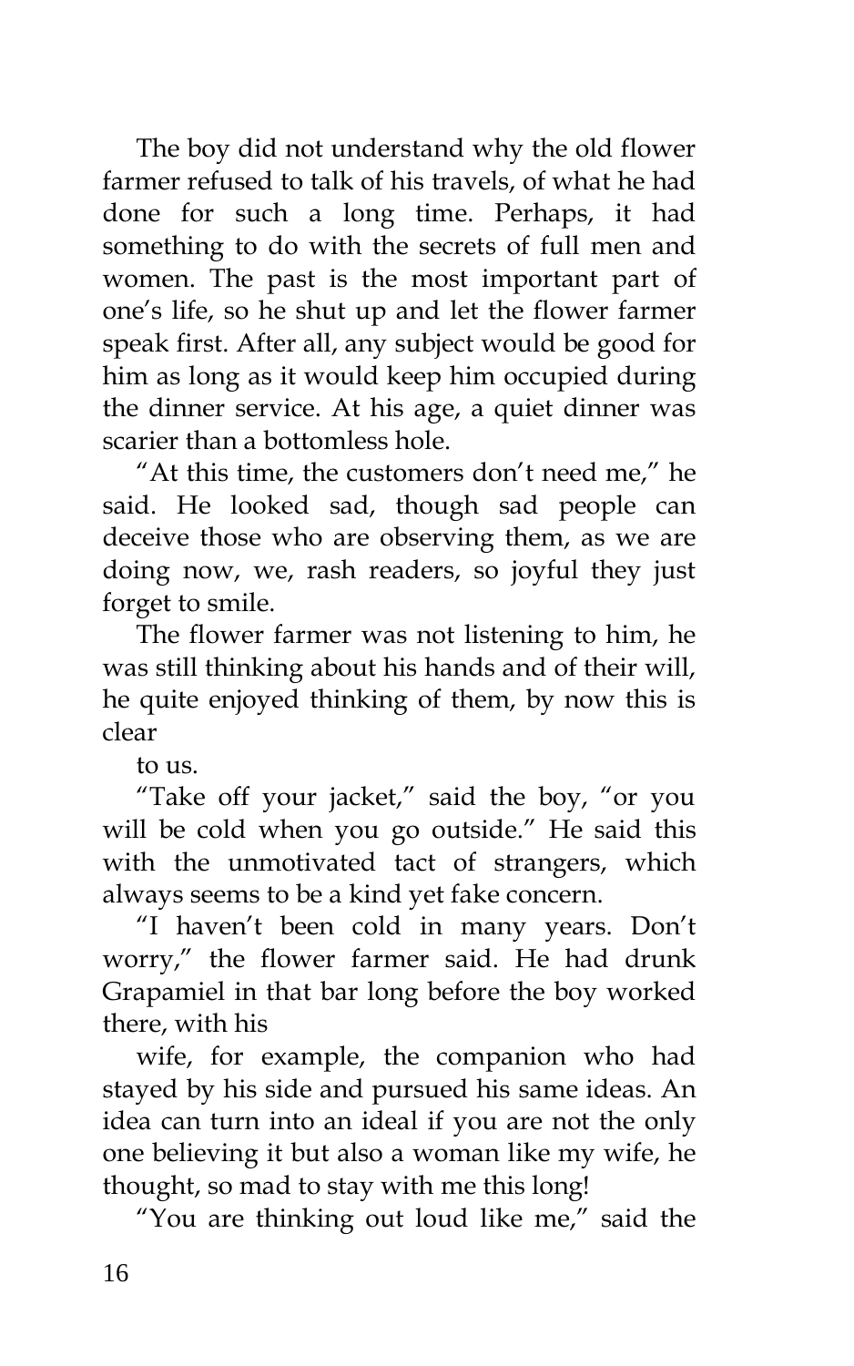The boy did not understand why the old flower farmer refused to talk of his travels, of what he had done for such a long time. Perhaps, it had something to do with the secrets of full men and women. The past is the most important part of one's life, so he shut up and let the flower farmer speak first. After all, any subject would be good for him as long as it would keep him occupied during the dinner service. At his age, a quiet dinner was scarier than a bottomless hole.

"At this time, the customers don't need me," he said. He looked sad, though sad people can deceive those who are observing them, as we are doing now, we, rash readers, so joyful they just forget to smile.

The flower farmer was not listening to him, he was still thinking about his hands and of their will, he quite enjoyed thinking of them, by now this is clear to us.

"Take off your jacket," said the boy, "or you will be cold when you go outside." He said this with the unmotivated tact of strangers, which always seems to be a kind yet fake concern.

"I haven't been cold in many years. Don't worry," the flower farmer said. He had drunk Grapamiel in that bar long before the boy worked there, with his wife, for example, the companion who had stayed by his side and pursued his same ideas. An idea can turn into an ideal if you are not the only one believing it but also a woman like my wife, he thought, so mad to stay with me this long!

"You are thinking out loud like me," said the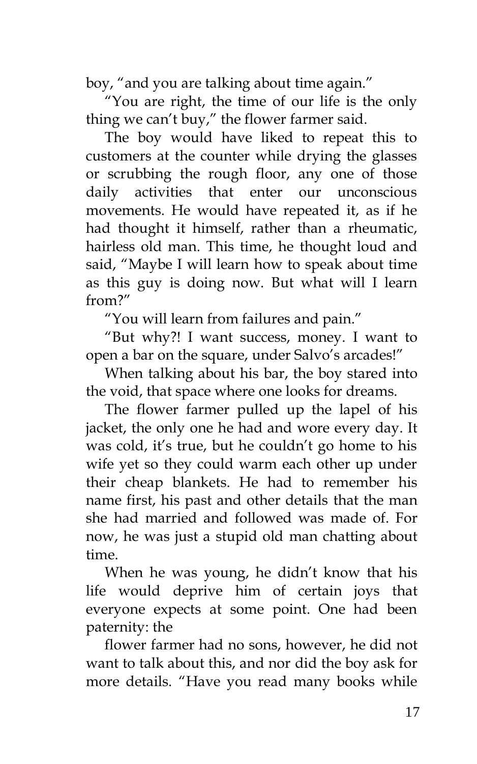boy, "and you are talking about time again."

"You are right, the time of our life is the only thing we can't buy," the flower farmer said.

The boy would have liked to repeat this to customers at the counter while drying the glasses or scrubbing the rough floor, any one of those daily activities that enter our unconscious movements. He would have repeated it, as if he had thought it himself, rather than a rheumatic, hairless old man. This time, he thought loud and said, "Maybe I will learn how to speak about time as this guy is doing now. But what will I learn from?"

"You will learn from failures and pain."

"But why?! I want success, money. I want to open a bar on the square, under Salvo's arcades!"

When talking about his bar, the boy stared into the void, that space where one looks for dreams.

The flower farmer pulled up the lapel of his jacket, the only one he had and wore every day. It was cold, it's true, but he couldn't go home to his wife yet so they could warm each other up under their cheap blankets. He had to remember his name first, his past and other details that the man she had married and followed was made of. For now, he was just a stupid old man chatting about time.

When he was young, he didn't know that his life would deprive him of certain joys that everyone expects at some point. One had been paternity: the flower farmer had no sons, however, he did not want to talk about this, and nor did the boy ask for more details. "Have you read many books while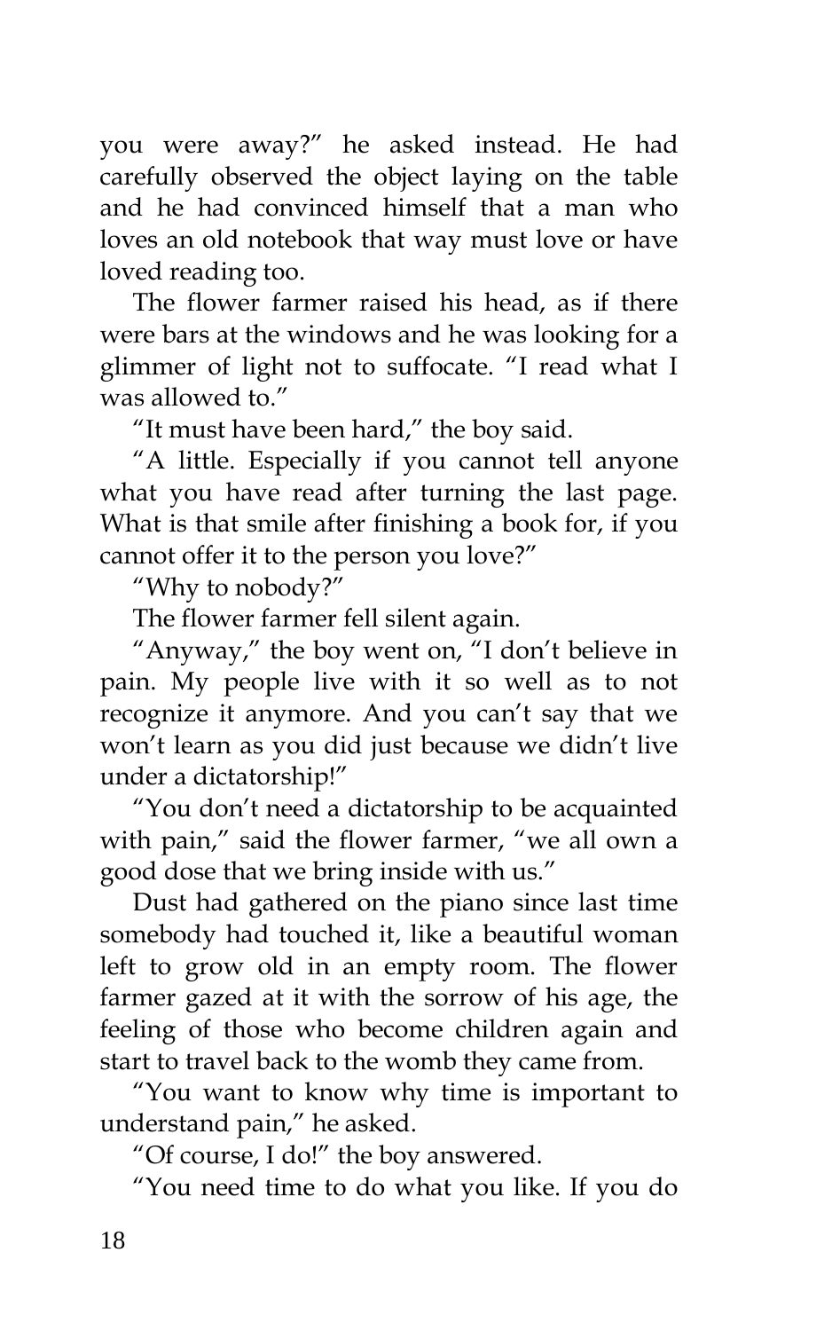you were away?" he asked instead. He had carefully observed the object laying on the table and he had convinced himself that a man who loves an old notebook that way must love or have loved reading too.

The flower farmer raised his head, as if there were bars at the windows and he was looking for a glimmer of light not to suffocate. "I read what I was allowed to."

"It must have been hard," the boy said.

"A little. Especially if you cannot tell anyone what you have read after turning the last page. What is that smile after finishing a book for, if you cannot offer it to the person you love?"

"Why to nobody?"

The flower farmer fell silent again.

"Anyway," the boy went on, "I don't believe in pain. My people live with it so well as to not recognize it anymore. And you can't say that we won't learn as you did just because we didn't live under a dictatorship!"

"You don't need a dictatorship to be acquainted with pain," said the flower farmer, "we all own a good dose that we bring inside with us."

Dust had gathered on the piano since last time somebody had touched it, like a beautiful woman left to grow old in an empty room. The flower farmer gazed at it with the sorrow of his age, the feeling of those who become children again and start to travel back to the womb they came from.

"You want to know why time is important to understand pain," he asked.

"Of course, I do!" the boy answered.

"You need time to do what you like. If you do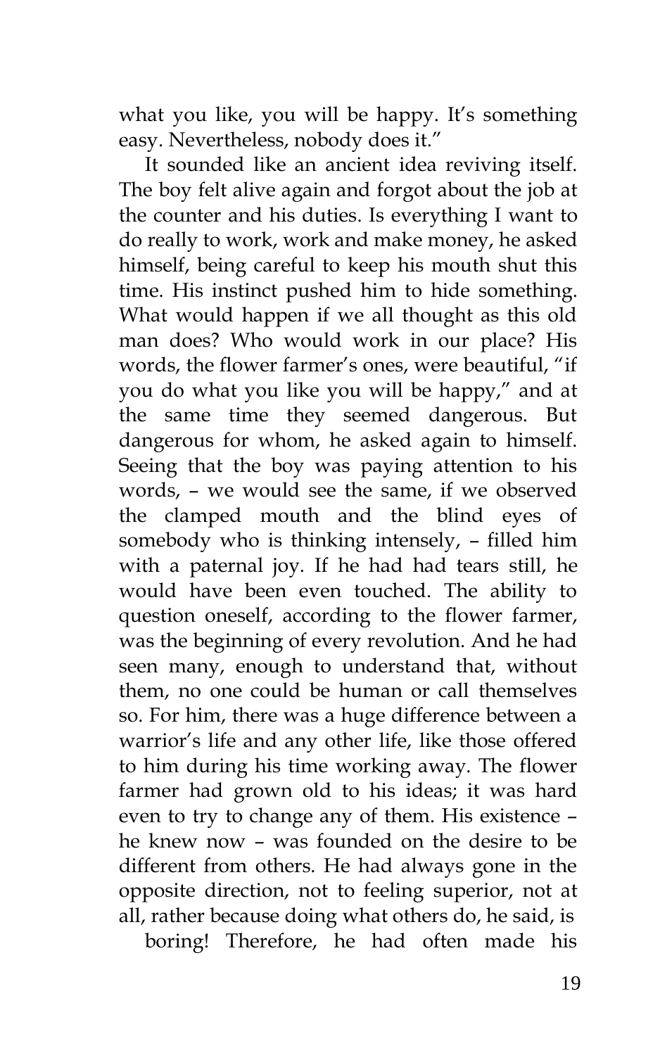what you like, you will be happy. It's something easy. Nevertheless, nobody does it."

It sounded like an ancient idea reviving itself. The boy felt alive again and forgot about the job at the counter and his duties. Is everything I want to do really to work, work and make money, he asked himself, being careful to keep his mouth shut this time. His instinct pushed him to hide something. What would happen if we all thought as this old man does? Who would work in our place? His words, the flower farmer's ones, were beautiful, "if you do what you like you will be happy," and at the same time they seemed dangerous. But dangerous for whom, he asked again to himself. Seeing that the boy was paying attention to his words, – we would see the same, if we observed the clamped mouth and the blind eyes of somebody who is thinking intensely, – filled him with a paternal joy. If he had had tears still, he would have been even touched. The ability to question oneself, according to the flower farmer, was the beginning of every revolution. And he had seen many, enough to understand that, without them, no one could be human or call themselves so. For him, there was a huge difference between a warrior's life and any other life, like those offered to him during his time working away. The flower farmer had grown old to his ideas; it was hard even to try to change any of them. His existence – he knew now – was founded on the desire to be different from others. He had always gone in the opposite direction, not to feeling superior, not at all, rather because doing what others do, he said, is boring! Therefore, he had often made his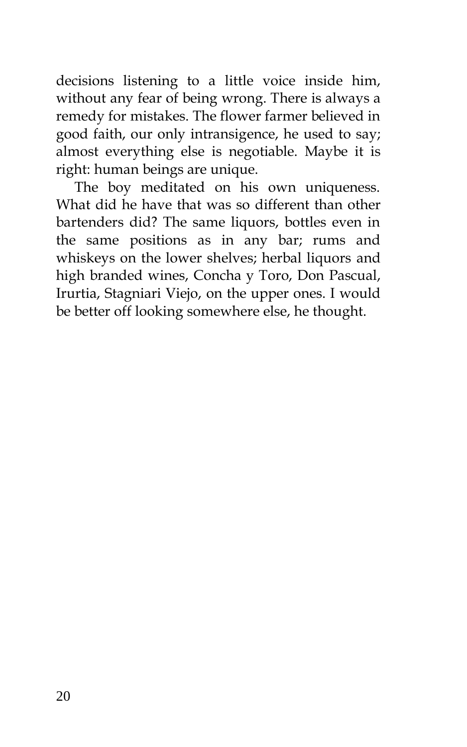decisions listening to a little voice inside him, without any fear of being wrong. There is always a remedy for mistakes. The flower farmer believed in good faith, our only intransigence, he used to say; almost everything else is negotiable. Maybe it is right: human beings are unique.

The boy meditated on his own uniqueness. What did he have that was so different than other bartenders did? The same liquors, bottles even in the same positions as in any bar; rums and whiskeys on the lower shelves; herbal liquors and high branded wines, Concha y Toro, Don Pascual, Irurtia, Stagniari Viejo, on the upper ones. I would be better off looking somewhere else, he thought.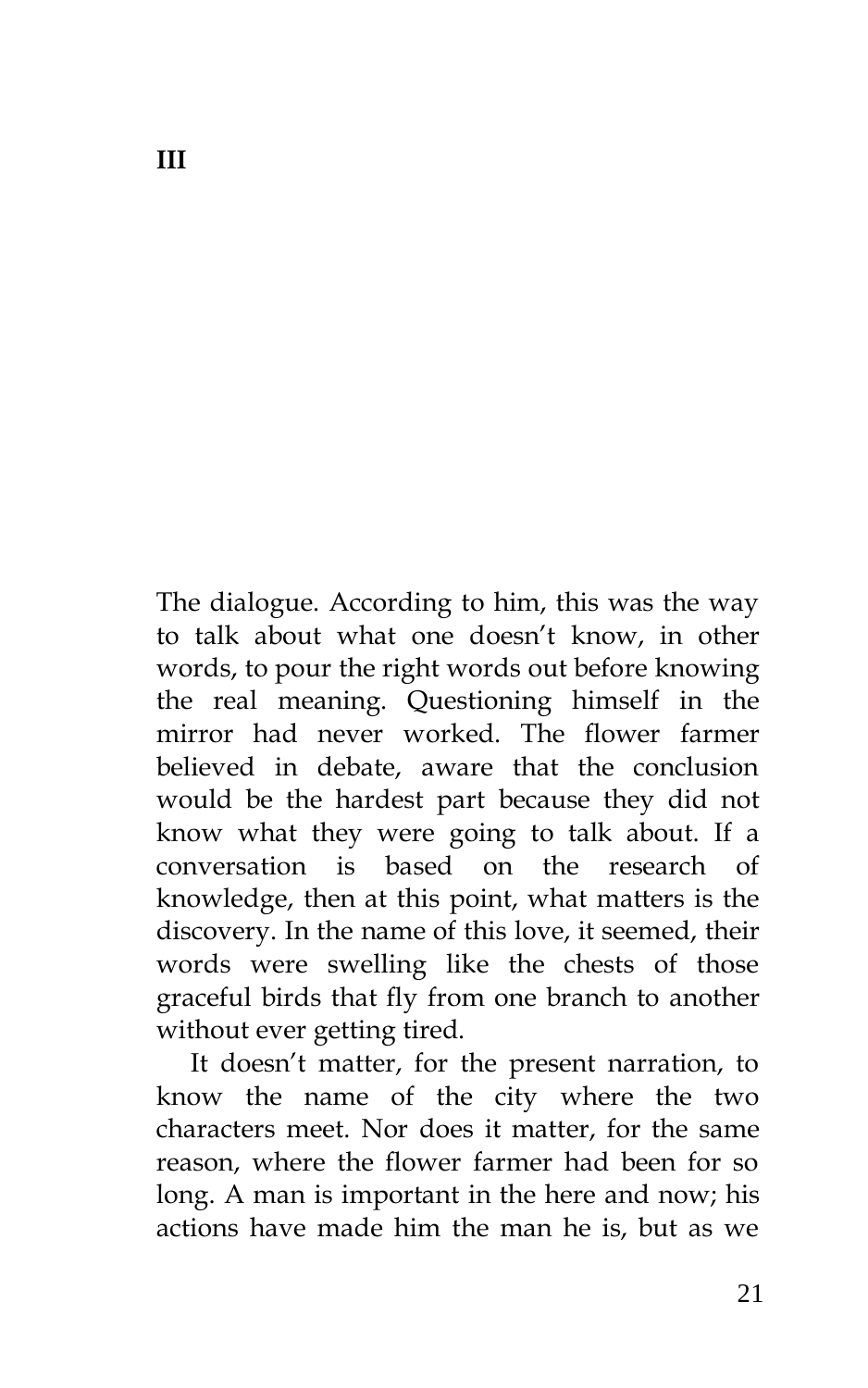# III

The dialogue. According to him, this was the way to talk about what one doesn't know, in other words, to pour the right words out before knowing the real meaning. Questioning himself in the mirror had never worked. The flower farmer believed in debate, aware that the conclusion would be the hardest part because they did not know what they were going to talk about. If a conversation is based on the research of knowledge, then at this point, what matters is the discovery. In the name of this love, it seemed, their words were swelling like the chests of those graceful birds that fly from one branch to another without ever getting tired.

It doesn't matter, for the present narration, to know the name of the city where the two characters meet. Nor does it matter, for the same reason, where the flower farmer had been for so long. A man is important in the here and now; his actions have made him the man he is, but as we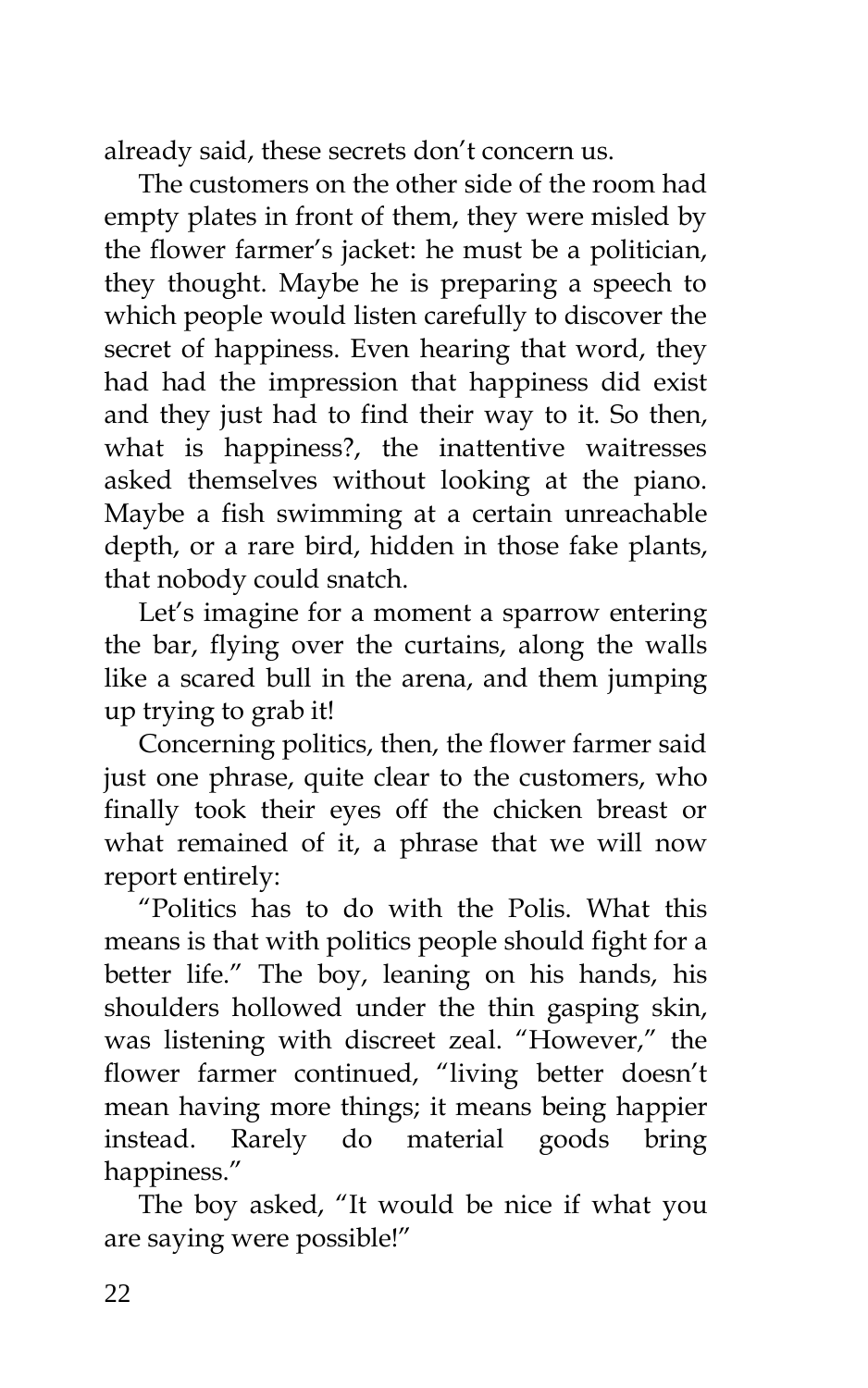already said, these secrets don't concern us.

The customers on the other side of the room had empty plates in front of them, they were misled by the flower farmer's jacket: he must be a politician, they thought. Maybe he is preparing a speech to which people would listen carefully to discover the secret of happiness. Even hearing that word, they had had the impression that happiness did exist and they just had to find their way to it. So then, what is happiness?, the inattentive waitresses asked themselves without looking at the piano. Maybe a fish swimming at a certain unreachable depth, or a rare bird, hidden in those fake plants, that nobody could snatch.

Let's imagine for a moment a sparrow entering the bar, flying over the curtains, along the walls like a scared bull in the arena, and them jumping up trying to grab it!

Concerning politics, then, the flower farmer said just one phrase, quite clear to the customers, who finally took their eyes off the chicken breast or what remained of it, a phrase that we will now report entirely:

"Politics has to do with the Polis. What this means is that with politics people should fight for a better life." The boy, leaning on his hands, his shoulders hollowed under the thin gasping skin, was listening with discreet zeal. "However," the flower farmer continued, "living better doesn't mean having more things; it means being happier instead. Rarely do material goods bring happiness."

The boy asked, "It would be nice if what you are saying were possible!"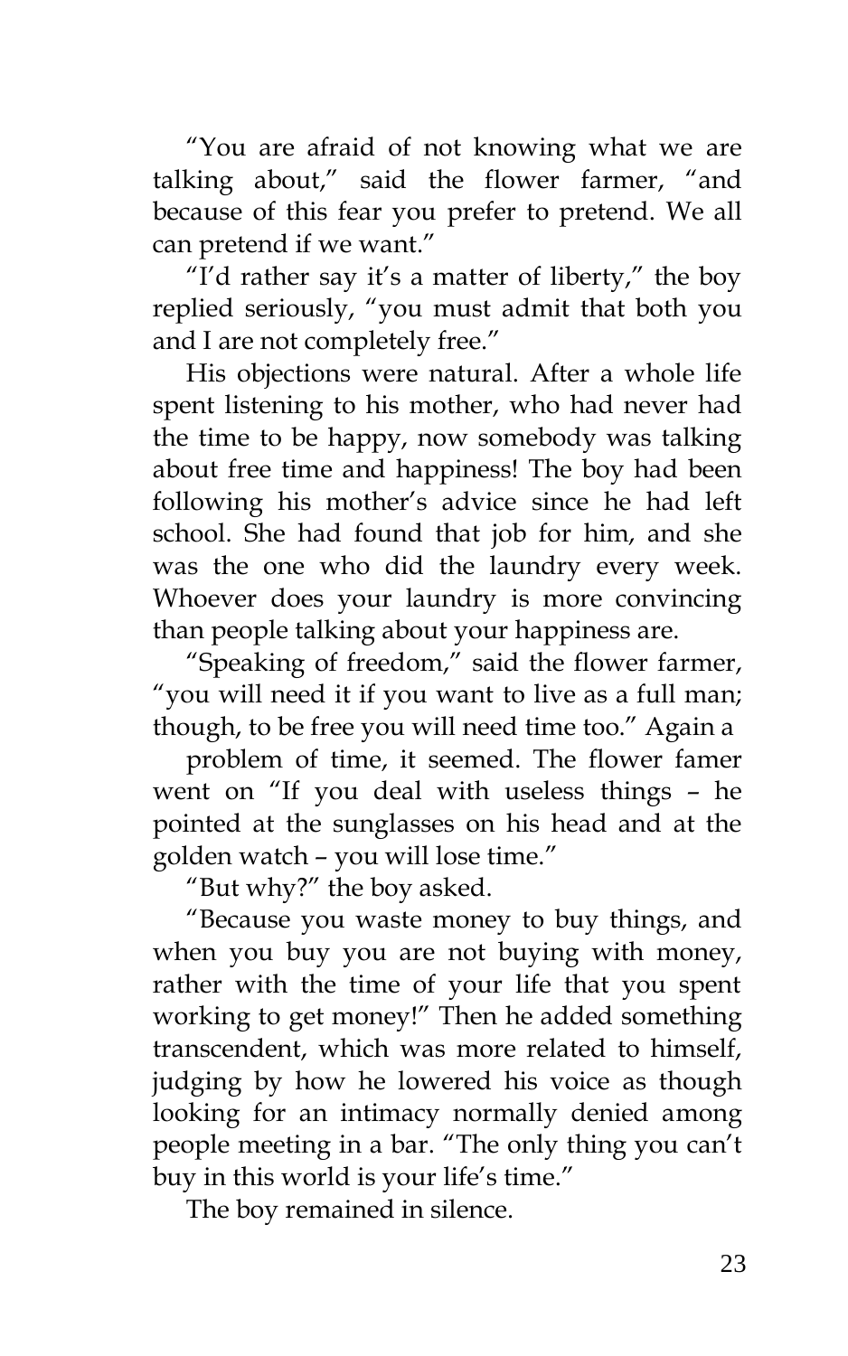"You are afraid of not knowing what we are talking about," said the flower farmer, "and because of this fear you prefer to pretend. We all can pretend if we want."

"I'd rather say it's a matter of liberty," the boy replied seriously, "you must admit that both you and I are not completely free."

His objections were natural. After a whole life spent listening to his mother, who had never had the time to be happy, now somebody was talking about free time and happiness! The boy had been following his mother's advice since he had left school. She had found that job for him, and she was the one who did the laundry every week. Whoever does your laundry is more convincing than people talking about your happiness are.

"Speaking of freedom," said the flower farmer, "you will need it if you want to live as a full man; though, to be free you will need time too." Again a

problem of time, it seemed. The flower famer went on "If you deal with useless things – he pointed at the sunglasses on his head and at the golden watch – you will lose time."

"But why?" the boy asked.

"Because you waste money to buy things, and when you buy you are not buying with money, rather with the time of your life that you spent working to get money!" Then he added something transcendent, which was more related to himself, judging by how he lowered his voice as though looking for an intimacy normally denied among people meeting in a bar. "The only thing you can't buy in this world is your life's time."

The boy remained in silence.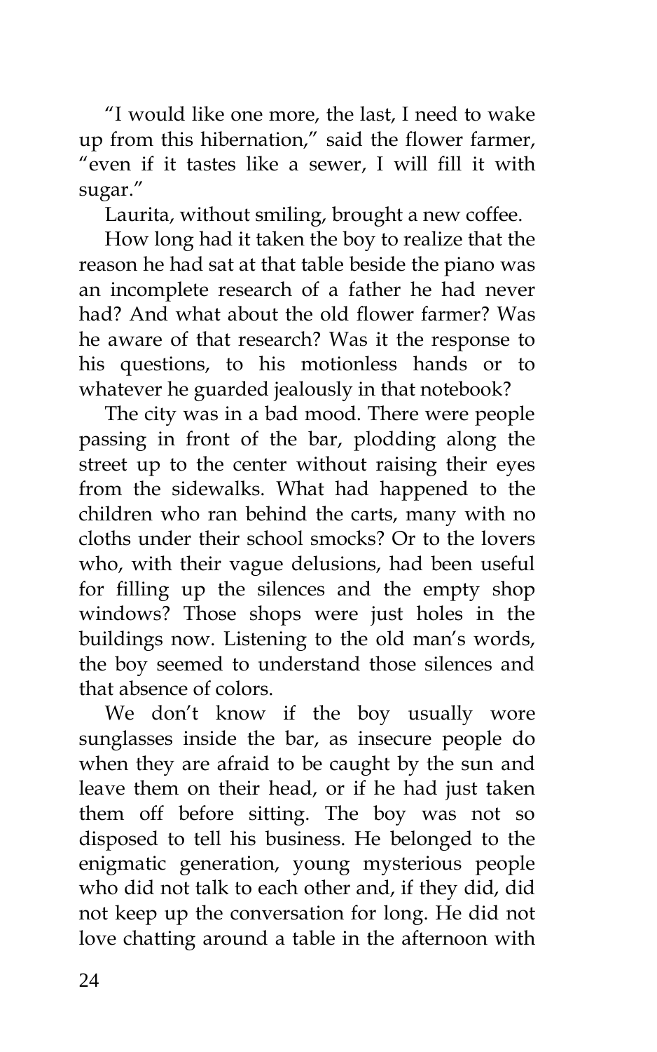"I would like one more, the last, I need to wake up from this hibernation," said the flower farmer, "even if it tastes like a sewer, I will fill it with sugar."

Laurita, without smiling, brought a new coffee.

How long had it taken the boy to realize that the reason he had sat at that table beside the piano was an incomplete research of a father he had never had? And what about the old flower farmer? Was he aware of that research? Was it the response to his questions, to his motionless hands or to whatever he guarded jealously in that notebook?

The city was in a bad mood. There were people passing in front of the bar, plodding along the street up to the center without raising their eyes from the sidewalks. What had happened to the children who ran behind the carts, many with no cloths under their school smocks? Or to the lovers who, with their vague delusions, had been useful for filling up the silences and the empty shop windows? Those shops were just holes in the buildings now. Listening to the old man's words, the boy seemed to understand those silences and that absence of colors.

We don't know if the boy usually wore sunglasses inside the bar, as insecure people do when they are afraid to be caught by the sun and leave them on their head, or if he had just taken them off before sitting. The boy was not so disposed to tell his business. He belonged to the enigmatic generation, young mysterious people who did not talk to each other and, if they did, did not keep up the conversation for long. He did not love chatting around a table in the afternoon with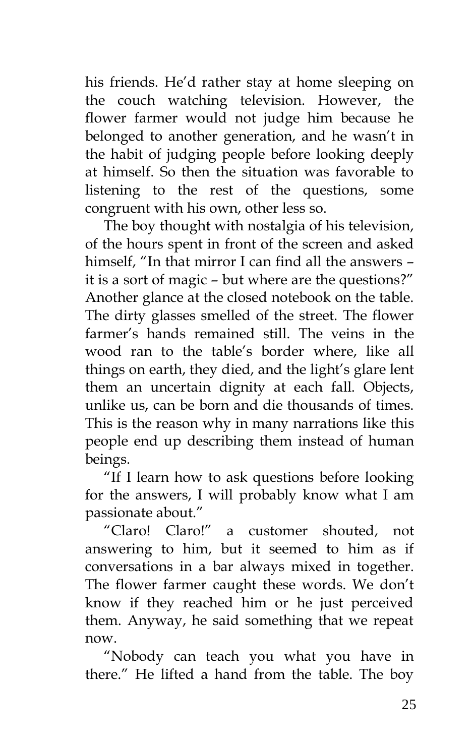his friends. He'd rather stay at home sleeping on the couch watching television. However, the flower farmer would not judge him because he belonged to another generation, and he wasn't in the habit of judging people before looking deeply at himself. So then the situation was favorable to listening to the rest of the questions, some congruent with his own, other less so.

The boy thought with nostalgia of his television, of the hours spent in front of the screen and asked himself, "In that mirror I can find all the answers – it is a sort of magic – but where are the questions?" Another glance at the closed notebook on the table. The dirty glasses smelled of the street. The flower farmer's hands remained still. The veins in the wood ran to the table's border where, like all things on earth, they died, and the light's glare lent them an uncertain dignity at each fall. Objects, unlike us, can be born and die thousands of times. This is the reason why in many narrations like this people end up describing them instead of human beings.

"If I learn how to ask questions before looking for the answers, I will probably know what I am passionate about."

"Claro! Claro!" a customer shouted, not answering to him, but it seemed to him as if conversations in a bar always mixed in together. The flower farmer caught these words. We don't know if they reached him or he just perceived them. Anyway, he said something that we repeat now.

"Nobody can teach you what you have in there." He lifted a hand from the table. The boy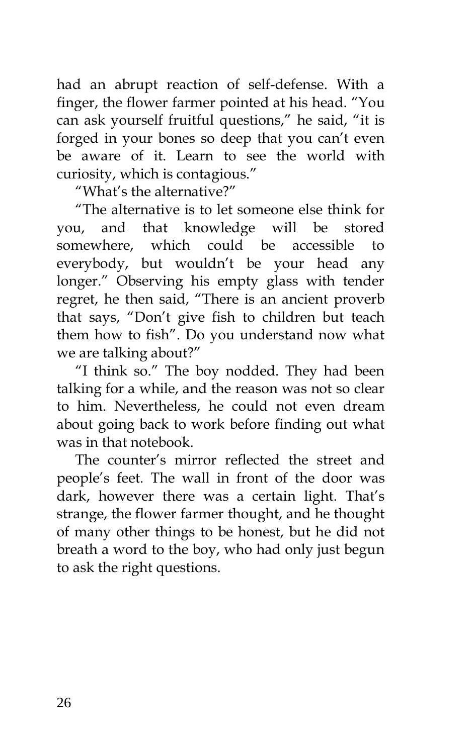had an abrupt reaction of self-defense. With a finger, the flower farmer pointed at his head. "You can ask yourself fruitful questions," he said, "it is forged in your bones so deep that you can't even be aware of it. Learn to see the world with curiosity, which is contagious."

"What's the alternative?"

"The alternative is to let someone else think for you, and that knowledge will be stored somewhere, which could be accessible to everybody, but wouldn't be your head any longer." Observing his empty glass with tender regret, he then said, "There is an ancient proverb that says, "Don't give fish to children but teach them how to fish". Do you understand now what we are talking about?"

"I think so." The boy nodded. They had been talking for a while, and the reason was not so clear to him. Nevertheless, he could not even dream about going back to work before finding out what was in that notebook.

The counter's mirror reflected the street and people's feet. The wall in front of the door was dark, however there was a certain light. That's strange, the flower farmer thought, and he thought of many other things to be honest, but he did not breath a word to the boy, who had only just begun to ask the right questions.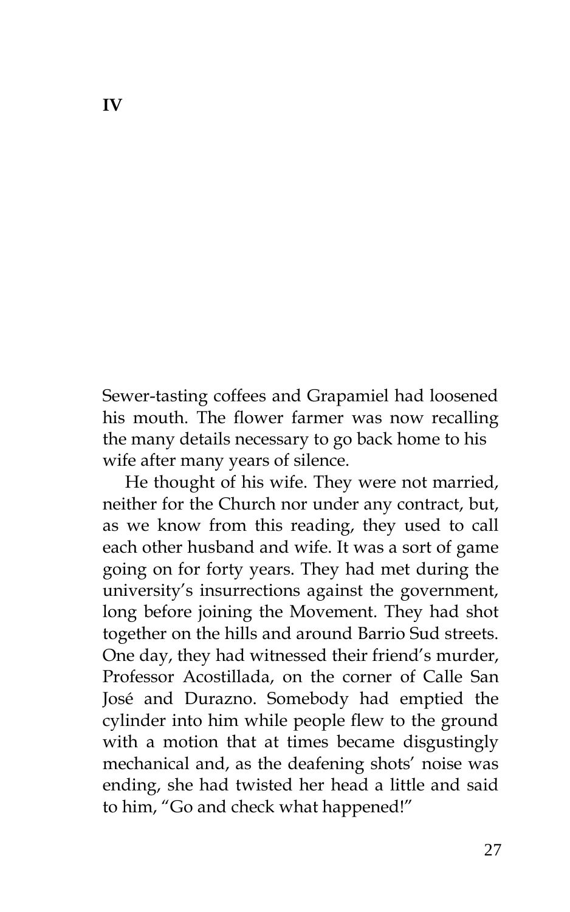# IV

Sewer-tasting coffees and Grapamiel had loosened his mouth. The flower farmer was now recalling the many details necessary to go back home to his wife after many years of silence.

He thought of his wife. They were not married, neither for the Church nor under any contract, but, as we know from this reading, they used to call each other husband and wife. It was a sort of game going on for forty years. They had met during the university's insurrections against the government, long before joining the Movement. They had shot together on the hills and around Barrio Sud streets. One day, they had witnessed their friend's murder, Professor Acostillada, on the corner of Calle San José and Durazno. Somebody had emptied the cylinder into him while people flew to the ground with a motion that at times became disgustingly mechanical and, as the deafening shots' noise was ending, she had twisted her head a little and said to him, "Go and check what happened!"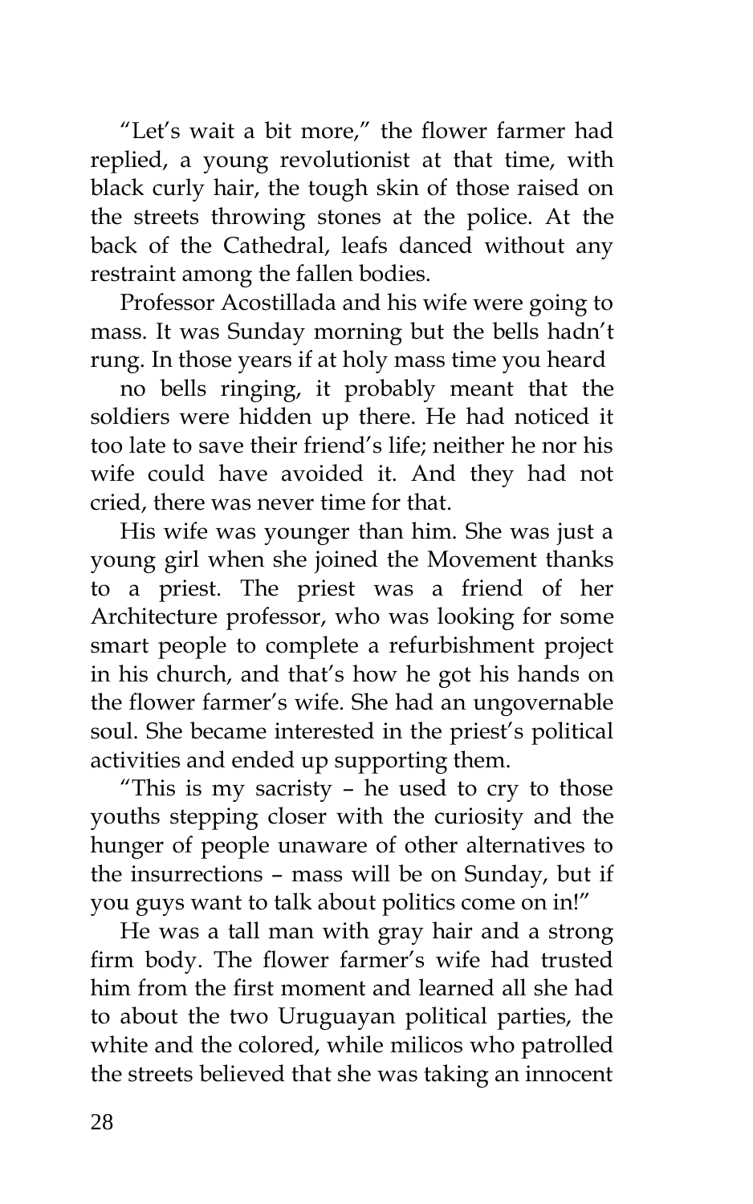"Let's wait a bit more," the flower farmer had replied, a young revolutionist at that time, with black curly hair, the tough skin of those raised on the streets throwing stones at the police. At the back of the Cathedral, leafs danced without any restraint among the fallen bodies.

Professor Acostillada and his wife were going to mass. It was Sunday morning but the bells hadn't rung. In those years if at holy mass time you heard no bells ringing, it probably meant that the soldiers were hidden up there. He had noticed it too late to save their friend's life; neither he nor his wife could have avoided it. And they had not cried, there was never time for that.

His wife was younger than him. She was just a young girl when she joined the Movement thanks to a priest. The priest was a friend of her Architecture professor, who was looking for some smart people to complete a refurbishment project in his church, and that's how he got his hands on the flower farmer's wife. She had an ungovernable soul. She became interested in the priest's political activities and ended up supporting them.

"This is my sacristy – he used to cry to those youths stepping closer with the curiosity and the hunger of people unaware of other alternatives to the insurrections – mass will be on Sunday, but if you guys want to talk about politics come on in!"

He was a tall man with gray hair and a strong firm body. The flower farmer's wife had trusted him from the first moment and learned all she had to about the two Uruguayan political parties, the white and the colored, while milicos who patrolled the streets believed that she was taking an innocent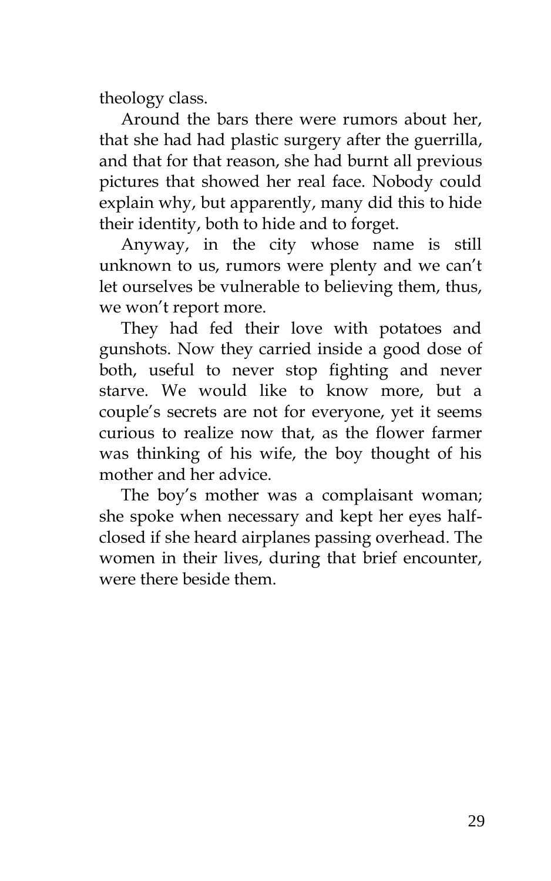theology class.

Around the bars there were rumors about her, that she had had plastic surgery after the guerrilla, and that for that reason, she had burnt all previous pictures that showed her real face. Nobody could explain why, but apparently, many did this to hide their identity, both to hide and to forget.

Anyway, in the city whose name is still unknown to us, rumors were plenty and we can't let ourselves be vulnerable to believing them, thus, we won't report more.

They had fed their love with potatoes and gunshots. Now they carried inside a good dose of both, useful to never stop fighting and never starve. We would like to know more, but a couple's secrets are not for everyone, yet it seems curious to realize now that, as the flower farmer was thinking of his wife, the boy thought of his mother and her advice.

The boy's mother was a complaisant woman; she spoke when necessary and kept her eyes half-closed if she heard airplanes passing overhead. The women in their lives, during that brief encounter, were there beside them.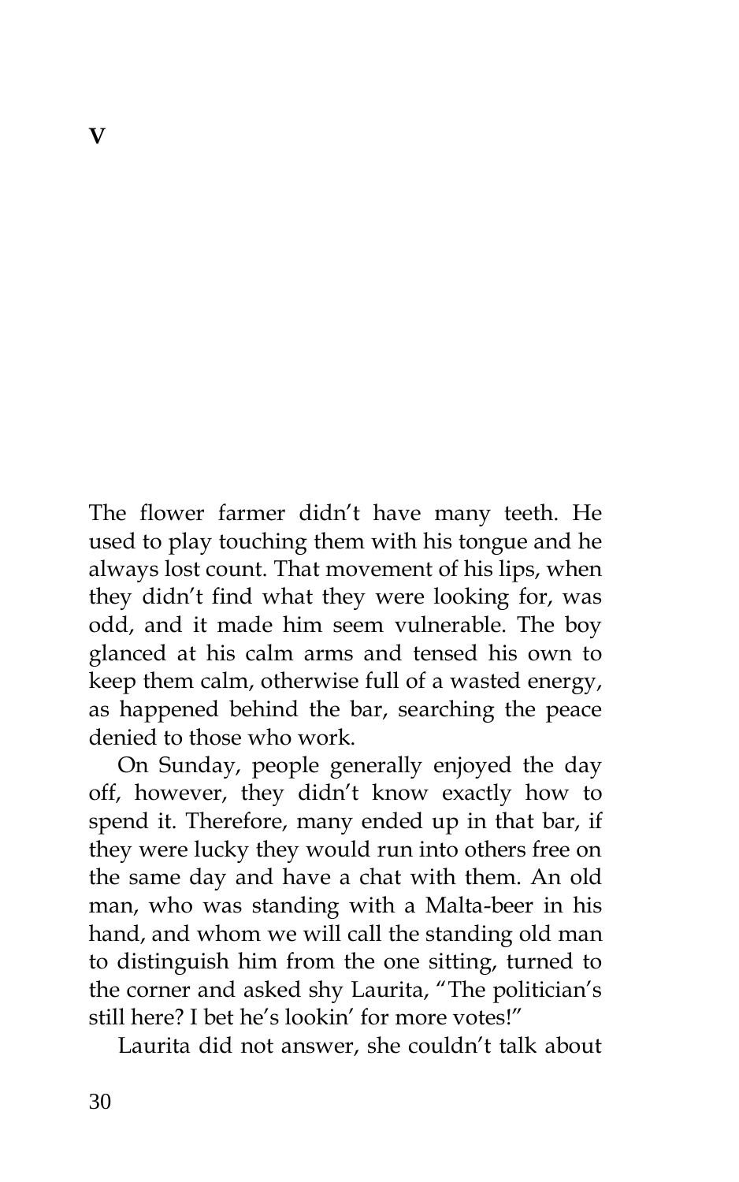# V

The flower farmer didn't have many teeth. He used to play touching them with his tongue and he always lost count. That movement of his lips, when they didn't find what they were looking for, was odd, and it made him seem vulnerable. The boy glanced at his calm arms and tensed his own to keep them calm, otherwise full of a wasted energy, as happened behind the bar, searching the peace denied to those who work.

On Sunday, people generally enjoyed the day off, however, they didn't know exactly how to spend it. Therefore, many ended up in that bar, if they were lucky they would run into others free on the same day and have a chat with them. An old man, who was standing with a Malta-beer in his hand, and whom we will call the standing old man to distinguish him from the one sitting, turned to the corner and asked shy Laurita, "The politician's still here? I bet he's lookin' for more votes!"

Laurita did not answer, she couldn't talk about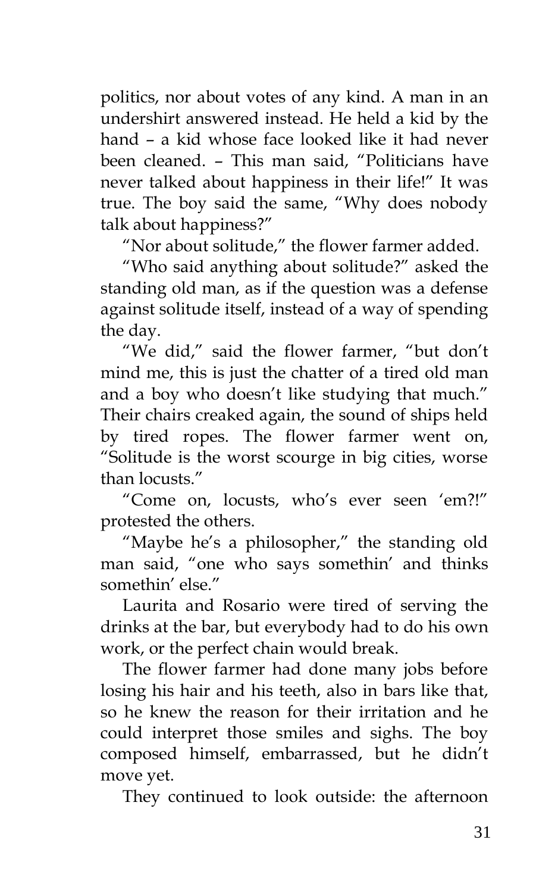politics, nor about votes of any kind. A man in an undershirt answered instead. He held a kid by the hand – a kid whose face looked like it had never been cleaned. – This man said, "Politicians have never talked about happiness in their life!" It was true. The boy said the same, "Why does nobody talk about happiness?"

"Nor about solitude," the flower farmer added.

"Who said anything about solitude?" asked the standing old man, as if the question was a defense against solitude itself, instead of a way of spending the day.

"We did," said the flower farmer, "but don't mind me, this is just the chatter of a tired old man and a boy who doesn't like studying that much." Their chairs creaked again, the sound of ships held by tired ropes. The flower farmer went on, "Solitude is the worst scourge in big cities, worse than locusts."

"Come on, locusts, who's ever seen 'em?!" protested the others.

"Maybe he's a philosopher," the standing old man said, "one who says somethin' and thinks somethin' else."

Laurita and Rosario were tired of serving the drinks at the bar, but everybody had to do his own work, or the perfect chain would break.

The flower farmer had done many jobs before losing his hair and his teeth, also in bars like that, so he knew the reason for their irritation and he could interpret those smiles and sighs. The boy composed himself, embarrassed, but he didn't move yet.

They continued to look outside: the afternoon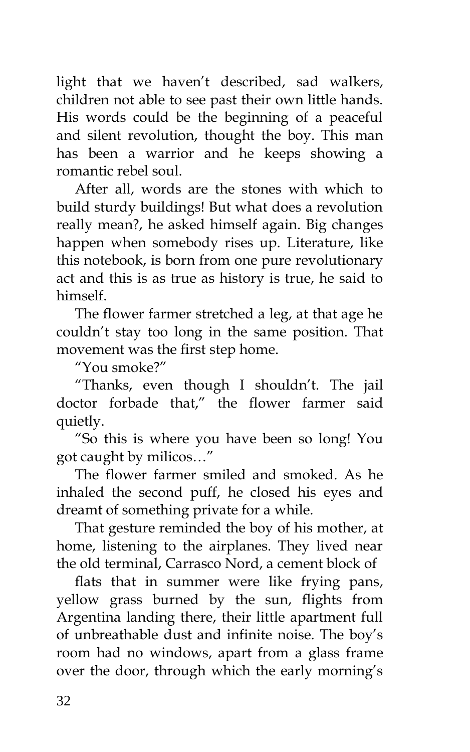light that we haven't described, sad walkers, children not able to see past their own little hands. His words could be the beginning of a peaceful and silent revolution, thought the boy. This man has been a warrior and he keeps showing a romantic rebel soul.

After all, words are the stones with which to build sturdy buildings! But what does a revolution really mean?, he asked himself again. Big changes happen when somebody rises up. Literature, like this notebook, is born from one pure revolutionary act and this is as true as history is true, he said to himself.

The flower farmer stretched a leg, at that age he couldn't stay too long in the same position. That movement was the first step home.

"You smoke?"

"Thanks, even though I shouldn't. The jail doctor forbade that," the flower farmer said quietly.

"So this is where you have been so long! You got caught by milicos…"

The flower farmer smiled and smoked. As he inhaled the second puff, he closed his eyes and dreamt of something private for a while.

That gesture reminded the boy of his mother, at home, listening to the airplanes. They lived near the old terminal, Carrasco Nord, a cement block of flats that in summer were like frying pans, yellow grass burned by the sun, flights from Argentina landing there, their little apartment full of unbreathable dust and infinite noise. The boy's room had no windows, apart from a glass frame over the door, through which the early morning's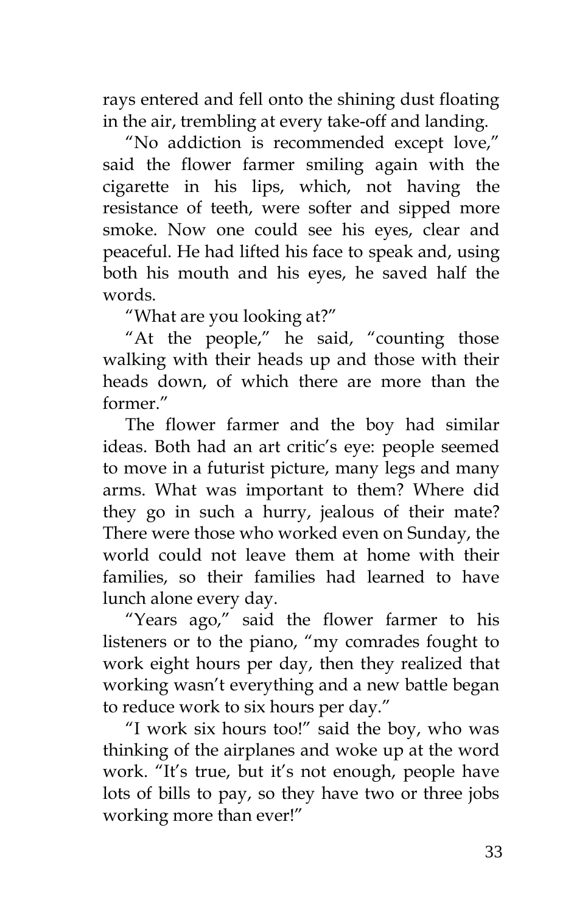rays entered and fell onto the shining dust floating in the air, trembling at every take-off and landing.

"No addiction is recommended except love," said the flower farmer smiling again with the cigarette in his lips, which, not having the resistance of teeth, were softer and sipped more smoke. Now one could see his eyes, clear and peaceful. He had lifted his face to speak and, using both his mouth and his eyes, he saved half the words.

"What are you looking at?"

"At the people," he said, "counting those walking with their heads up and those with their heads down, of which there are more than the former."

The flower farmer and the boy had similar ideas. Both had an art critic's eye: people seemed to move in a futurist picture, many legs and many arms. What was important to them? Where did they go in such a hurry, jealous of their mate? There were those who worked even on Sunday, the world could not leave them at home with their families, so their families had learned to have lunch alone every day.

"Years ago," said the flower farmer to his listeners or to the piano, "my comrades fought to work eight hours per day, then they realized that working wasn't everything and a new battle began to reduce work to six hours per day."

"I work six hours too!" said the boy, who was thinking of the airplanes and woke up at the word work. "It's true, but it's not enough, people have lots of bills to pay, so they have two or three jobs working more than ever!"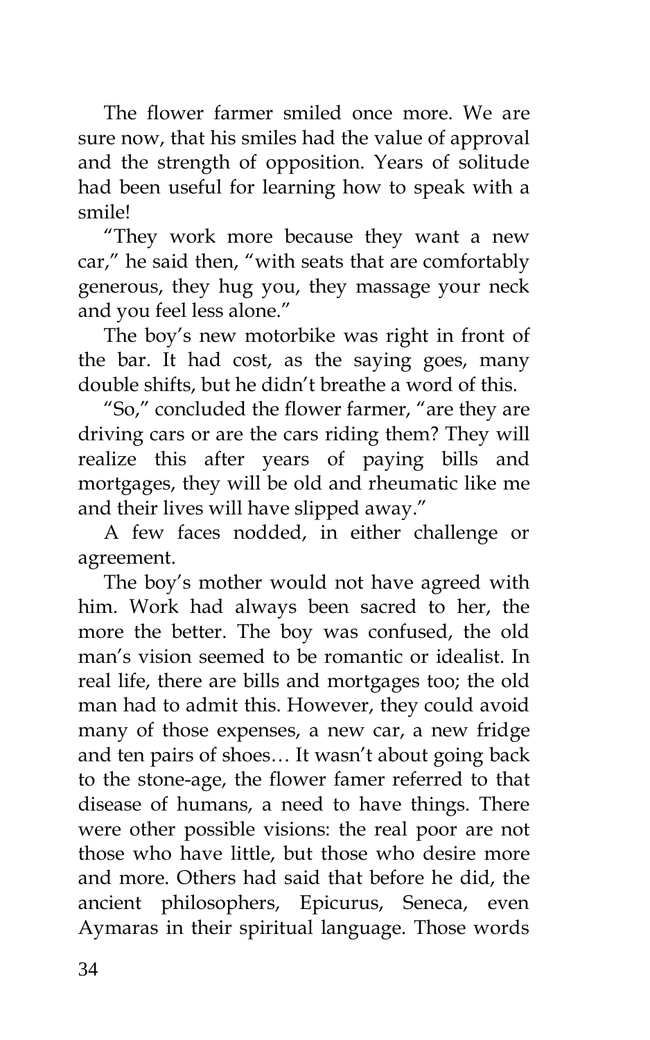The flower farmer smiled once more. We are sure now, that his smiles had the value of approval and the strength of opposition. Years of solitude had been useful for learning how to speak with a smile!

"They work more because they want a new car," he said then, "with seats that are comfortably generous, they hug you, they massage your neck and you feel less alone."

The boy's new motorbike was right in front of the bar. It had cost, as the saying goes, many double shifts, but he didn't breathe a word of this.

"So," concluded the flower farmer, "are they are driving cars or are the cars riding them? They will realize this after years of paying bills and mortgages, they will be old and rheumatic like me and their lives will have slipped away."

A few faces nodded, in either challenge or agreement.

The boy's mother would not have agreed with him. Work had always been sacred to her, the more the better. The boy was confused, the old man's vision seemed to be romantic or idealist. In real life, there are bills and mortgages too; the old man had to admit this. However, they could avoid many of those expenses, a new car, a new fridge and ten pairs of shoes… It wasn't about going back to the stone-age, the flower famer referred to that disease of humans, a need to have things. There were other possible visions: the real poor are not those who have little, but those who desire more and more. Others had said that before he did, the ancient philosophers, Epicurus, Seneca, even Aymaras in their spiritual language. Those words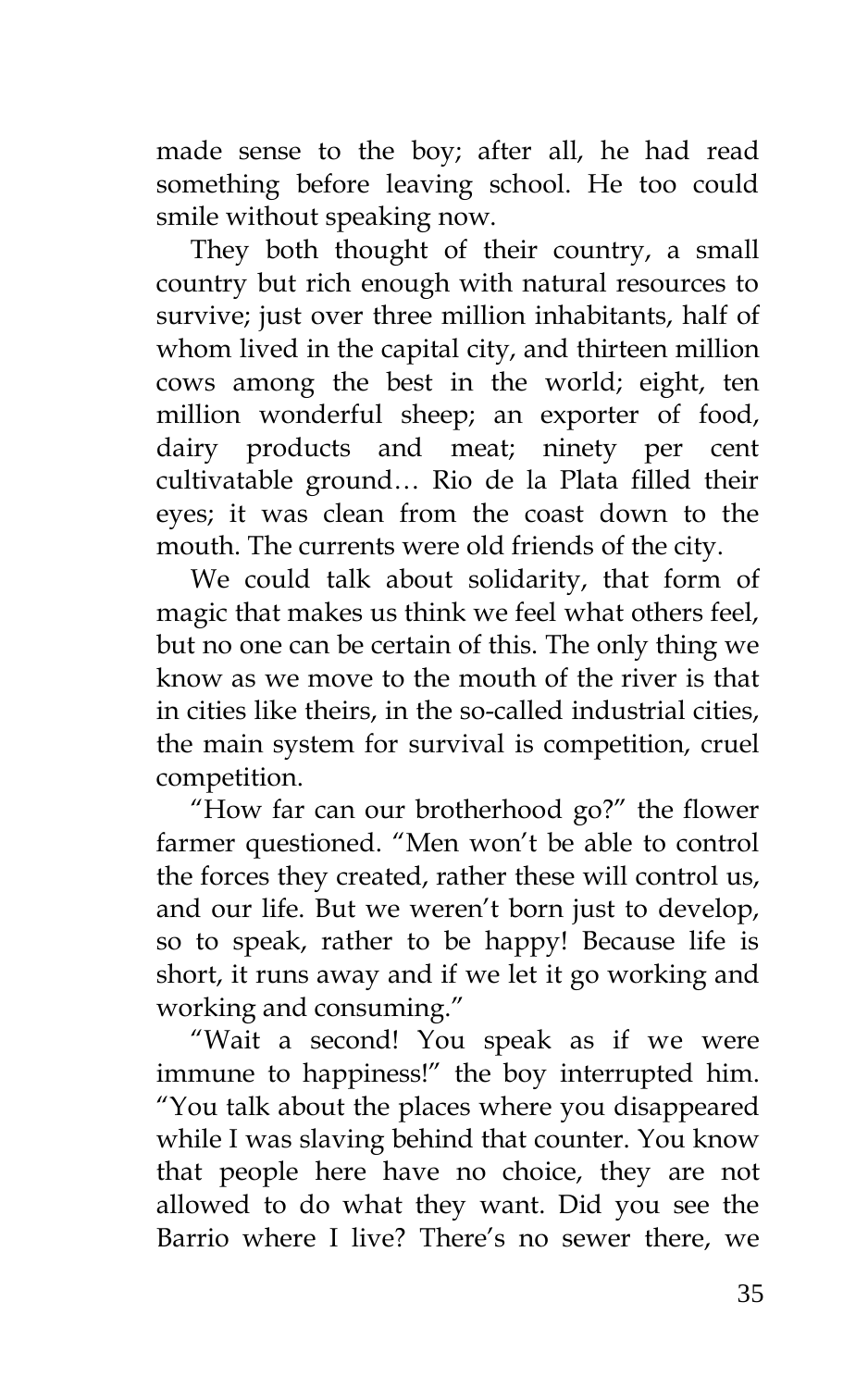made sense to the boy; after all, he had read something before leaving school. He too could smile without speaking now.

They both thought of their country, a small country but rich enough with natural resources to survive; just over three million inhabitants, half of whom lived in the capital city, and thirteen million cows among the best in the world; eight, ten million wonderful sheep; an exporter of food, dairy products and meat; ninety per cent cultivatable ground… Rio de la Plata filled their eyes; it was clean from the coast down to the mouth. The currents were old friends of the city.

We could talk about solidarity, that form of magic that makes us think we feel what others feel, but no one can be certain of this. The only thing we know as we move to the mouth of the river is that in cities like theirs, in the so-called industrial cities, the main system for survival is competition, cruel competition.

"How far can our brotherhood go?" the flower farmer questioned. "Men won't be able to control the forces they created, rather these will control us, and our life. But we weren't born just to develop, so to speak, rather to be happy! Because life is short, it runs away and if we let it go working and working and consuming."

"Wait a second! You speak as if we were immune to happiness!" the boy interrupted him. "You talk about the places where you disappeared while I was slaving behind that counter. You know that people here have no choice, they are not allowed to do what they want. Did you see the Barrio where I live? There's no sewer there, we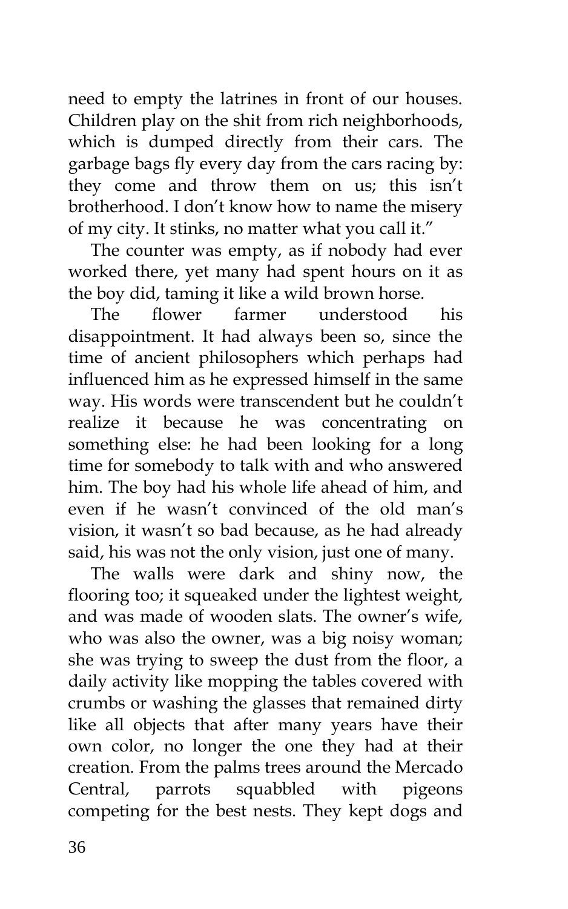need to empty the latrines in front of our houses. Children play on the shit from rich neighborhoods, which is dumped directly from their cars. The garbage bags fly every day from the cars racing by: they come and throw them on us; this isn't brotherhood. I don't know how to name the misery of my city. It stinks, no matter what you call it."

The counter was empty, as if nobody had ever worked there, yet many had spent hours on it as the boy did, taming it like a wild brown horse.

The flower farmer understood his disappointment. It had always been so, since the time of ancient philosophers which perhaps had influenced him as he expressed himself in the same way. His words were transcendent but he couldn't realize it because he was concentrating on something else: he had been looking for a long time for somebody to talk with and who answered him. The boy had his whole life ahead of him, and even if he wasn't convinced of the old man's vision, it wasn't so bad because, as he had already said, his was not the only vision, just one of many.

The walls were dark and shiny now, the flooring too; it squeaked under the lightest weight, and was made of wooden slats. The owner's wife, who was also the owner, was a big noisy woman; she was trying to sweep the dust from the floor, a daily activity like mopping the tables covered with crumbs or washing the glasses that remained dirty like all objects that after many years have their own color, no longer the one they had at their creation. From the palms trees around the Mercado Central, parrots squabbled with pigeons competing for the best nests. They kept dogs and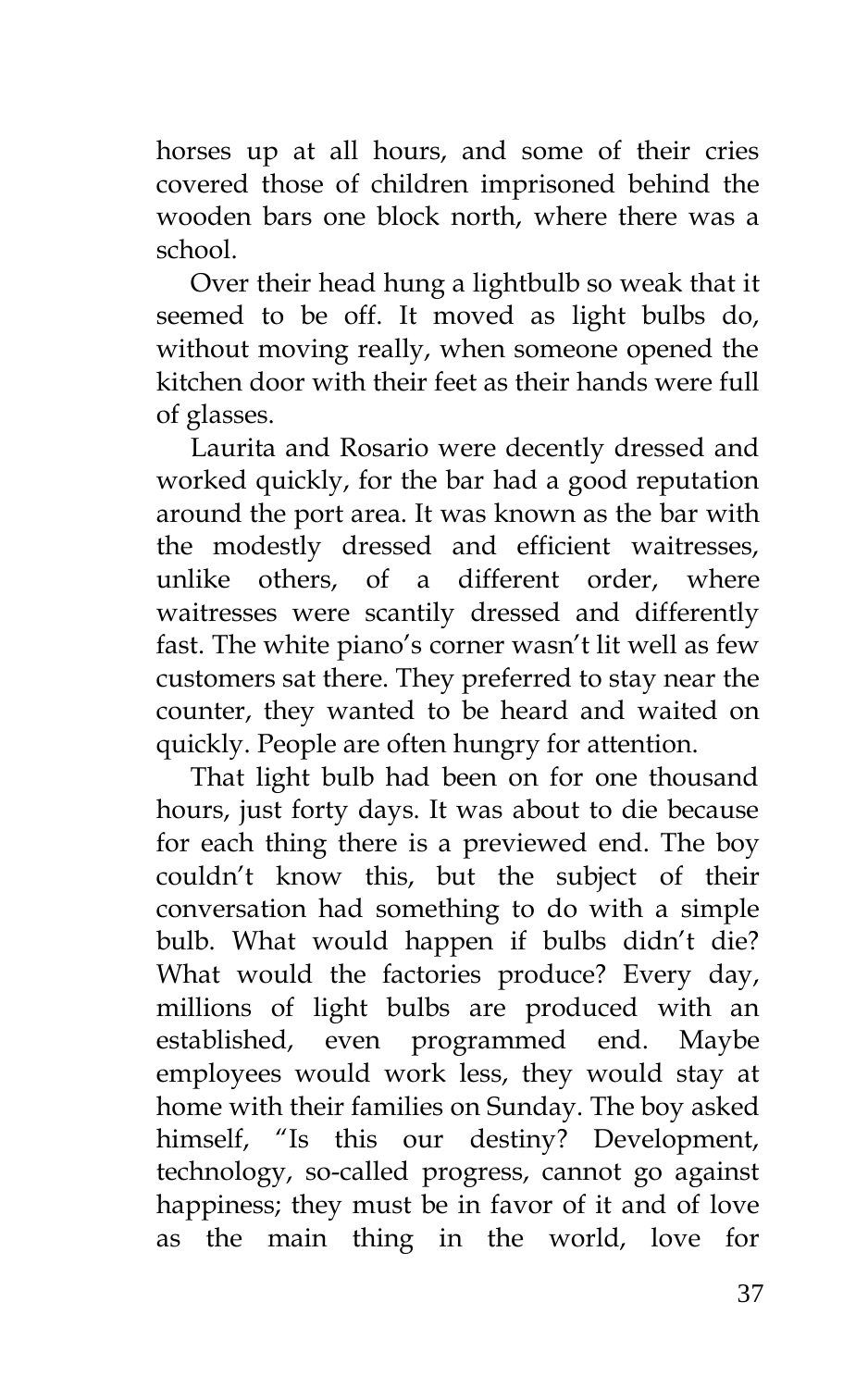horses up at all hours, and some of their cries covered those of children imprisoned behind the wooden bars one block north, where there was a school.

Over their head hung a lightbulb so weak that it seemed to be off. It moved as light bulbs do, without moving really, when someone opened the kitchen door with their feet as their hands were full of glasses.

Laurita and Rosario were decently dressed and worked quickly, for the bar had a good reputation around the port area. It was known as the bar with the modestly dressed and efficient waitresses, unlike others, of a different order, where waitresses were scantily dressed and differently fast. The white piano's corner wasn't lit well as few customers sat there. They preferred to stay near the counter, they wanted to be heard and waited on quickly. People are often hungry for attention.

That light bulb had been on for one thousand hours, just forty days. It was about to die because for each thing there is a previewed end. The boy couldn't know this, but the subject of their conversation had something to do with a simple bulb. What would happen if bulbs didn't die? What would the factories produce? Every day, millions of light bulbs are produced with an established, even programmed end. Maybe employees would work less, they would stay at home with their families on Sunday. The boy asked himself, "Is this our destiny? Development, technology, so-called progress, cannot go against happiness; they must be in favor of it and of love as the main thing in the world, love for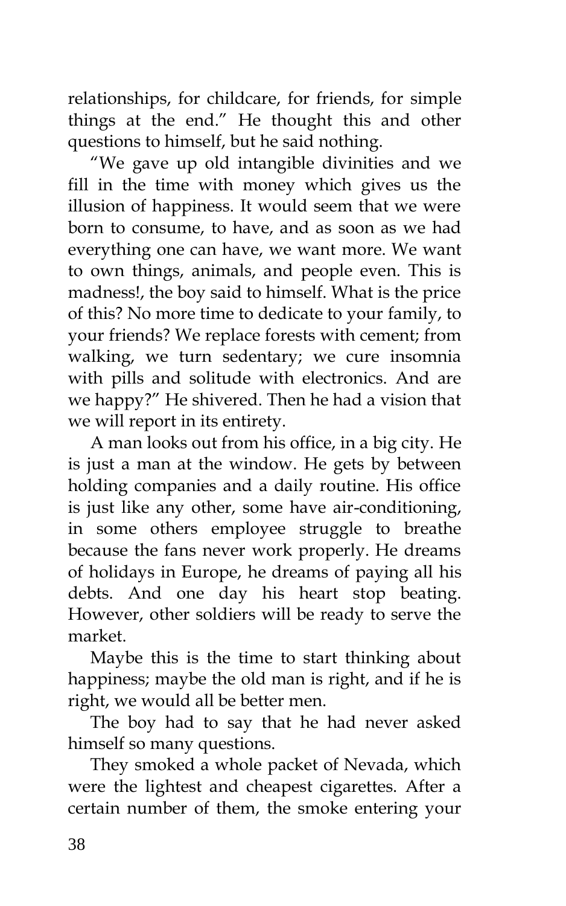relationships, for childcare, for friends, for simple things at the end." He thought this and other questions to himself, but he said nothing.

"We gave up old intangible divinities and we fill in the time with money which gives us the illusion of happiness. It would seem that we were born to consume, to have, and as soon as we had everything one can have, we want more. We want to own things, animals, and people even. This is madness!, the boy said to himself. What is the price of this? No more time to dedicate to your family, to your friends? We replace forests with cement; from walking, we turn sedentary; we cure insomnia with pills and solitude with electronics. And are we happy?" He shivered. Then he had a vision that we will report in its entirety.

A man looks out from his office, in a big city. He is just a man at the window. He gets by between holding companies and a daily routine. His office is just like any other, some have air-conditioning, in some others employee struggle to breathe because the fans never work properly. He dreams of holidays in Europe, he dreams of paying all his debts. And one day his heart stop beating. However, other soldiers will be ready to serve the market.

Maybe this is the time to start thinking about happiness; maybe the old man is right, and if he is right, we would all be better men.

The boy had to say that he had never asked himself so many questions.

They smoked a whole packet of Nevada, which were the lightest and cheapest cigarettes. After a certain number of them, the smoke entering your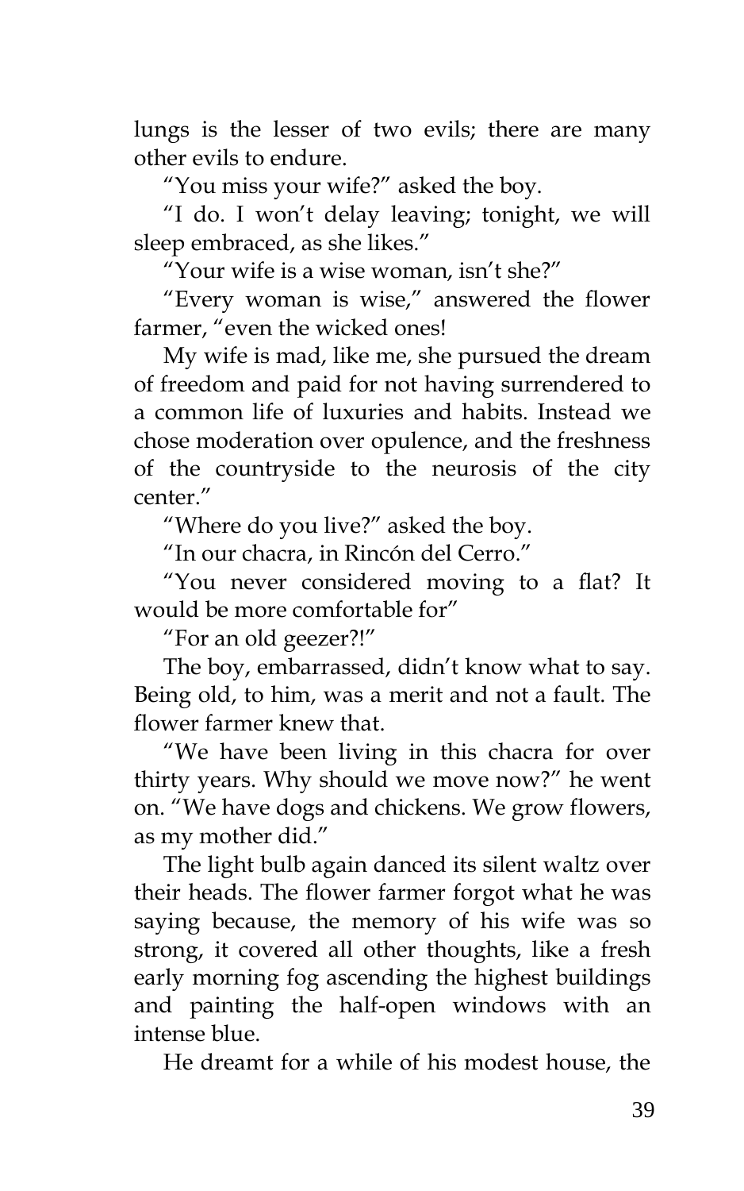lungs is the lesser of two evils; there are many other evils to endure.

"You miss your wife?" asked the boy.

"I do. I won't delay leaving; tonight, we will sleep embraced, as she likes."

"Your wife is a wise woman, isn't she?"

"Every woman is wise," answered the flower farmer, "even the wicked ones!

My wife is mad, like me, she pursued the dream of freedom and paid for not having surrendered to a common life of luxuries and habits. Instead we chose moderation over opulence, and the freshness of the countryside to the neurosis of the city center."

"Where do you live?" asked the boy.

"In our chacra, in Rincón del Cerro."

"You never considered moving to a flat? It would be more comfortable for"

"For an old geezer?!"

The boy, embarrassed, didn't know what to say. Being old, to him, was a merit and not a fault. The flower farmer knew that.

"We have been living in this chacra for over thirty years. Why should we move now?" he went on. "We have dogs and chickens. We grow flowers, as my mother did."

The light bulb again danced its silent waltz over their heads. The flower farmer forgot what he was saying because, the memory of his wife was so strong, it covered all other thoughts, like a fresh early morning fog ascending the highest buildings and painting the half-open windows with an intense blue.

He dreamt for a while of his modest house, the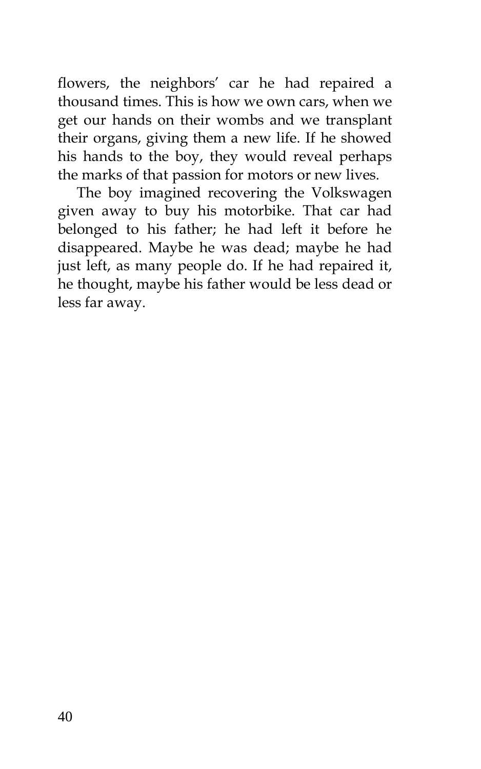flowers, the neighbors' car he had repaired a thousand times. This is how we own cars, when we get our hands on their wombs and we transplant their organs, giving them a new life. If he showed his hands to the boy, they would reveal perhaps the marks of that passion for motors or new lives.

The boy imagined recovering the Volkswagen given away to buy his motorbike. That car had belonged to his father; he had left it before he disappeared. Maybe he was dead; maybe he had just left, as many people do. If he had repaired it, he thought, maybe his father would be less dead or less far away.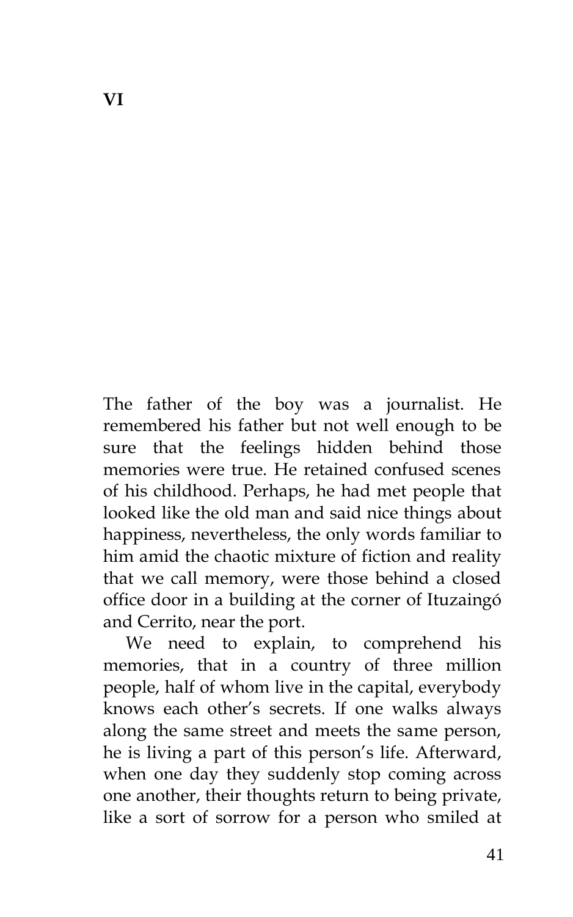# VI

The father of the boy was a journalist. He remembered his father but not well enough to be sure that the feelings hidden behind those memories were true. He retained confused scenes of his childhood. Perhaps, he had met people that looked like the old man and said nice things about happiness, nevertheless, the only words familiar to him amid the chaotic mixture of fiction and reality that we call memory, were those behind a closed office door in a building at the corner of Ituzaingó and Cerrito, near the port.

We need to explain, to comprehend his memories, that in a country of three million people, half of whom live in the capital, everybody knows each other's secrets. If one walks always along the same street and meets the same person, he is living a part of this person's life. Afterward, when one day they suddenly stop coming across one another, their thoughts return to being private, like a sort of sorrow for a person who smiled at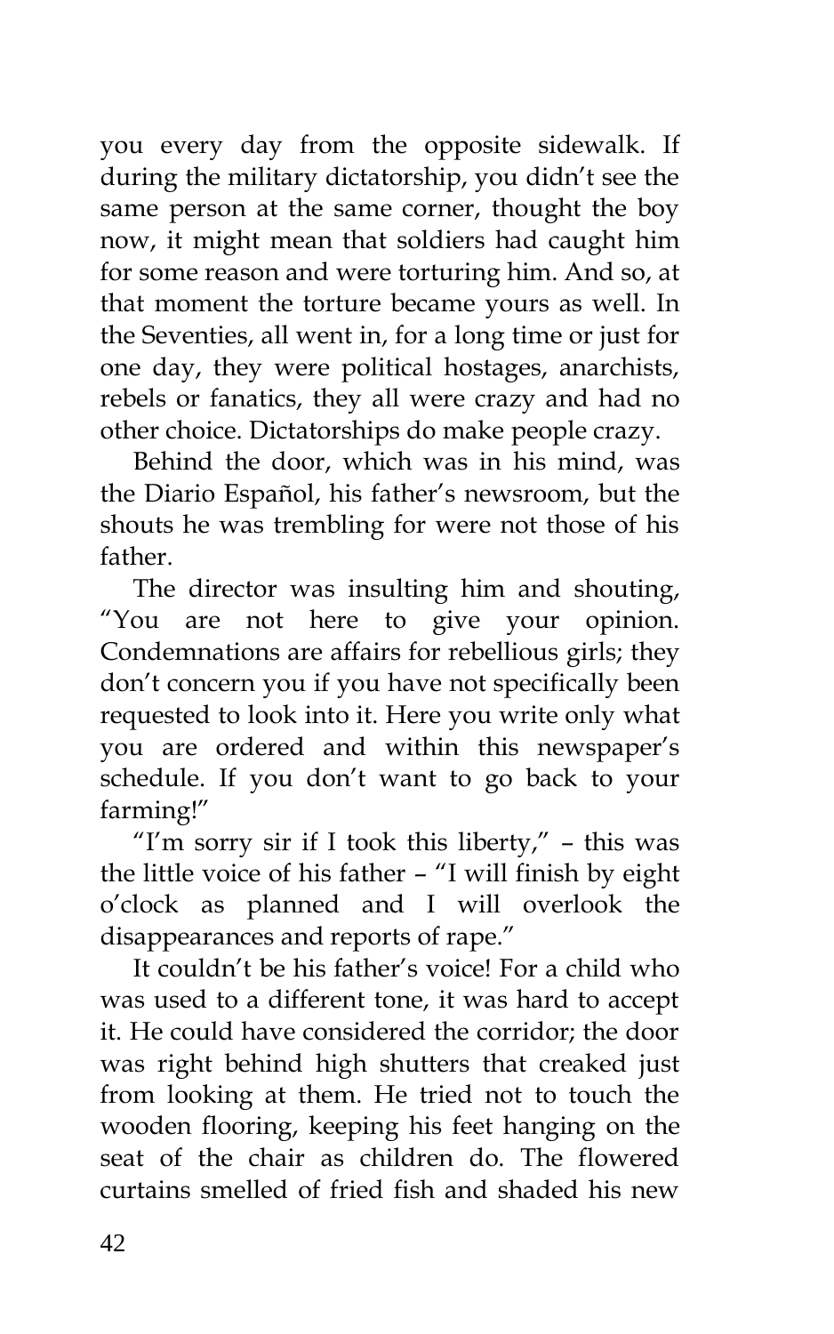you every day from the opposite sidewalk. If during the military dictatorship, you didn't see the same person at the same corner, thought the boy now, it might mean that soldiers had caught him for some reason and were torturing him. And so, at that moment the torture became yours as well. In the Seventies, all went in, for a long time or just for one day, they were political hostages, anarchists, rebels or fanatics, they all were crazy and had no other choice. Dictatorships do make people crazy.

Behind the door, which was in his mind, was the Diario Español, his father's newsroom, but the shouts he was trembling for were not those of his father.

The director was insulting him and shouting, "You are not here to give your opinion. Condemnations are affairs for rebellious girls; they don't concern you if you have not specifically been requested to look into it. Here you write only what you are ordered and within this newspaper's schedule. If you don't want to go back to your farming!"

"I'm sorry sir if I took this liberty," – this was the little voice of his father – "I will finish by eight o'clock as planned and I will overlook the disappearances and reports of rape."

It couldn't be his father's voice! For a child who was used to a different tone, it was hard to accept it. He could have considered the corridor; the door was right behind high shutters that creaked just from looking at them. He tried not to touch the wooden flooring, keeping his feet hanging on the seat of the chair as children do. The flowered curtains smelled of fried fish and shaded his new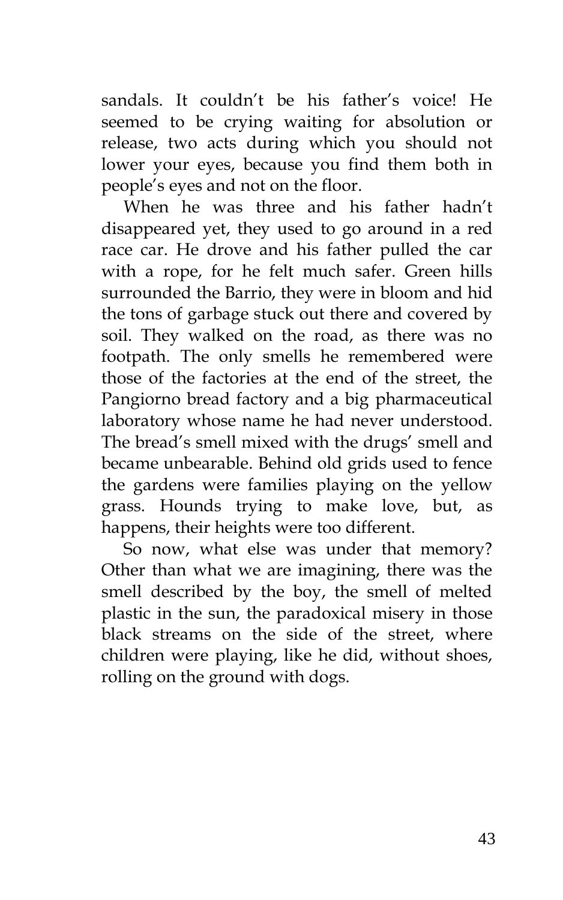sandals. It couldn't be his father's voice! He seemed to be crying waiting for absolution or release, two acts during which you should not lower your eyes, because you find them both in people's eyes and not on the floor.

When he was three and his father hadn't disappeared yet, they used to go around in a red race car. He drove and his father pulled the car with a rope, for he felt much safer. Green hills surrounded the Barrio, they were in bloom and hid the tons of garbage stuck out there and covered by soil. They walked on the road, as there was no footpath. The only smells he remembered were those of the factories at the end of the street, the Pangiorno bread factory and a big pharmaceutical laboratory whose name he had never understood. The bread's smell mixed with the drugs' smell and became unbearable. Behind old grids used to fence the gardens were families playing on the yellow grass. Hounds trying to make love, but, as happens, their heights were too different.

So now, what else was under that memory? Other than what we are imagining, there was the smell described by the boy, the smell of melted plastic in the sun, the paradoxical misery in those black streams on the side of the street, where children were playing, like he did, without shoes, rolling on the ground with dogs.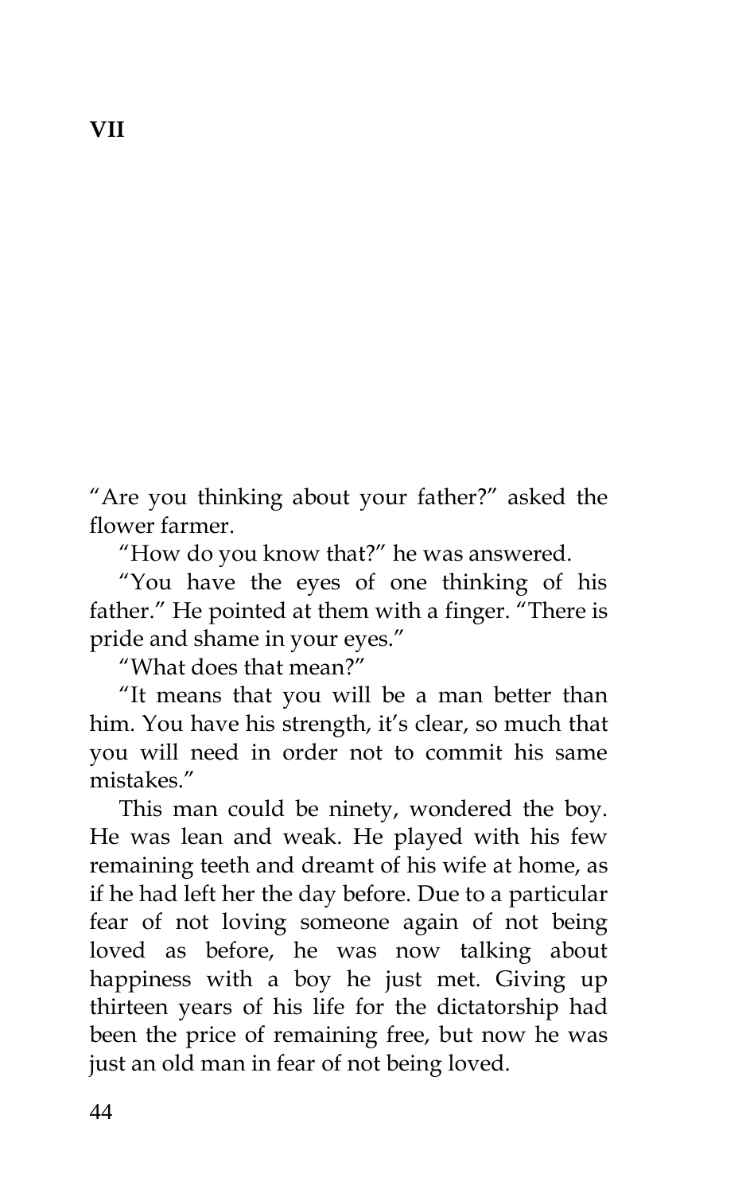# VII

"Are you thinking about your father?" asked the flower farmer.

"How do you know that?" he was answered.

"You have the eyes of one thinking of his father." He pointed at them with a finger. "There is pride and shame in your eyes."

"What does that mean?"

"It means that you will be a man better than him. You have his strength, it's clear, so much that you will need in order not to commit his same mistakes."

This man could be ninety, wondered the boy. He was lean and weak. He played with his few remaining teeth and dreamt of his wife at home, as if he had left her the day before. Due to a particular fear of not loving someone again of not being loved as before, he was now talking about happiness with a boy he just met. Giving up thirteen years of his life for the dictatorship had been the price of remaining free, but now he was just an old man in fear of not being loved.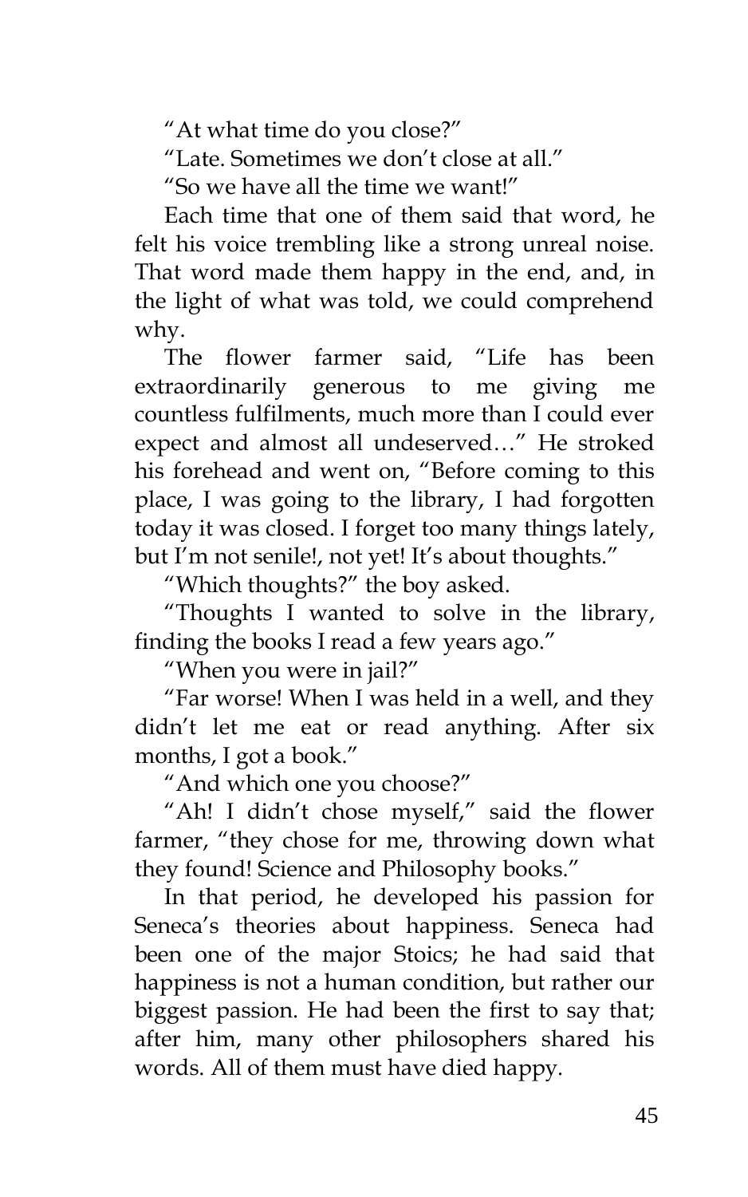"At what time do you close?"

"Late. Sometimes we don't close at all."

"So we have all the time we want!"

Each time that one of them said that word, he felt his voice trembling like a strong unreal noise. That word made them happy in the end, and, in the light of what was told, we could comprehend why.

The flower farmer said, "Life has been extraordinarily generous to me giving me countless fulfilments, much more than I could ever expect and almost all undeserved…" He stroked his forehead and went on, "Before coming to this place, I was going to the library, I had forgotten today it was closed. I forget too many things lately, but I'm not senile!, not yet! It's about thoughts."

"Which thoughts?" the boy asked.

"Thoughts I wanted to solve in the library, finding the books I read a few years ago."

"When you were in jail?"

"Far worse! When I was held in a well, and they didn't let me eat or read anything. After six months, I got a book."

"And which one you choose?"

"Ah! I didn't chose myself," said the flower farmer, "they chose for me, throwing down what they found! Science and Philosophy books."

In that period, he developed his passion for Seneca's theories about happiness. Seneca had been one of the major Stoics; he had said that happiness is not a human condition, but rather our biggest passion. He had been the first to say that; after him, many other philosophers shared his words. All of them must have died happy.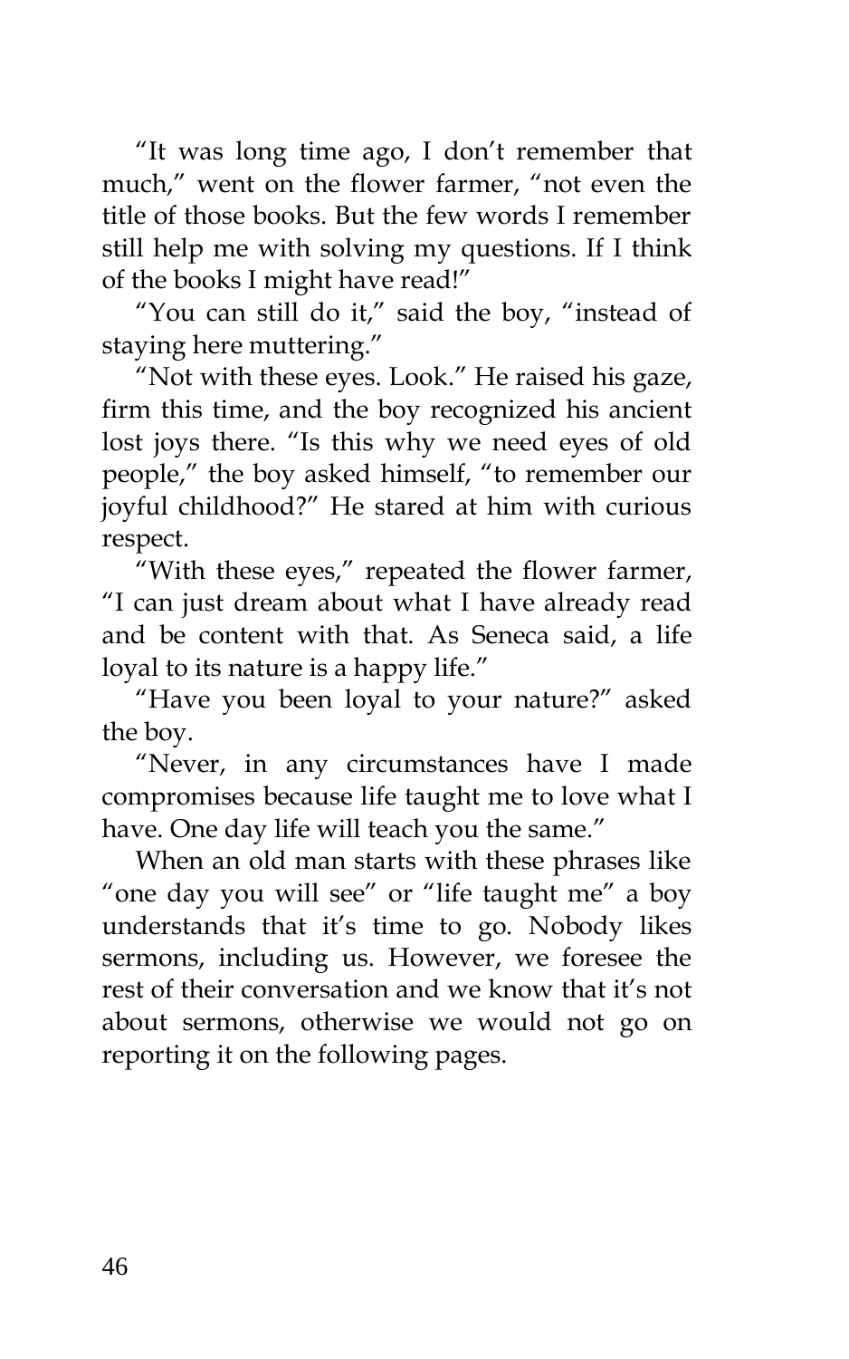"It was long time ago, I don't remember that much," went on the flower farmer, "not even the title of those books. But the few words I remember still help me with solving my questions. If I think of the books I might have read!"

"You can still do it," said the boy, "instead of staying here muttering."

"Not with these eyes. Look." He raised his gaze, firm this time, and the boy recognized his ancient lost joys there. "Is this why we need eyes of old people," the boy asked himself, "to remember our joyful childhood?" He stared at him with curious respect.

"With these eyes," repeated the flower farmer, "I can just dream about what I have already read and be content with that. As Seneca said, a life loyal to its nature is a happy life."

"Have you been loyal to your nature?" asked the boy.

"Never, in any circumstances have I made compromises because life taught me to love what I have. One day life will teach you the same."

When an old man starts with these phrases like "one day you will see" or "life taught me" a boy understands that it's time to go. Nobody likes sermons, including us. However, we foresee the rest of their conversation and we know that it's not about sermons, otherwise we would not go on reporting it on the following pages.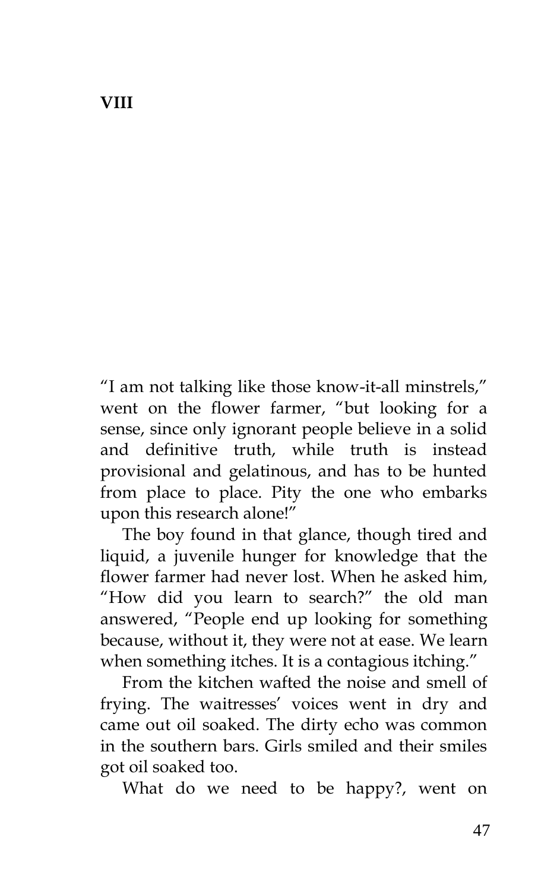# VIII

"I am not talking like those know-it-all minstrels," went on the flower farmer, "but looking for a sense, since only ignorant people believe in a solid and definitive truth, while truth is instead provisional and gelatinous, and has to be hunted from place to place. Pity the one who embarks upon this research alone!"

The boy found in that glance, though tired and liquid, a juvenile hunger for knowledge that the flower farmer had never lost. When he asked him, "How did you learn to search?" the old man answered, "People end up looking for something because, without it, they were not at ease. We learn when something itches. It is a contagious itching."

From the kitchen wafted the noise and smell of frying. The waitresses' voices went in dry and came out oil soaked. The dirty echo was common in the southern bars. Girls smiled and their smiles got oil soaked too.

What do we need to be happy?, went on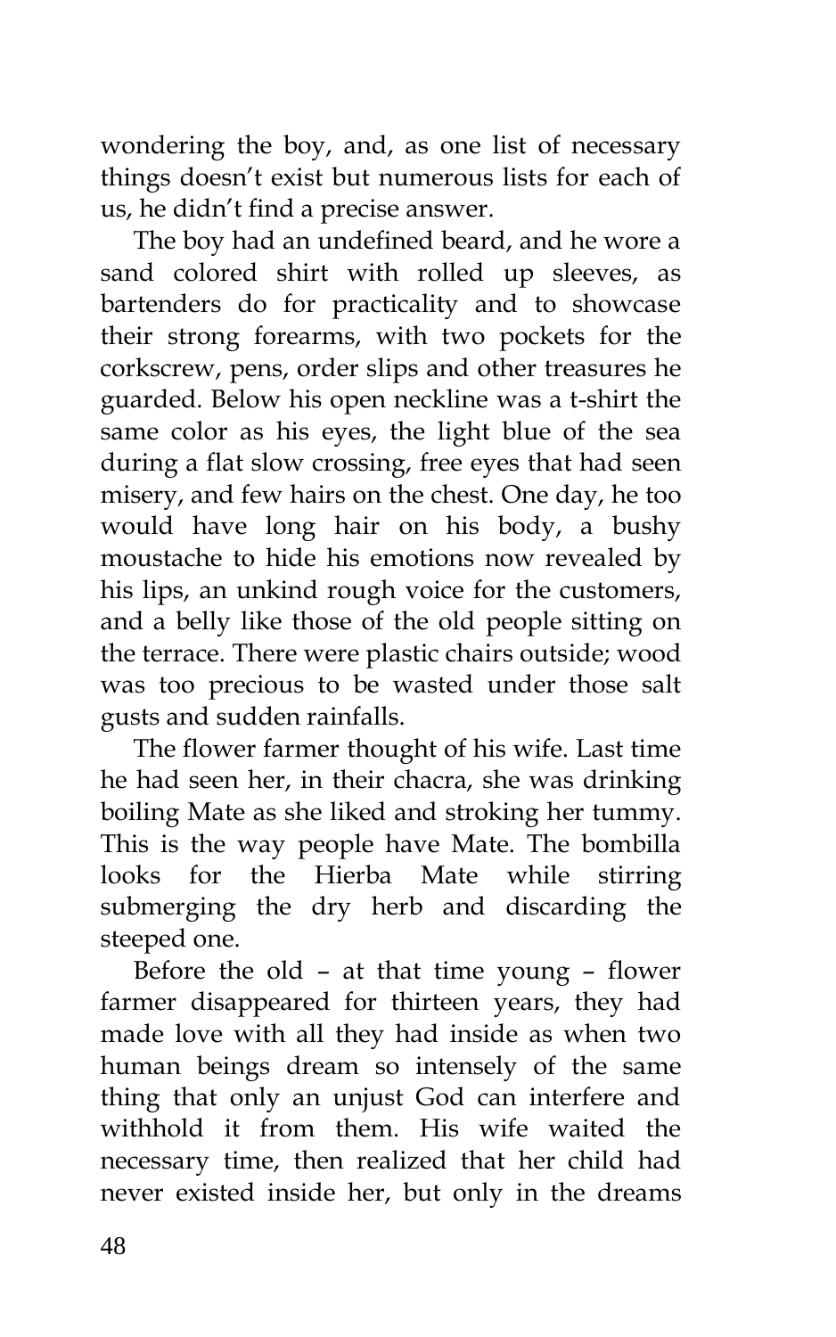wondering the boy, and, as one list of necessary things doesn't exist but numerous lists for each of us, he didn't find a precise answer.

The boy had an undefined beard, and he wore a sand colored shirt with rolled up sleeves, as bartenders do for practicality and to showcase their strong forearms, with two pockets for the corkscrew, pens, order slips and other treasures he guarded. Below his open neckline was a t-shirt the same color as his eyes, the light blue of the sea during a flat slow crossing, free eyes that had seen misery, and few hairs on the chest. One day, he too would have long hair on his body, a bushy moustache to hide his emotions now revealed by his lips, an unkind rough voice for the customers, and a belly like those of the old people sitting on the terrace. There were plastic chairs outside; wood was too precious to be wasted under those salt gusts and sudden rainfalls.

The flower farmer thought of his wife. Last time he had seen her, in their chacra, she was drinking boiling Mate as she liked and stroking her tummy. This is the way people have Mate. The bombilla looks for the Hierba Mate while stirring submerging the dry herb and discarding the steeped one.

Before the old – at that time young – flower farmer disappeared for thirteen years, they had made love with all they had inside as when two human beings dream so intensely of the same thing that only an unjust God can interfere and withhold it from them. His wife waited the necessary time, then realized that her child had never existed inside her, but only in the dreams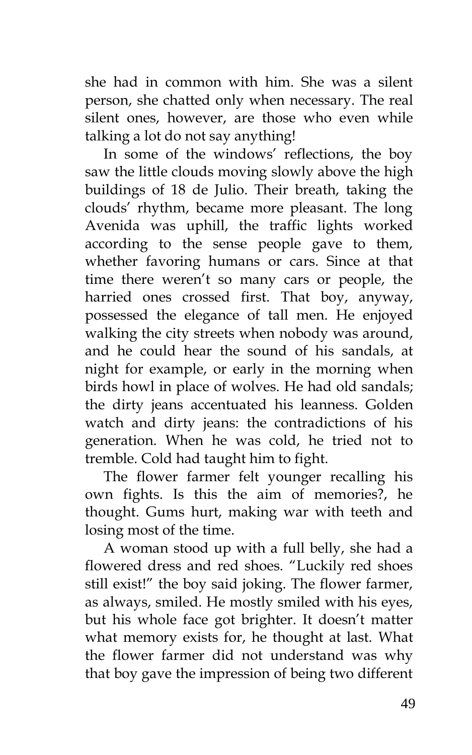she had in common with him. She was a silent person, she chatted only when necessary. The real silent ones, however, are those who even while talking a lot do not say anything!

In some of the windows' reflections, the boy saw the little clouds moving slowly above the high buildings of 18 de Julio. Their breath, taking the clouds' rhythm, became more pleasant. The long Avenida was uphill, the traffic lights worked according to the sense people gave to them, whether favoring humans or cars. Since at that time there weren't so many cars or people, the harried ones crossed first. That boy, anyway, possessed the elegance of tall men. He enjoyed walking the city streets when nobody was around, and he could hear the sound of his sandals, at night for example, or early in the morning when birds howl in place of wolves. He had old sandals; the dirty jeans accentuated his leanness. Golden watch and dirty jeans: the contradictions of his generation. When he was cold, he tried not to tremble. Cold had taught him to fight.

The flower farmer felt younger recalling his own fights. Is this the aim of memories?, he thought. Gums hurt, making war with teeth and losing most of the time.

A woman stood up with a full belly, she had a flowered dress and red shoes. "Luckily red shoes still exist!" the boy said joking. The flower farmer, as always, smiled. He mostly smiled with his eyes, but his whole face got brighter. It doesn't matter what memory exists for, he thought at last. What the flower farmer did not understand was why that boy gave the impression of being two different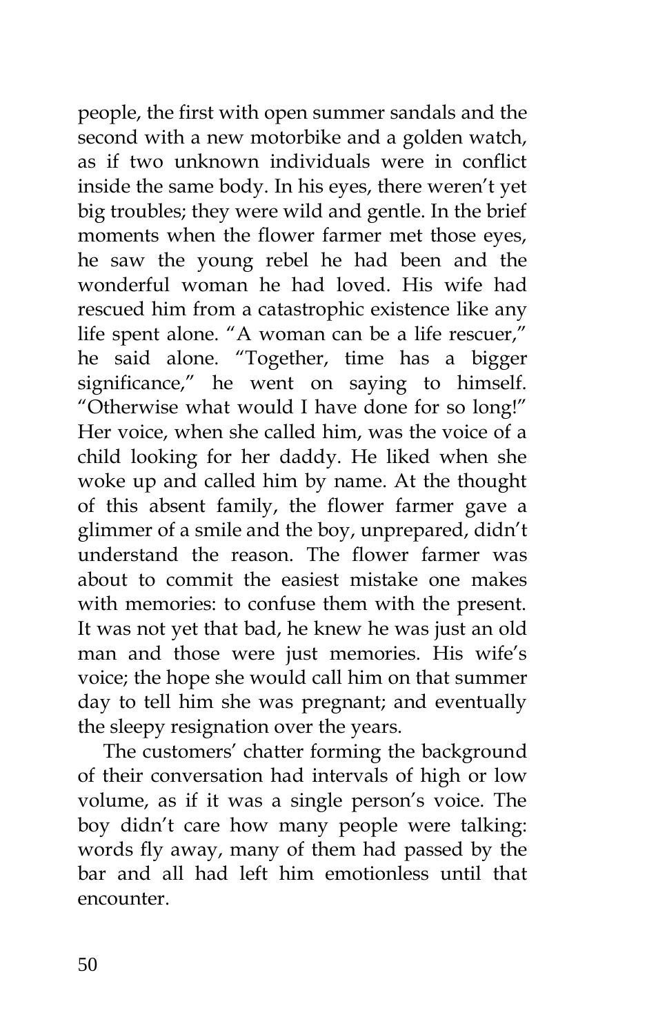people, the first with open summer sandals and the second with a new motorbike and a golden watch, as if two unknown individuals were in conflict inside the same body. In his eyes, there weren't yet big troubles; they were wild and gentle. In the brief moments when the flower farmer met those eyes, he saw the young rebel he had been and the wonderful woman he had loved. His wife had rescued him from a catastrophic existence like any life spent alone. "A woman can be a life rescuer," he said alone. "Together, time has a bigger significance," he went on saying to himself. "Otherwise what would I have done for so long!" Her voice, when she called him, was the voice of a child looking for her daddy. He liked when she woke up and called him by name. At the thought of this absent family, the flower farmer gave a glimmer of a smile and the boy, unprepared, didn't understand the reason. The flower farmer was about to commit the easiest mistake one makes with memories: to confuse them with the present. It was not yet that bad, he knew he was just an old man and those were just memories. His wife's voice; the hope she would call him on that summer day to tell him she was pregnant; and eventually the sleepy resignation over the years.

The customers' chatter forming the background of their conversation had intervals of high or low volume, as if it was a single person's voice. The boy didn't care how many people were talking: words fly away, many of them had passed by the bar and all had left him emotionless until that encounter.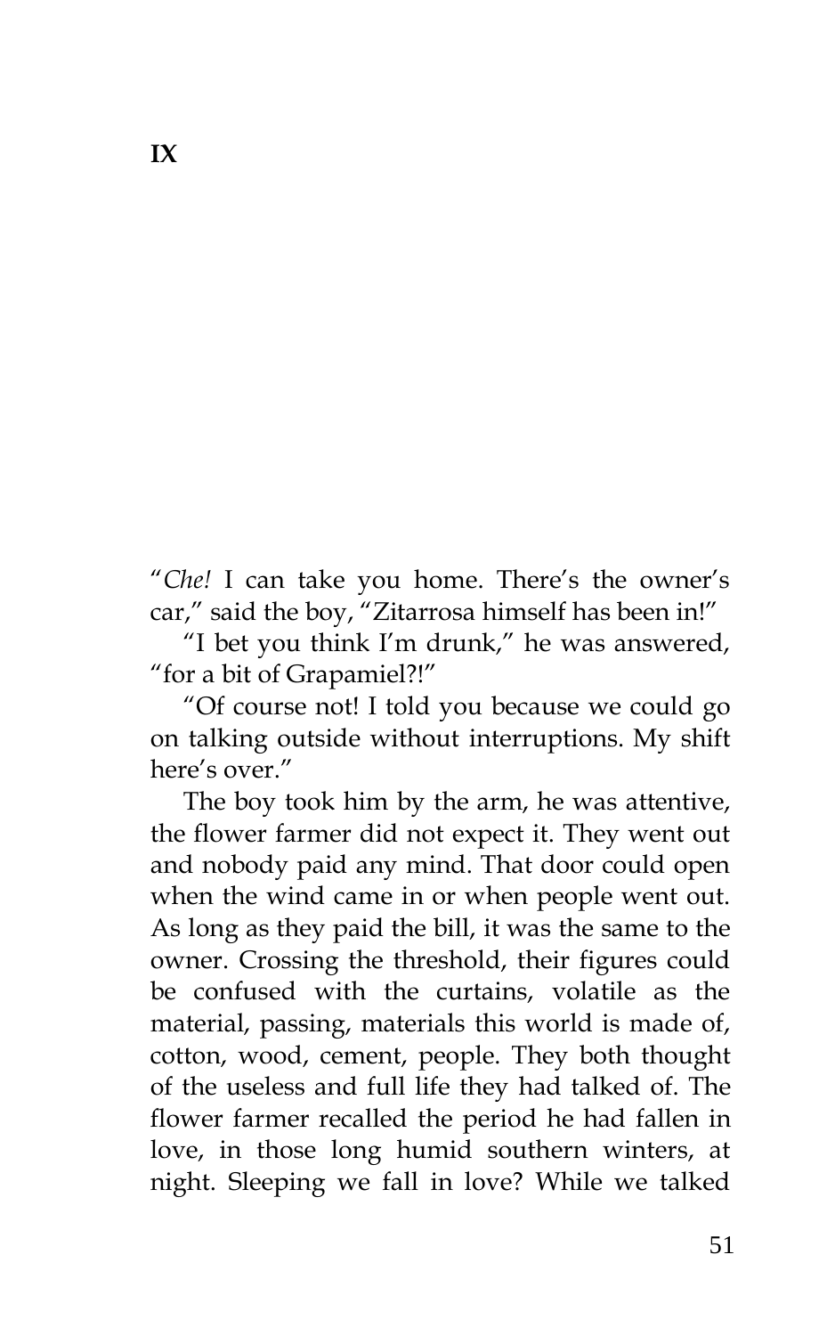# IX

"*Che!* I can take you home. There's the owner's car," said the boy, "Zitarrosa himself has been in!"

"I bet you think I'm drunk," he was answered, "for a bit of Grapamiel?!"

"Of course not! I told you because we could go on talking outside without interruptions. My shift here's over."

The boy took him by the arm, he was attentive, the flower farmer did not expect it. They went out and nobody paid any mind. That door could open when the wind came in or when people went out. As long as they paid the bill, it was the same to the owner. Crossing the threshold, their figures could be confused with the curtains, volatile as the material, passing, materials this world is made of, cotton, wood, cement, people. They both thought of the useless and full life they had talked of. The flower farmer recalled the period he had fallen in love, in those long humid southern winters, at night. Sleeping we fall in love? While we talked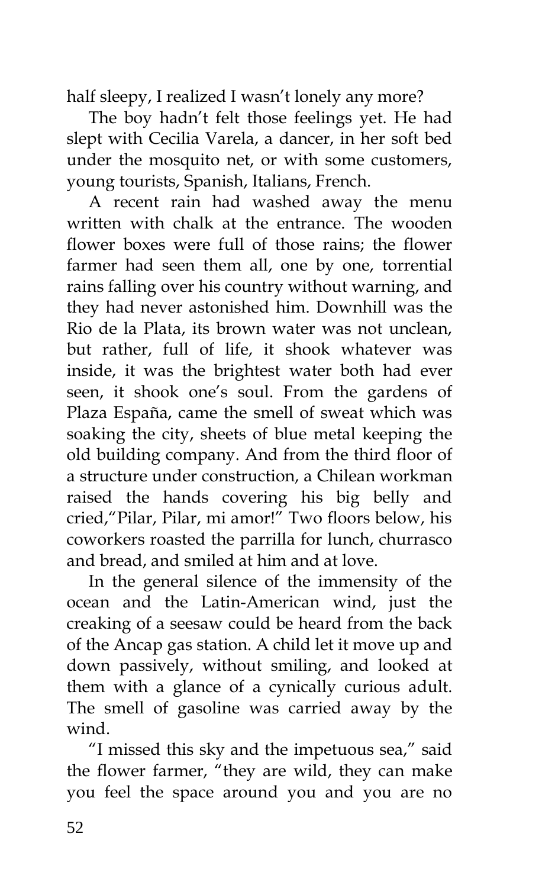half sleepy, I realized I wasn't lonely any more?

The boy hadn't felt those feelings yet. He had slept with Cecilia Varela, a dancer, in her soft bed under the mosquito net, or with some customers, young tourists, Spanish, Italians, French.

A recent rain had washed away the menu written with chalk at the entrance. The wooden flower boxes were full of those rains; the flower farmer had seen them all, one by one, torrential rains falling over his country without warning, and they had never astonished him. Downhill was the Rio de la Plata, its brown water was not unclean, but rather, full of life, it shook whatever was inside, it was the brightest water both had ever seen, it shook one's soul. From the gardens of Plaza España, came the smell of sweat which was soaking the city, sheets of blue metal keeping the old building company. And from the third floor of a structure under construction, a Chilean workman raised the hands covering his big belly and cried,"Pilar, Pilar, mi amor!" Two floors below, his coworkers roasted the parrilla for lunch, churrasco and bread, and smiled at him and at love.

In the general silence of the immensity of the ocean and the Latin-American wind, just the creaking of a seesaw could be heard from the back of the Ancap gas station. A child let it move up and down passively, without smiling, and looked at them with a glance of a cynically curious adult. The smell of gasoline was carried away by the wind.

"I missed this sky and the impetuous sea," said the flower farmer, "they are wild, they can make you feel the space around you and you are no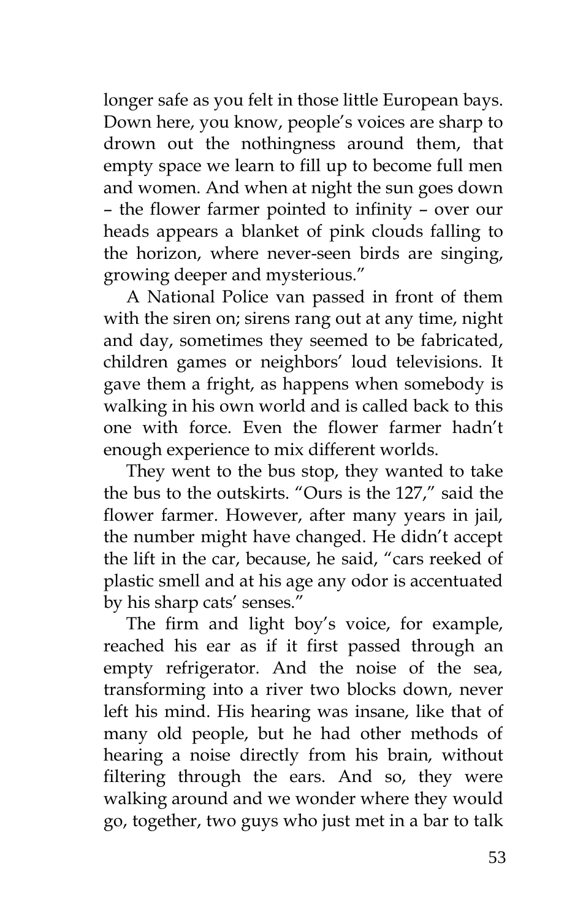longer safe as you felt in those little European bays. Down here, you know, people's voices are sharp to drown out the nothingness around them, that empty space we learn to fill up to become full men and women. And when at night the sun goes down – the flower farmer pointed to infinity – over our heads appears a blanket of pink clouds falling to the horizon, where never-seen birds are singing, growing deeper and mysterious."

A National Police van passed in front of them with the siren on; sirens rang out at any time, night and day, sometimes they seemed to be fabricated, children games or neighbors' loud televisions. It gave them a fright, as happens when somebody is walking in his own world and is called back to this one with force. Even the flower farmer hadn't enough experience to mix different worlds.

They went to the bus stop, they wanted to take the bus to the outskirts. "Ours is the 127," said the flower farmer. However, after many years in jail, the number might have changed. He didn't accept the lift in the car, because, he said, "cars reeked of plastic smell and at his age any odor is accentuated by his sharp cats' senses."

The firm and light boy's voice, for example, reached his ear as if it first passed through an empty refrigerator. And the noise of the sea, transforming into a river two blocks down, never left his mind. His hearing was insane, like that of many old people, but he had other methods of hearing a noise directly from his brain, without filtering through the ears. And so, they were walking around and we wonder where they would go, together, two guys who just met in a bar to talk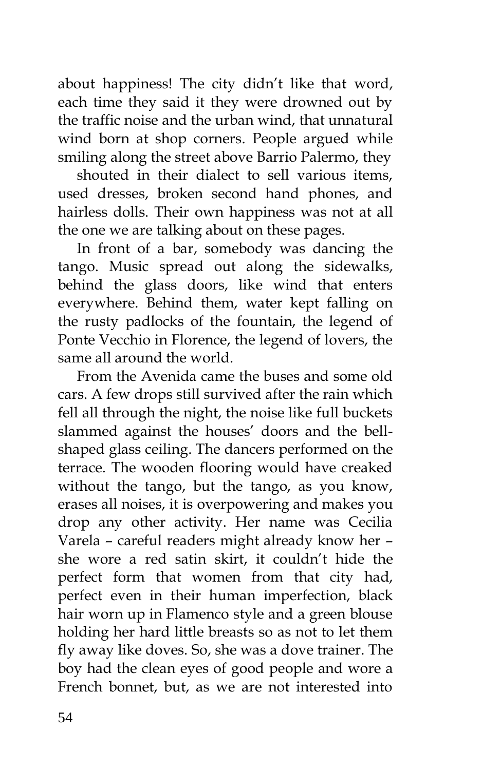about happiness! The city didn't like that word, each time they said it they were drowned out by the traffic noise and the urban wind, that unnatural wind born at shop corners. People argued while smiling along the street above Barrio Palermo, they shouted in their dialect to sell various items, used dresses, broken second hand phones, and hairless dolls. Their own happiness was not at all the one we are talking about on these pages.

In front of a bar, somebody was dancing the tango. Music spread out along the sidewalks, behind the glass doors, like wind that enters everywhere. Behind them, water kept falling on the rusty padlocks of the fountain, the legend of Ponte Vecchio in Florence, the legend of lovers, the same all around the world.

From the Avenida came the buses and some old cars. A few drops still survived after the rain which fell all through the night, the noise like full buckets slammed against the houses' doors and the bell-shaped glass ceiling. The dancers performed on the terrace. The wooden flooring would have creaked without the tango, but the tango, as you know, erases all noises, it is overpowering and makes you drop any other activity. Her name was Cecilia Varela – careful readers might already know her – she wore a red satin skirt, it couldn't hide the perfect form that women from that city had, perfect even in their human imperfection, black hair worn up in Flamenco style and a green blouse holding her hard little breasts so as not to let them fly away like doves. So, she was a dove trainer. The boy had the clean eyes of good people and wore a French bonnet, but, as we are not interested into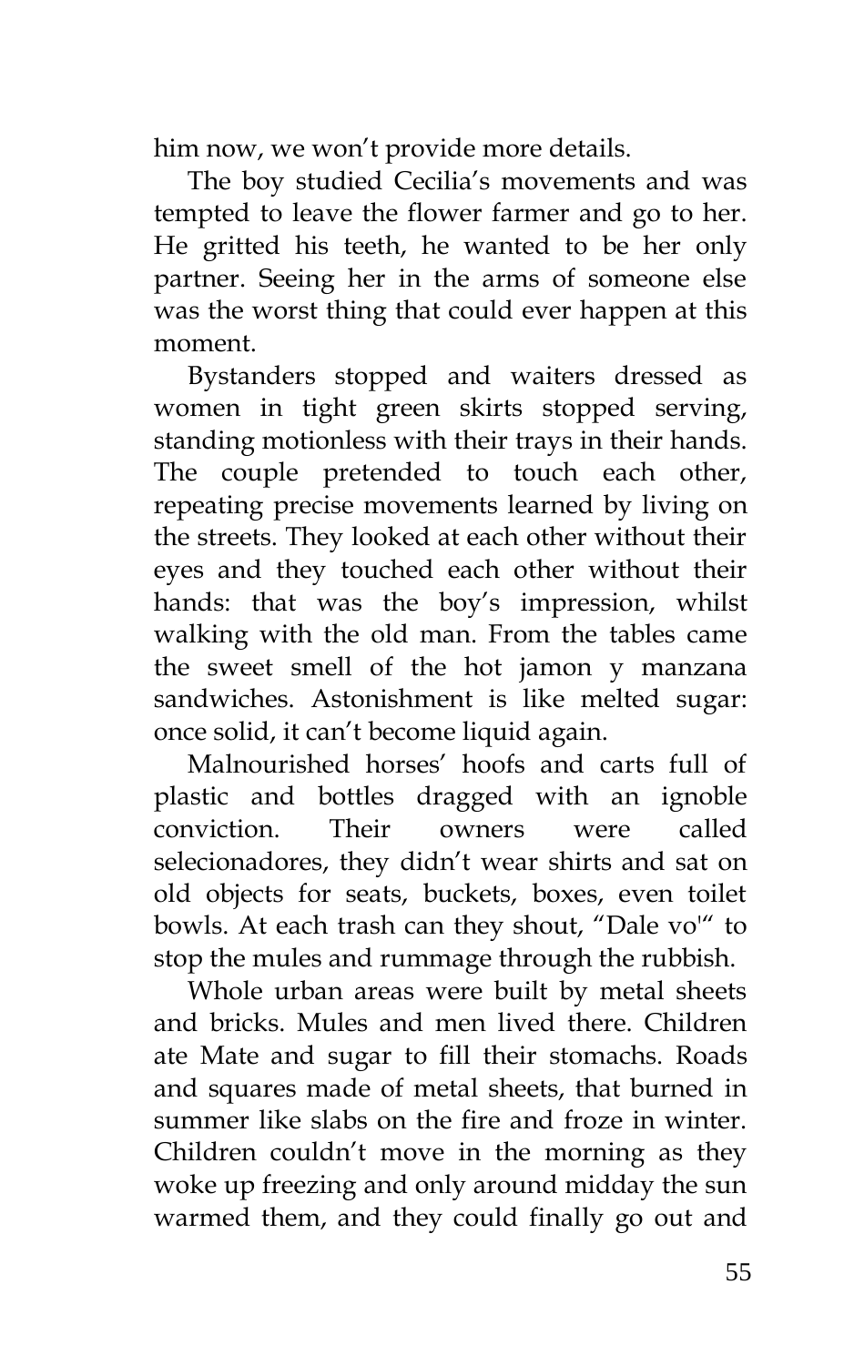him now, we won't provide more details.

The boy studied Cecilia's movements and was tempted to leave the flower farmer and go to her. He gritted his teeth, he wanted to be her only partner. Seeing her in the arms of someone else was the worst thing that could ever happen at this moment.

Bystanders stopped and waiters dressed as women in tight green skirts stopped serving, standing motionless with their trays in their hands. The couple pretended to touch each other, repeating precise movements learned by living on the streets. They looked at each other without their eyes and they touched each other without their hands: that was the boy's impression, whilst walking with the old man. From the tables came the sweet smell of the hot jamon y manzana sandwiches. Astonishment is like melted sugar: once solid, it can't become liquid again.

Malnourished horses' hoofs and carts full of plastic and bottles dragged with an ignoble conviction. Their owners were called selecionadores, they didn't wear shirts and sat on old objects for seats, buckets, boxes, even toilet bowls. At each trash can they shout, "Dale vo'" to stop the mules and rummage through the rubbish.

Whole urban areas were built by metal sheets and bricks. Mules and men lived there. Children ate Mate and sugar to fill their stomachs. Roads and squares made of metal sheets, that burned in summer like slabs on the fire and froze in winter. Children couldn't move in the morning as they woke up freezing and only around midday the sun warmed them, and they could finally go out and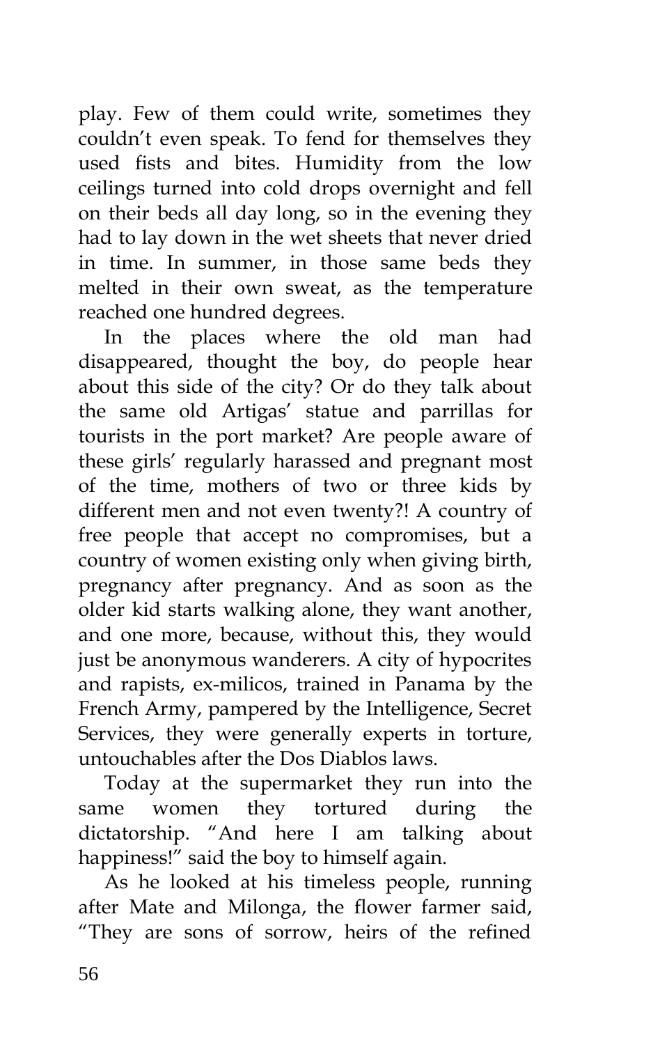play. Few of them could write, sometimes they couldn't even speak. To fend for themselves they used fists and bites. Humidity from the low ceilings turned into cold drops overnight and fell on their beds all day long, so in the evening they had to lay down in the wet sheets that never dried in time. In summer, in those same beds they melted in their own sweat, as the temperature reached one hundred degrees.

In the places where the old man had disappeared, thought the boy, do people hear about this side of the city? Or do they talk about the same old Artigas' statue and parrillas for tourists in the port market? Are people aware of these girls' regularly harassed and pregnant most of the time, mothers of two or three kids by different men and not even twenty?! A country of free people that accept no compromises, but a country of women existing only when giving birth, pregnancy after pregnancy. And as soon as the older kid starts walking alone, they want another, and one more, because, without this, they would just be anonymous wanderers. A city of hypocrites and rapists, ex-milicos, trained in Panama by the French Army, pampered by the Intelligence, Secret Services, they were generally experts in torture, untouchables after the Dos Diablos laws.

Today at the supermarket they run into the same women they tortured during the dictatorship. "And here I am talking about happiness!" said the boy to himself again.

As he looked at his timeless people, running after Mate and Milonga, the flower farmer said, "They are sons of sorrow, heirs of the refined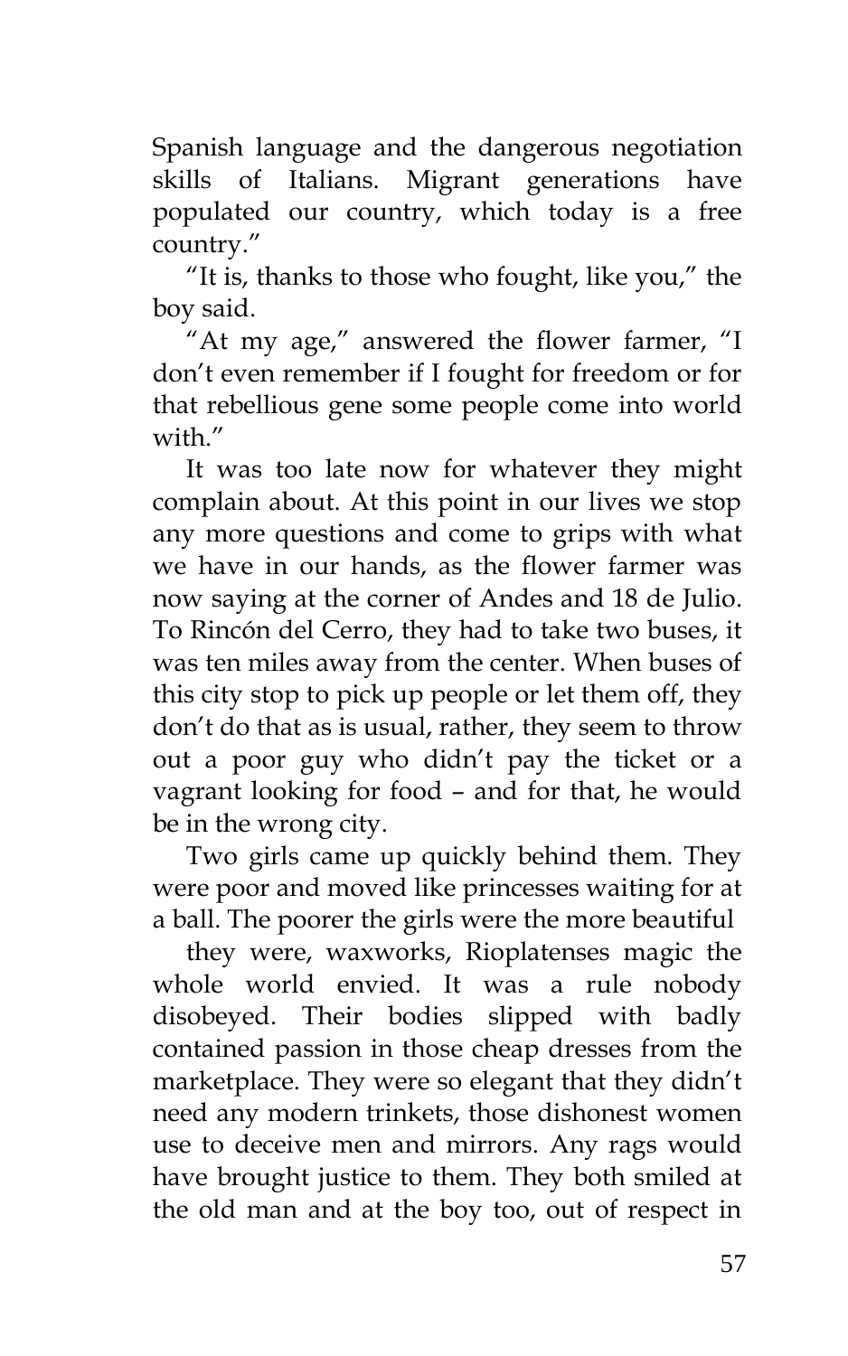Spanish language and the dangerous negotiation skills of Italians. Migrant generations have populated our country, which today is a free country."

"It is, thanks to those who fought, like you," the boy said.

"At my age," answered the flower farmer, "I don't even remember if I fought for freedom or for that rebellious gene some people come into world with."

It was too late now for whatever they might complain about. At this point in our lives we stop any more questions and come to grips with what we have in our hands, as the flower farmer was now saying at the corner of Andes and 18 de Julio. To Rincón del Cerro, they had to take two buses, it was ten miles away from the center. When buses of this city stop to pick up people or let them off, they don't do that as is usual, rather, they seem to throw out a poor guy who didn't pay the ticket or a vagrant looking for food – and for that, he would be in the wrong city.

Two girls came up quickly behind them. They were poor and moved like princesses waiting for at a ball. The poorer the girls were the more beautiful they were, waxworks, Rioplatenses magic the whole world envied. It was a rule nobody disobeyed. Their bodies slipped with badly contained passion in those cheap dresses from the marketplace. They were so elegant that they didn't need any modern trinkets, those dishonest women use to deceive men and mirrors. Any rags would have brought justice to them. They both smiled at the old man and at the boy too, out of respect in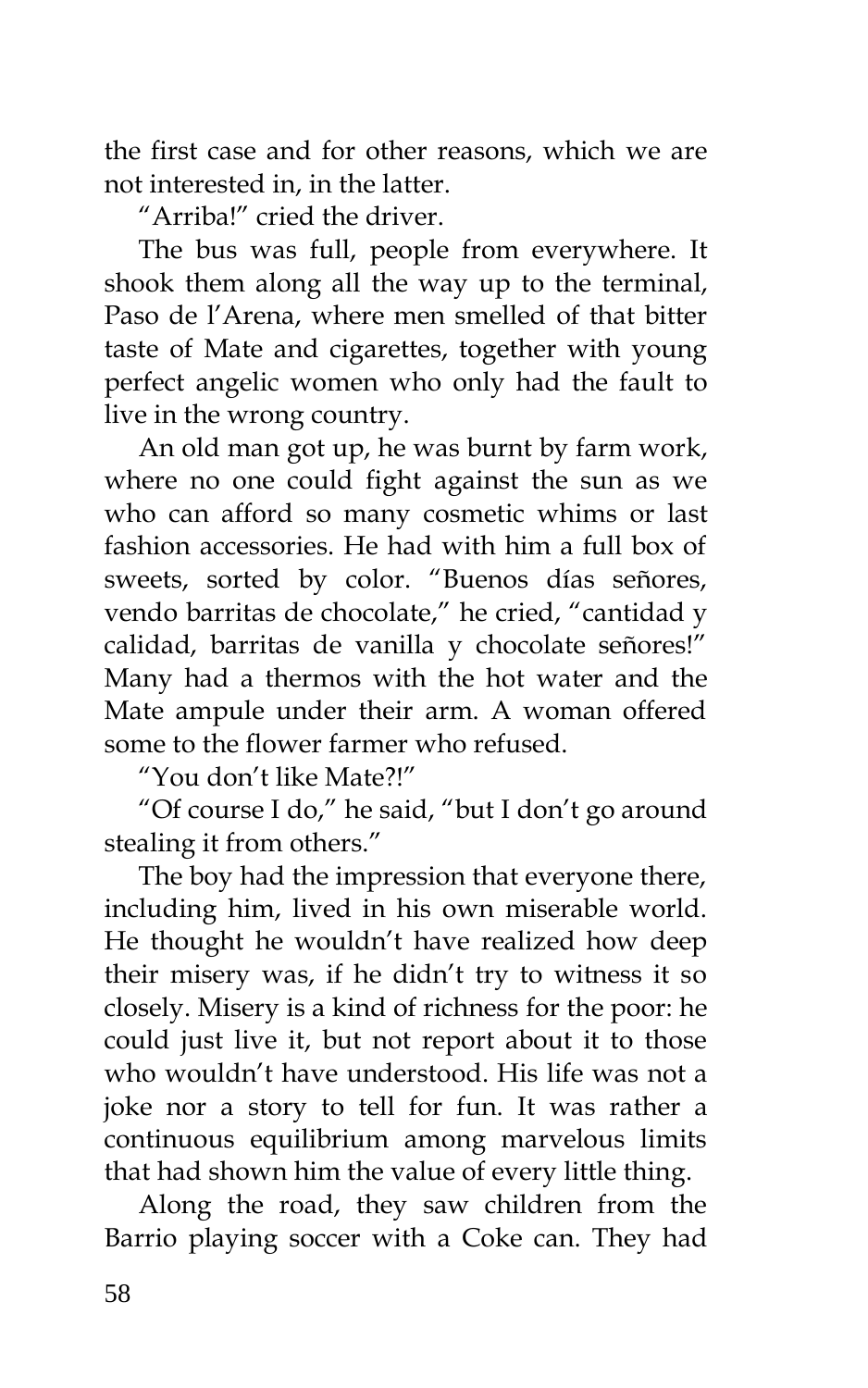the first case and for other reasons, which we are not interested in, in the latter.

"Arriba!" cried the driver.

The bus was full, people from everywhere. It shook them along all the way up to the terminal, Paso de l'Arena, where men smelled of that bitter taste of Mate and cigarettes, together with young perfect angelic women who only had the fault to live in the wrong country.

An old man got up, he was burnt by farm work, where no one could fight against the sun as we who can afford so many cosmetic whims or last fashion accessories. He had with him a full box of sweets, sorted by color. "Buenos días señores, vendo barritas de chocolate," he cried, "cantidad y calidad, barritas de vanilla y chocolate señores!" Many had a thermos with the hot water and the Mate ampule under their arm. A woman offered some to the flower farmer who refused.

"You don't like Mate?!"

"Of course I do," he said, "but I don't go around stealing it from others."

The boy had the impression that everyone there, including him, lived in his own miserable world. He thought he wouldn't have realized how deep their misery was, if he didn't try to witness it so closely. Misery is a kind of richness for the poor: he could just live it, but not report about it to those who wouldn't have understood. His life was not a joke nor a story to tell for fun. It was rather a continuous equilibrium among marvelous limits that had shown him the value of every little thing.

Along the road, they saw children from the Barrio playing soccer with a Coke can. They had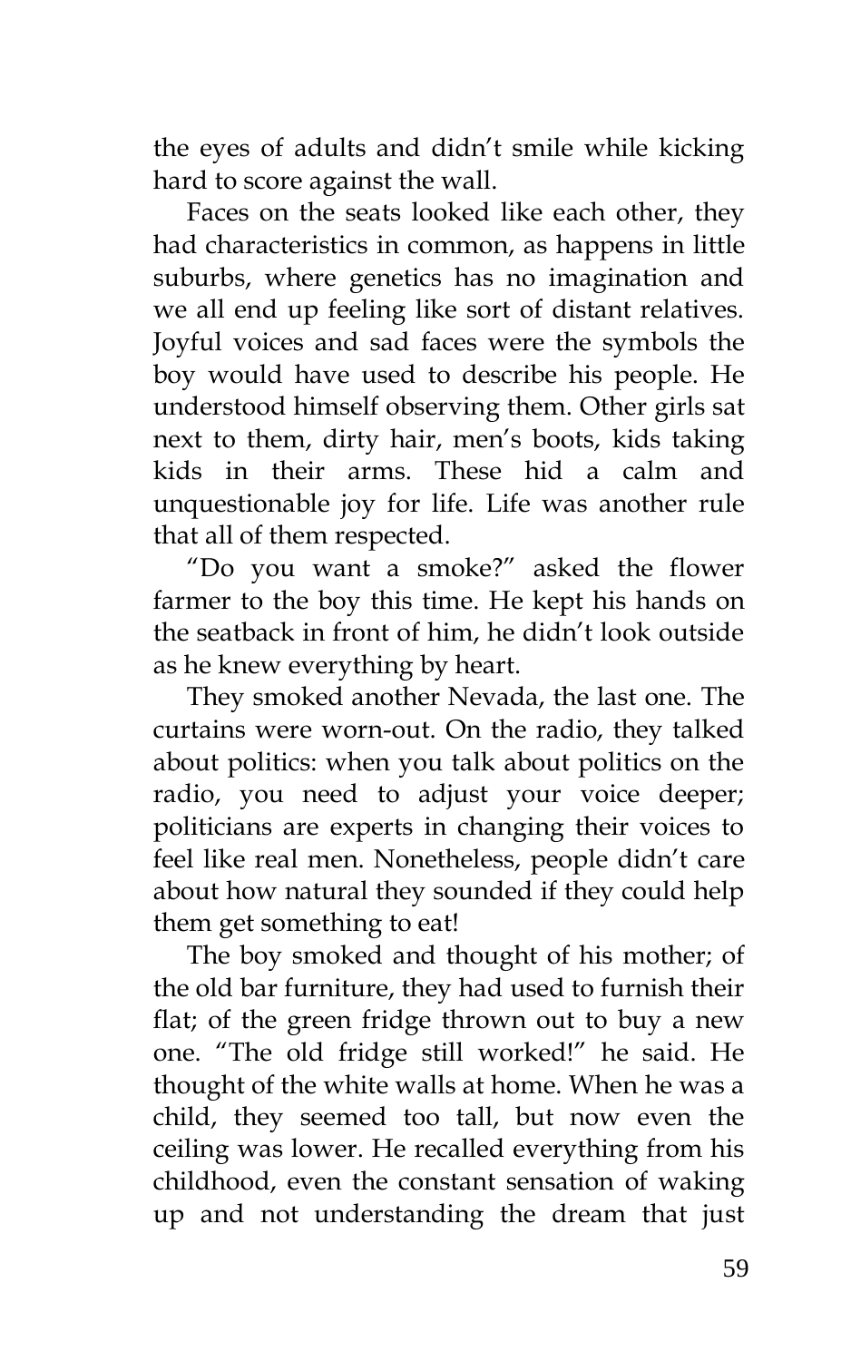the eyes of adults and didn't smile while kicking hard to score against the wall.

Faces on the seats looked like each other, they had characteristics in common, as happens in little suburbs, where genetics has no imagination and we all end up feeling like sort of distant relatives. Joyful voices and sad faces were the symbols the boy would have used to describe his people. He understood himself observing them. Other girls sat next to them, dirty hair, men's boots, kids taking kids in their arms. These hid a calm and unquestionable joy for life. Life was another rule that all of them respected.

"Do you want a smoke?" asked the flower farmer to the boy this time. He kept his hands on the seatback in front of him, he didn't look outside as he knew everything by heart.

They smoked another Nevada, the last one. The curtains were worn-out. On the radio, they talked about politics: when you talk about politics on the radio, you need to adjust your voice deeper; politicians are experts in changing their voices to feel like real men. Nonetheless, people didn't care about how natural they sounded if they could help them get something to eat!

The boy smoked and thought of his mother; of the old bar furniture, they had used to furnish their flat; of the green fridge thrown out to buy a new one. "The old fridge still worked!" he said. He thought of the white walls at home. When he was a child, they seemed too tall, but now even the ceiling was lower. He recalled everything from his childhood, even the constant sensation of waking up and not understanding the dream that just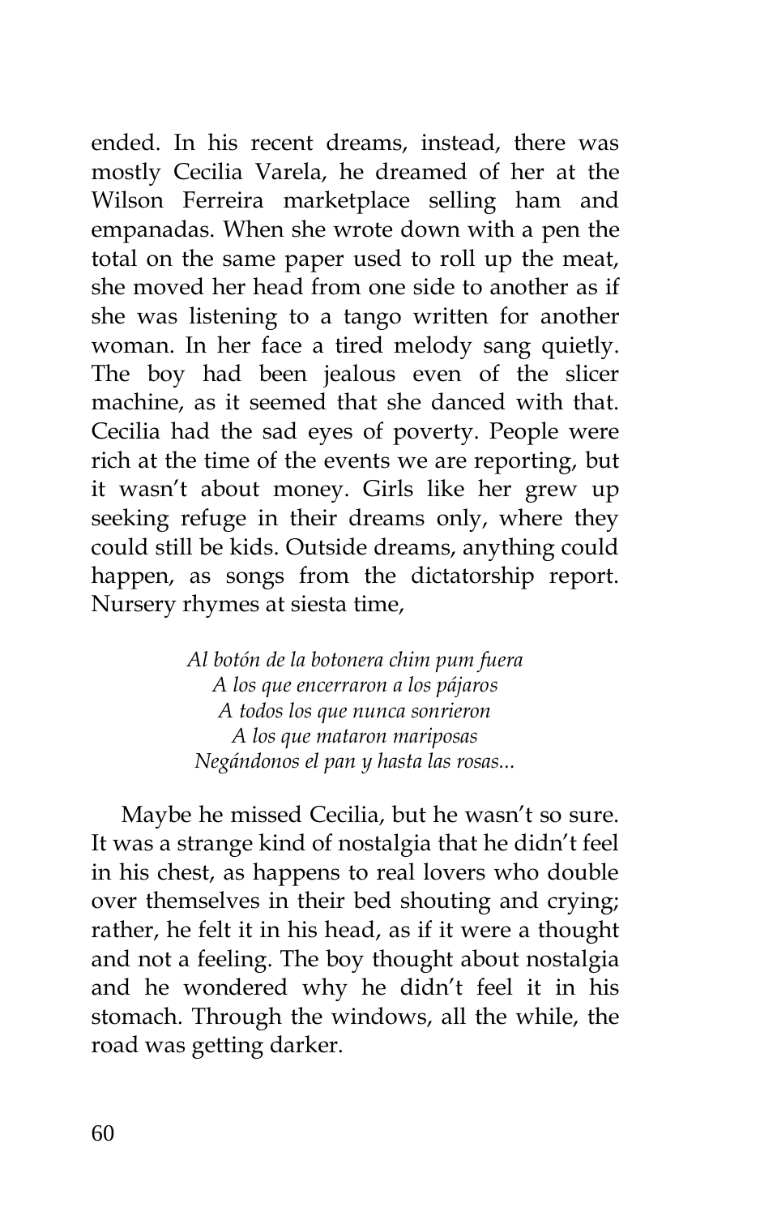ended. In his recent dreams, instead, there was mostly Cecilia Varela, he dreamed of her at the Wilson Ferreira marketplace selling ham and empanadas. When she wrote down with a pen the total on the same paper used to roll up the meat, she moved her head from one side to another as if she was listening to a tango written for another woman. In her face a tired melody sang quietly. The boy had been jealous even of the slicer machine, as it seemed that she danced with that. Cecilia had the sad eyes of poverty. People were rich at the time of the events we are reporting, but it wasn't about money. Girls like her grew up seeking refuge in their dreams only, where they could still be kids. Outside dreams, anything could happen, as songs from the dictatorship report. Nursery rhymes at siesta time,

*Al botón de la botonera chim pum fuera*
*A los que encerraron a los pájaros*
*A todos los que nunca sonrieron*
*A los que mataron mariposas*
*Negándonos el pan y hasta las rosas...*

Maybe he missed Cecilia, but he wasn't so sure. It was a strange kind of nostalgia that he didn't feel in his chest, as happens to real lovers who double over themselves in their bed shouting and crying; rather, he felt it in his head, as if it were a thought and not a feeling. The boy thought about nostalgia and he wondered why he didn't feel it in his stomach. Through the windows, all the while, the road was getting darker.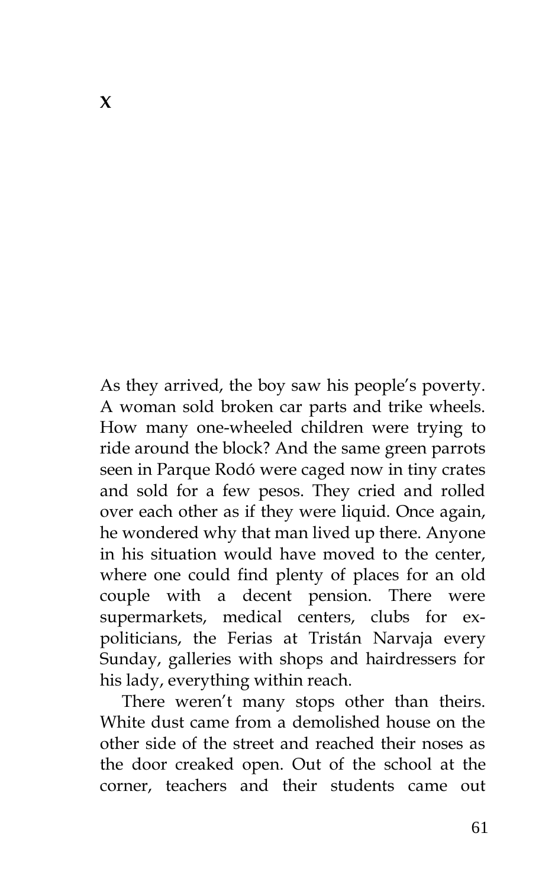# X

As they arrived, the boy saw his people's poverty. A woman sold broken car parts and trike wheels. How many one-wheeled children were trying to ride around the block? And the same green parrots seen in Parque Rodó were caged now in tiny crates and sold for a few pesos. They cried and rolled over each other as if they were liquid. Once again, he wondered why that man lived up there. Anyone in his situation would have moved to the center, where one could find plenty of places for an old couple with a decent pension. There were supermarkets, medical centers, clubs for ex-politicians, the Ferias at Tristán Narvaja every Sunday, galleries with shops and hairdressers for his lady, everything within reach.

There weren't many stops other than theirs. White dust came from a demolished house on the other side of the street and reached their noses as the door creaked open. Out of the school at the corner, teachers and their students came out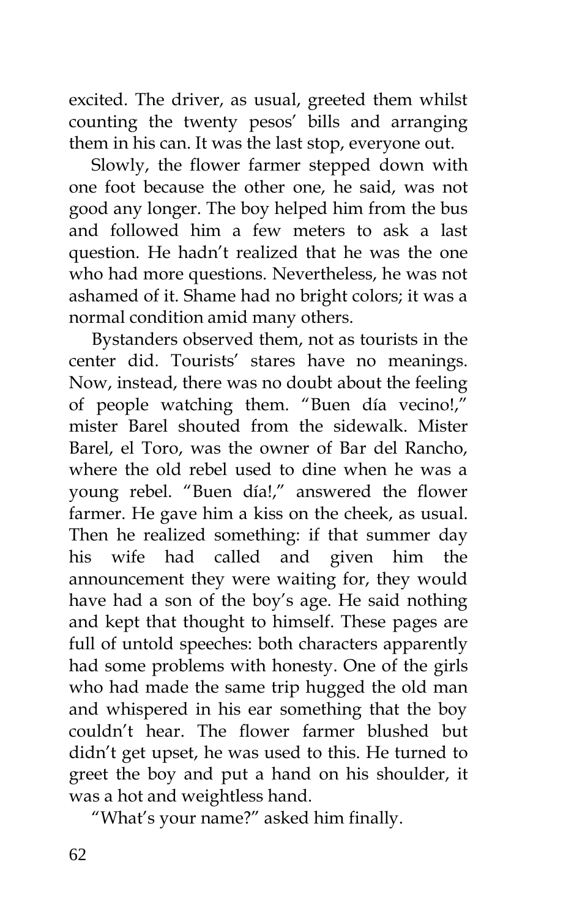excited. The driver, as usual, greeted them whilst counting the twenty pesos' bills and arranging them in his can. It was the last stop, everyone out.

Slowly, the flower farmer stepped down with one foot because the other one, he said, was not good any longer. The boy helped him from the bus and followed him a few meters to ask a last question. He hadn't realized that he was the one who had more questions. Nevertheless, he was not ashamed of it. Shame had no bright colors; it was a normal condition amid many others.

Bystanders observed them, not as tourists in the center did. Tourists' stares have no meanings. Now, instead, there was no doubt about the feeling of people watching them. "Buen día vecino!," mister Barel shouted from the sidewalk. Mister Barel, el Toro, was the owner of Bar del Rancho, where the old rebel used to dine when he was a young rebel. "Buen día!," answered the flower farmer. He gave him a kiss on the cheek, as usual. Then he realized something: if that summer day his wife had called and given him the announcement they were waiting for, they would have had a son of the boy's age. He said nothing and kept that thought to himself. These pages are full of untold speeches: both characters apparently had some problems with honesty. One of the girls who had made the same trip hugged the old man and whispered in his ear something that the boy couldn't hear. The flower farmer blushed but didn't get upset, he was used to this. He turned to greet the boy and put a hand on his shoulder, it was a hot and weightless hand.

"What's your name?" asked him finally.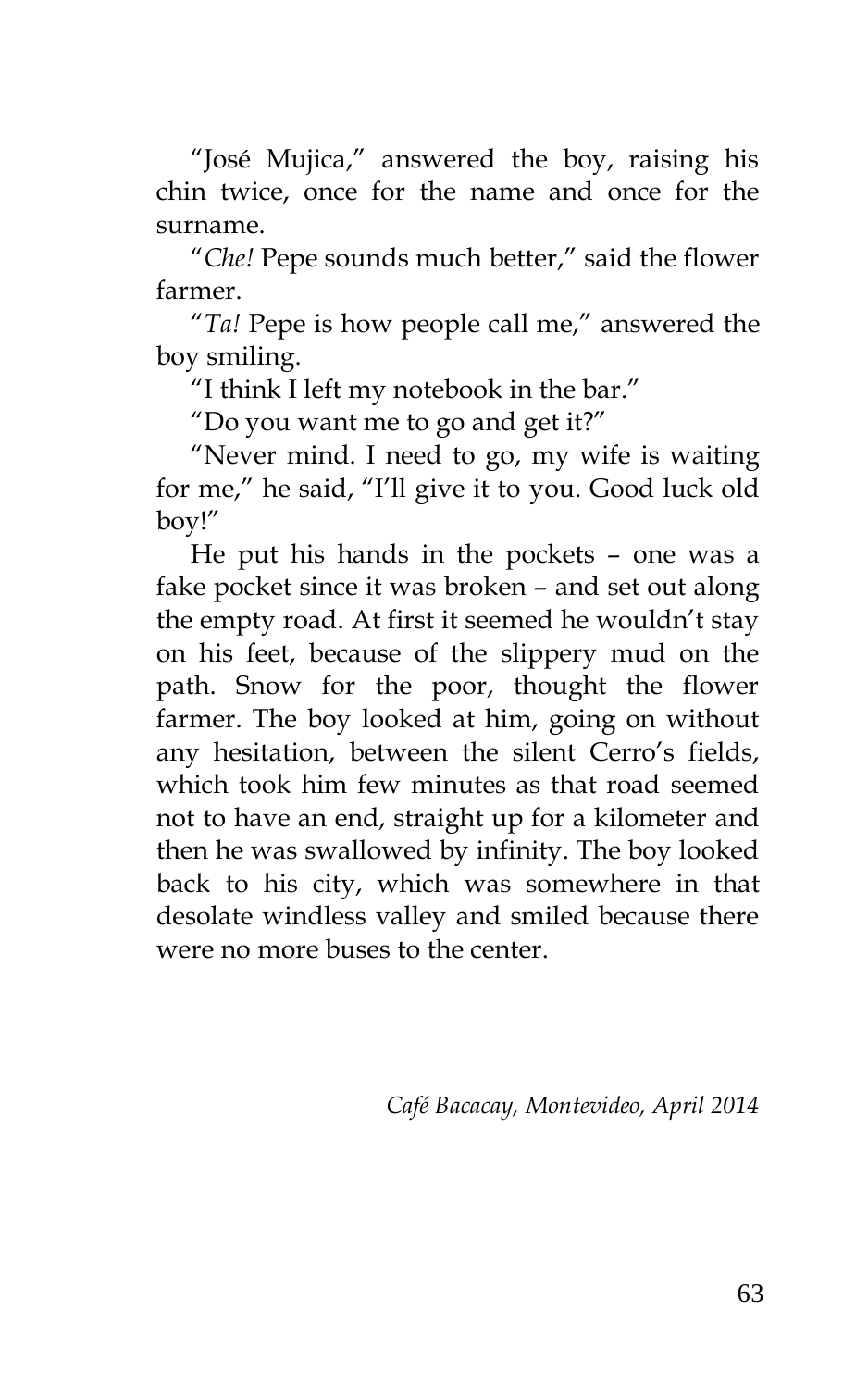"José Mujica," answered the boy, raising his chin twice, once for the name and once for the surname.

"*Che!* Pepe sounds much better," said the flower farmer.

"*Ta!* Pepe is how people call me," answered the boy smiling.

"I think I left my notebook in the bar."

"Do you want me to go and get it?"

"Never mind. I need to go, my wife is waiting for me," he said, "I'll give it to you. Good luck old boy!"

He put his hands in the pockets – one was a fake pocket since it was broken – and set out along the empty road. At first it seemed he wouldn't stay on his feet, because of the slippery mud on the path. Snow for the poor, thought the flower farmer. The boy looked at him, going on without any hesitation, between the silent Cerro's fields, which took him few minutes as that road seemed not to have an end, straight up for a kilometer and then he was swallowed by infinity. The boy looked back to his city, which was somewhere in that desolate windless valley and smiled because there were no more buses to the center.

*Café Bacacay, Montevideo, April 2014*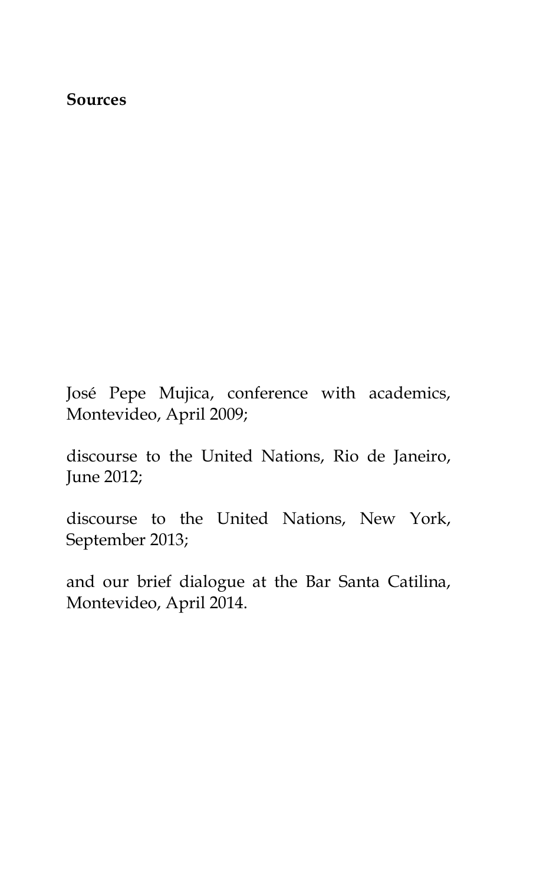**Sources**

José Pepe Mujica, conference with academics, Montevideo, April 2009;

discourse to the United Nations, Rio de Janeiro, June 2012;

discourse to the United Nations, New York, September 2013;

and our brief dialogue at the Bar Santa Catilina, Montevideo, April 2014.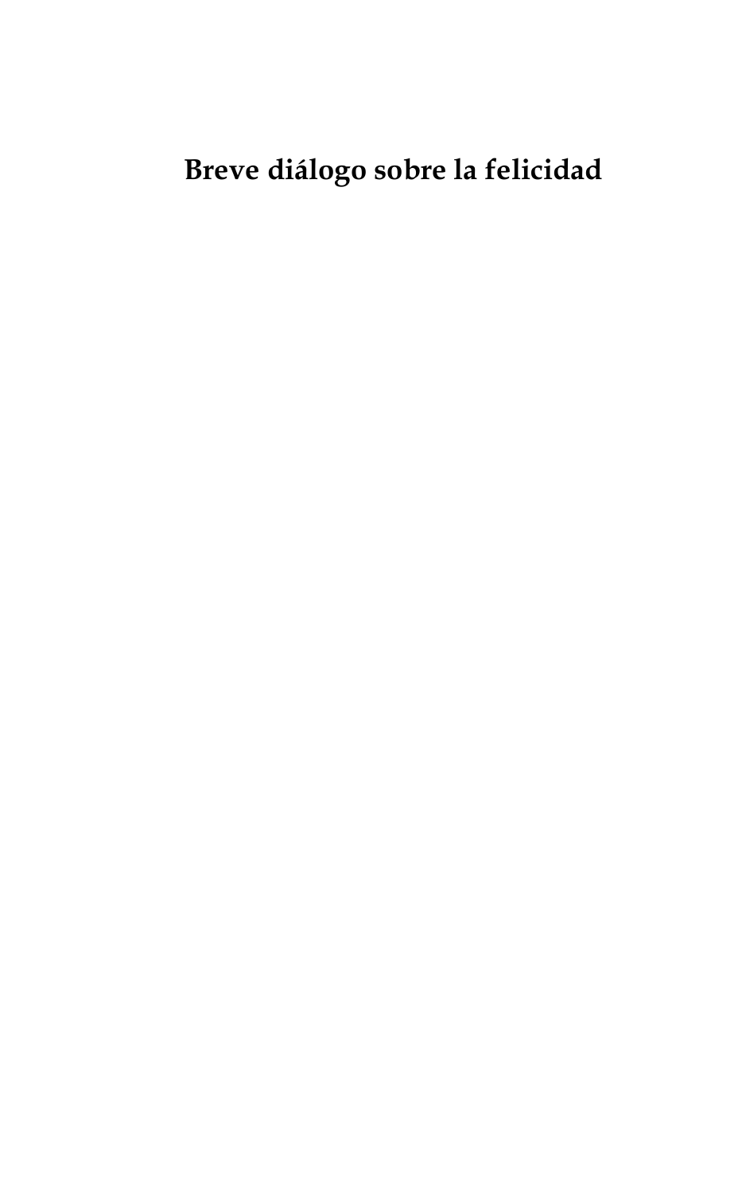# Breve diálogo sobre la felicidad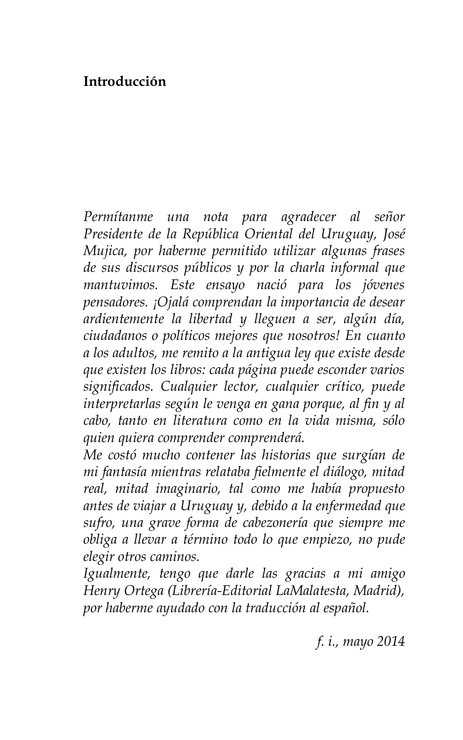## Introducción

*Permítanme una nota para agradecer al señor Presidente de la República Oriental del Uruguay, José Mujica, por haberme permitido utilizar algunas frases de sus discursos públicos y por la charla informal que mantuvimos. Este ensayo nació para los jóvenes pensadores. ¡Ojalá comprendan la importancia de desear ardientemente la libertad y lleguen a ser, algún día, ciudadanos o políticos mejores que nosotros! En cuanto a los adultos, me remito a la antigua ley que existe desde que existen los libros: cada página puede esconder varios significados. Cualquier lector, cualquier crítico, puede interpretarlas según le venga en gana porque, al fin y al cabo, tanto en literatura como en la vida misma, sólo quien quiera comprender comprenderá.*

*Me costó mucho contener las historias que surgían de mi fantasía mientras relataba fielmente el diálogo, mitad real, mitad imaginario, tal como me había propuesto antes de viajar a Uruguay y, debido a la enfermedad que sufro, una grave forma de cabezonería que siempre me obliga a llevar a término todo lo que empiezo, no pude elegir otros caminos.*

*Igualmente, tengo que darle las gracias a mi amigo Henry Ortega (Librería-Editorial LaMalatesta, Madrid), por haberme ayudado con la traducción al español.*

*f. i., mayo 2014*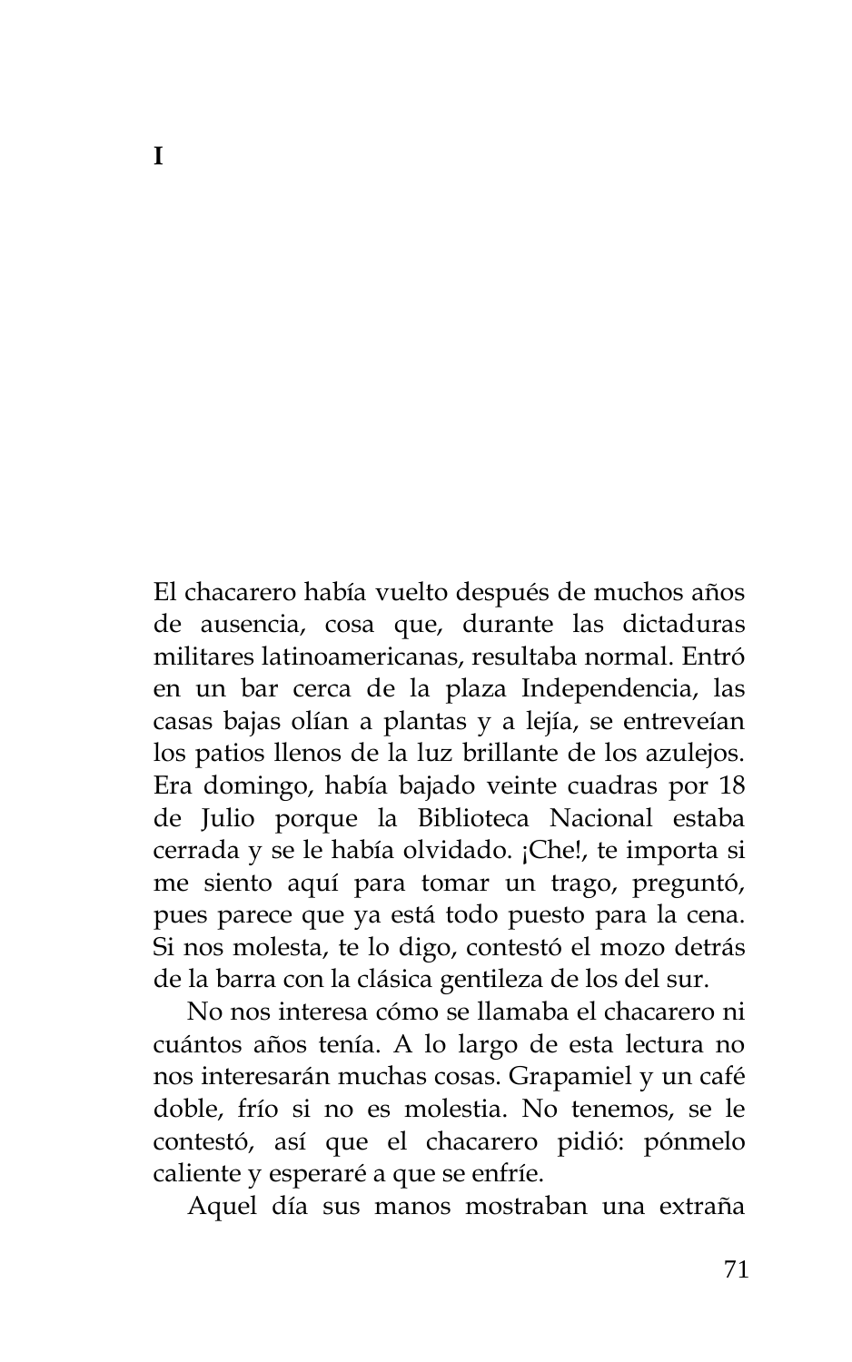# I

El chacarero había vuelto después de muchos años de ausencia, cosa que, durante las dictaduras militares latinoamericanas, resultaba normal. Entró en un bar cerca de la plaza Independencia, las casas bajas olían a plantas y a lejía, se entreveían los patios llenos de la luz brillante de los azulejos. Era domingo, había bajado veinte cuadras por 18 de Julio porque la Biblioteca Nacional estaba cerrada y se le había olvidado. ¡Che!, te importa si me siento aquí para tomar un trago, preguntó, pues parece que ya está todo puesto para la cena. Si nos molesta, te lo digo, contestó el mozo detrás de la barra con la clásica gentileza de los del sur.

No nos interesa cómo se llamaba el chacarero ni cuántos años tenía. A lo largo de esta lectura no nos interesarán muchas cosas. Grapamiel y un café doble, frío si no es molestia. No tenemos, se le contestó, así que el chacarero pidió: pónmelo caliente y esperaré a que se enfríe.

Aquel día sus manos mostraban una extraña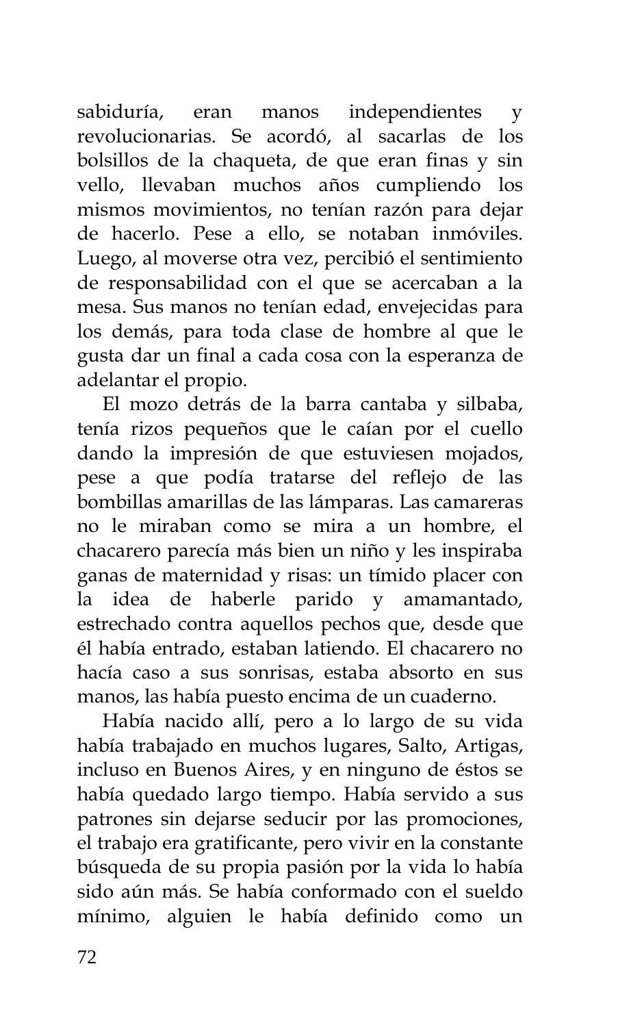sabiduría, eran manos independientes y revolucionarias. Se acordó, al sacarlas de los bolsillos de la chaqueta, de que eran finas y sin vello, llevaban muchos años cumpliendo los mismos movimientos, no tenían razón para dejar de hacerlo. Pese a ello, se notaban inmóviles. Luego, al moverse otra vez, percibió el sentimiento de responsabilidad con el que se acercaban a la mesa. Sus manos no tenían edad, envejecidas para los demás, para toda clase de hombre al que le gusta dar un final a cada cosa con la esperanza de adelantar el propio.

El mozo detrás de la barra cantaba y silbaba, tenía rizos pequeños que le caían por el cuello dando la impresión de que estuviesen mojados, pese a que podía tratarse del reflejo de las bombillas amarillas de las lámparas. Las camareras no le miraban como se mira a un hombre, el chacarero parecía más bien un niño y les inspiraba ganas de maternidad y risas: un tímido placer con la idea de haberle parido y amamantado, estrechado contra aquellos pechos que, desde que él había entrado, estaban latiendo. El chacarero no hacía caso a sus sonrisas, estaba absorto en sus manos, las había puesto encima de un cuaderno.

Había nacido allí, pero a lo largo de su vida había trabajado en muchos lugares, Salto, Artigas, incluso en Buenos Aires, y en ninguno de éstos se había quedado largo tiempo. Había servido a sus patrones sin dejarse seducir por las promociones, el trabajo era gratificante, pero vivir en la constante búsqueda de su propia pasión por la vida lo había sido aún más. Se había conformado con el sueldo mínimo, alguien le había definido como un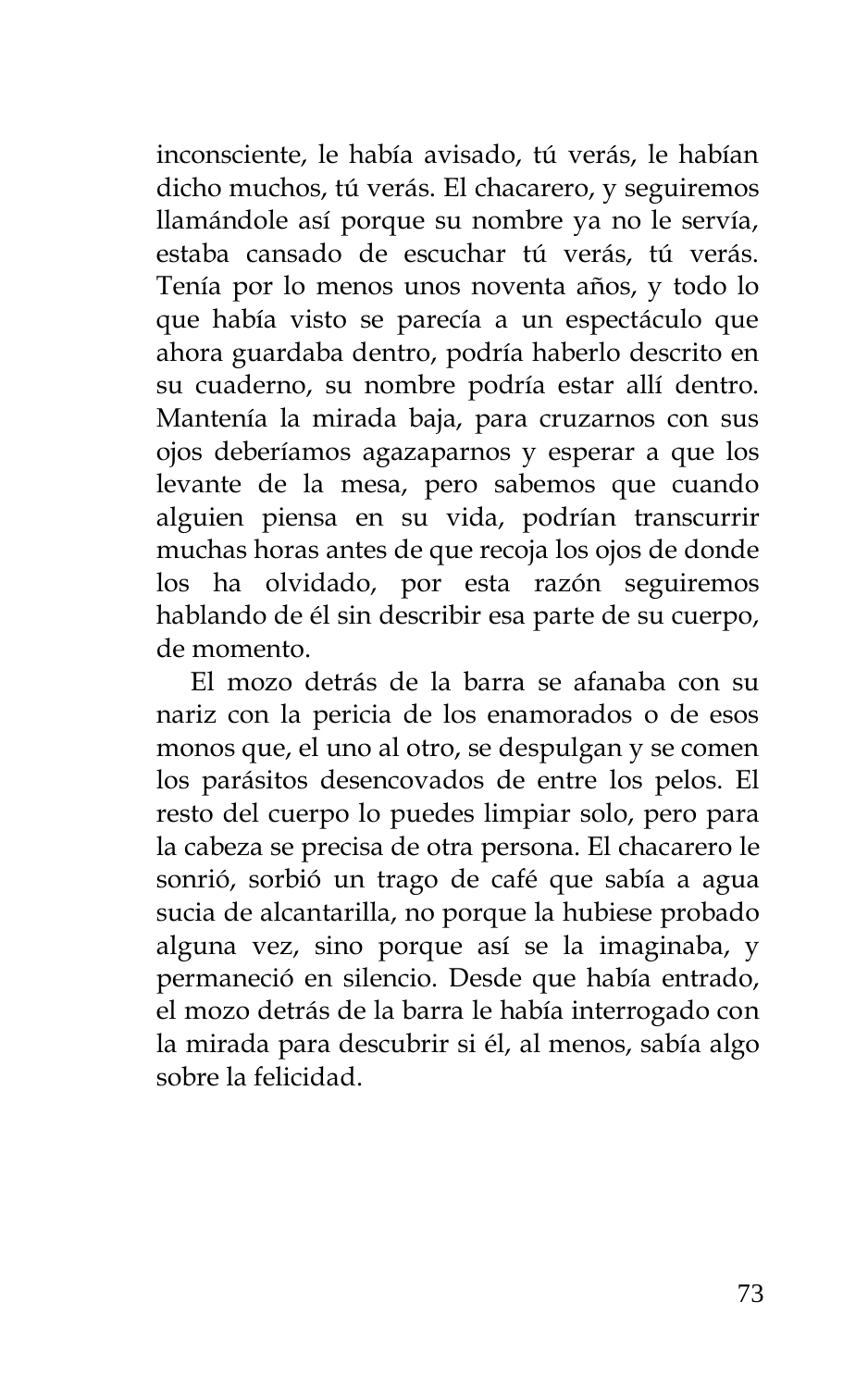inconsciente, le había avisado, tú verás, le habían dicho muchos, tú verás. El chacarero, y seguiremos llamándole así porque su nombre ya no le servía, estaba cansado de escuchar tú verás, tú verás. Tenía por lo menos unos noventa años, y todo lo que había visto se parecía a un espectáculo que ahora guardaba dentro, podría haberlo descrito en su cuaderno, su nombre podría estar allí dentro. Mantenía la mirada baja, para cruzarnos con sus ojos deberíamos agazaparnos y esperar a que los levante de la mesa, pero sabemos que cuando alguien piensa en su vida, podrían transcurrir muchas horas antes de que recoja los ojos de donde los ha olvidado, por esta razón seguiremos hablando de él sin describir esa parte de su cuerpo, de momento.

El mozo detrás de la barra se afanaba con su nariz con la pericia de los enamorados o de esos monos que, el uno al otro, se despulgan y se comen los parásitos desencovados de entre los pelos. El resto del cuerpo lo puedes limpiar solo, pero para la cabeza se precisa de otra persona. El chacarero le sonrió, sorbió un trago de café que sabía a agua sucia de alcantarilla, no porque la hubiese probado alguna vez, sino porque así se la imaginaba, y permaneció en silencio. Desde que había entrado, el mozo detrás de la barra le había interrogado con la mirada para descubrir si él, al menos, sabía algo sobre la felicidad.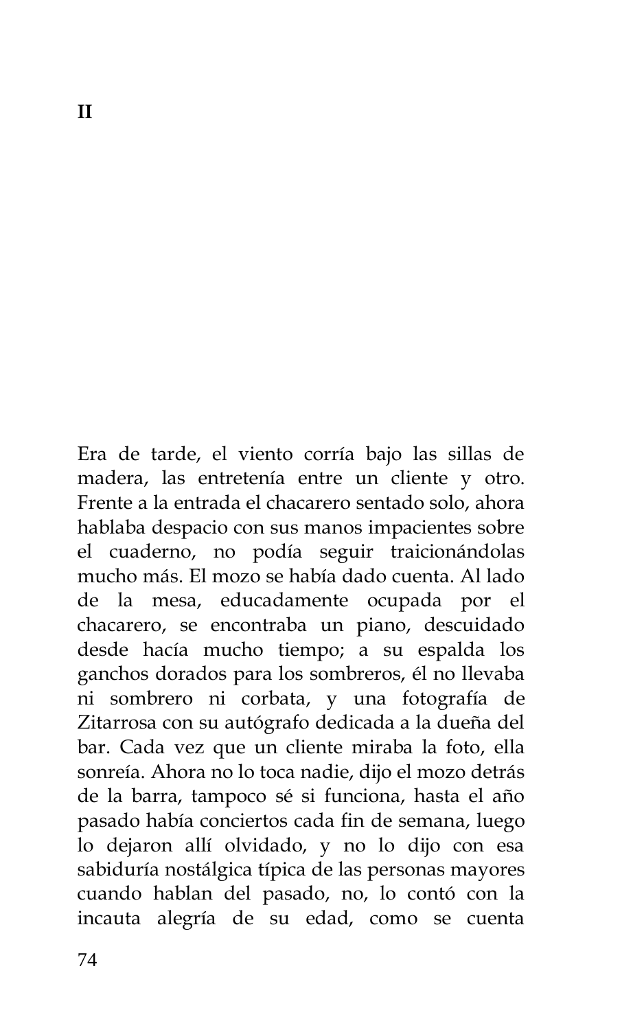# II

Era de tarde, el viento corría bajo las sillas de madera, las entretenía entre un cliente y otro. Frente a la entrada el chacarero sentado solo, ahora hablaba despacio con sus manos impacientes sobre el cuaderno, no podía seguir traicionándolas mucho más. El mozo se había dado cuenta. Al lado de la mesa, educadamente ocupada por el chacarero, se encontraba un piano, descuidado desde hacía mucho tiempo; a su espalda los ganchos dorados para los sombreros, él no llevaba ni sombrero ni corbata, y una fotografía de Zitarrosa con su autógrafo dedicada a la dueña del bar. Cada vez que un cliente miraba la foto, ella sonreía. Ahora no lo toca nadie, dijo el mozo detrás de la barra, tampoco sé si funciona, hasta el año pasado había conciertos cada fin de semana, luego lo dejaron allí olvidado, y no lo dijo con esa sabiduría nostálgica típica de las personas mayores cuando hablan del pasado, no, lo contó con la incauta alegría de su edad, como se cuenta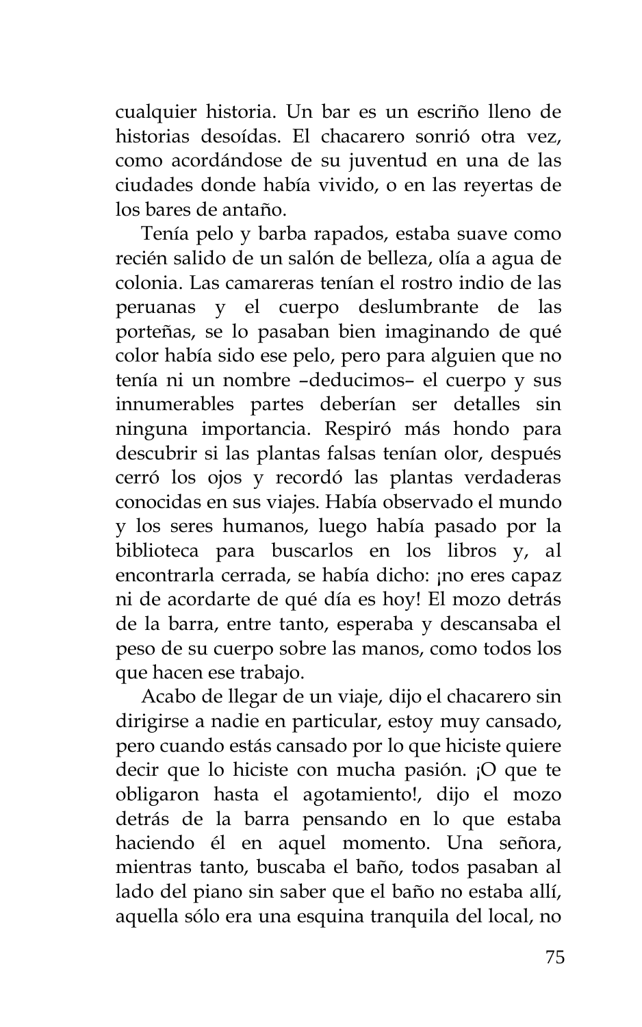cualquier historia. Un bar es un escriño lleno de historias desoídas. El chacarero sonrió otra vez, como acordándose de su juventud en una de las ciudades donde había vivido, o en las reyertas de los bares de antaño.

Tenía pelo y barba rapados, estaba suave como recién salido de un salón de belleza, olía a agua de colonia. Las camareras tenían el rostro indio de las peruanas y el cuerpo deslumbrante de las porteñas, se lo pasaban bien imaginando de qué color había sido ese pelo, pero para alguien que no tenía ni un nombre –deducimos– el cuerpo y sus innumerables partes deberían ser detalles sin ninguna importancia. Respiró más hondo para descubrir si las plantas falsas tenían olor, después cerró los ojos y recordó las plantas verdaderas conocidas en sus viajes. Había observado el mundo y los seres humanos, luego había pasado por la biblioteca para buscarlos en los libros y, al encontrarla cerrada, se había dicho: ¡no eres capaz ni de acordarte de qué día es hoy! El mozo detrás de la barra, entre tanto, esperaba y descansaba el peso de su cuerpo sobre las manos, como todos los que hacen ese trabajo.

Acabo de llegar de un viaje, dijo el chacarero sin dirigirse a nadie en particular, estoy muy cansado, pero cuando estás cansado por lo que hiciste quiere decir que lo hiciste con mucha pasión. ¡O que te obligaron hasta el agotamiento!, dijo el mozo detrás de la barra pensando en lo que estaba haciendo él en aquel momento. Una señora, mientras tanto, buscaba el baño, todos pasaban al lado del piano sin saber que el baño no estaba allí, aquella sólo era una esquina tranquila del local, no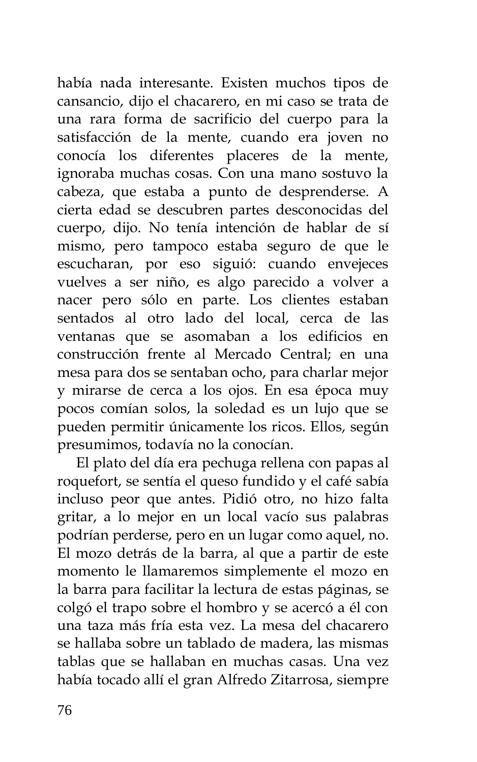había nada interesante. Existen muchos tipos de cansancio, dijo el chacarero, en mi caso se trata de una rara forma de sacrificio del cuerpo para la satisfacción de la mente, cuando era joven no conocía los diferentes placeres de la mente, ignoraba muchas cosas. Con una mano sostuvo la cabeza, que estaba a punto de desprenderse. A cierta edad se descubren partes desconocidas del cuerpo, dijo. No tenía intención de hablar de sí mismo, pero tampoco estaba seguro de que le escucharan, por eso siguió: cuando envejeces vuelves a ser niño, es algo parecido a volver a nacer pero sólo en parte. Los clientes estaban sentados al otro lado del local, cerca de las ventanas que se asomaban a los edificios en construcción frente al Mercado Central; en una mesa para dos se sentaban ocho, para charlar mejor y mirarse de cerca a los ojos. En esa época muy pocos comían solos, la soledad es un lujo que se pueden permitir únicamente los ricos. Ellos, según presumimos, todavía no la conocían.

El plato del día era pechuga rellena con papas al roquefort, se sentía el queso fundido y el café sabía incluso peor que antes. Pidió otro, no hizo falta gritar, a lo mejor en un local vacío sus palabras podrían perderse, pero en un lugar como aquel, no. El mozo detrás de la barra, al que a partir de este momento le llamaremos simplemente el mozo en la barra para facilitar la lectura de estas páginas, se colgó el trapo sobre el hombro y se acercó a él con una taza más fría esta vez. La mesa del chacarero se hallaba sobre un tablado de madera, las mismas tablas que se hallaban en muchas casas. Una vez había tocado allí el gran Alfredo Zitarrosa, siempre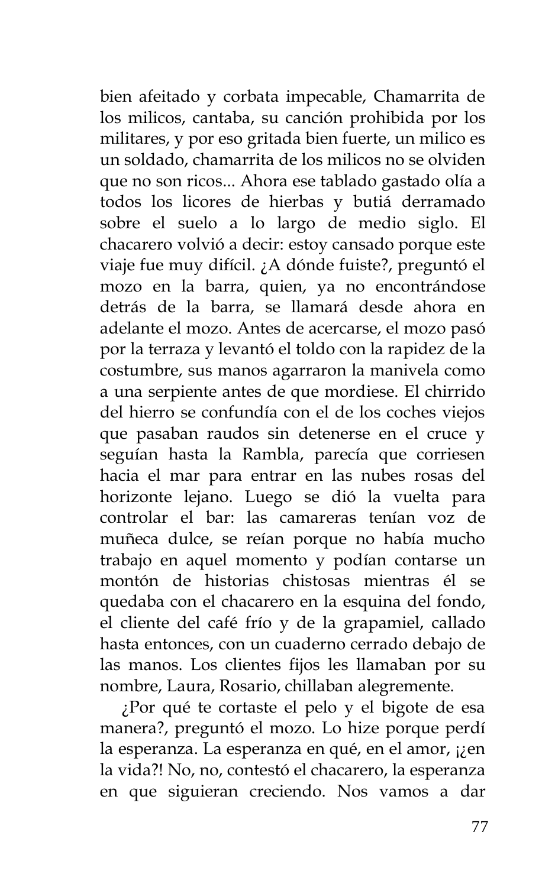bien afeitado y corbata impecable, Chamarrita de los milicos, cantaba, su canción prohibida por los militares, y por eso gritada bien fuerte, un milico es un soldado, chamarrita de los milicos no se olviden que no son ricos... Ahora ese tablado gastado olía a todos los licores de hierbas y butiá derramado sobre el suelo a lo largo de medio siglo. El chacarero volvió a decir: estoy cansado porque este viaje fue muy difícil. ¿A dónde fuiste?, preguntó el mozo en la barra, quien, ya no encontrándose detrás de la barra, se llamará desde ahora en adelante el mozo. Antes de acercarse, el mozo pasó por la terraza y levantó el toldo con la rapidez de la costumbre, sus manos agarraron la manivela como a una serpiente antes de que mordiese. El chirrido del hierro se confundía con el de los coches viejos que pasaban raudos sin detenerse en el cruce y seguían hasta la Rambla, parecía que corriesen hacia el mar para entrar en las nubes rosas del horizonte lejano. Luego se dió la vuelta para controlar el bar: las camareras tenían voz de muñeca dulce, se reían porque no había mucho trabajo en aquel momento y podían contarse un montón de historias chistosas mientras él se quedaba con el chacarero en la esquina del fondo, el cliente del café frío y de la grapamiel, callado hasta entonces, con un cuaderno cerrado debajo de las manos. Los clientes fijos les llamaban por su nombre, Laura, Rosario, chillaban alegremente.

¿Por qué te cortaste el pelo y el bigote de esa manera?, preguntó el mozo. Lo hize porque perdí la esperanza. La esperanza en qué, en el amor, ¡¿en la vida?! No, no, contestó el chacarero, la esperanza en que siguieran creciendo. Nos vamos a dar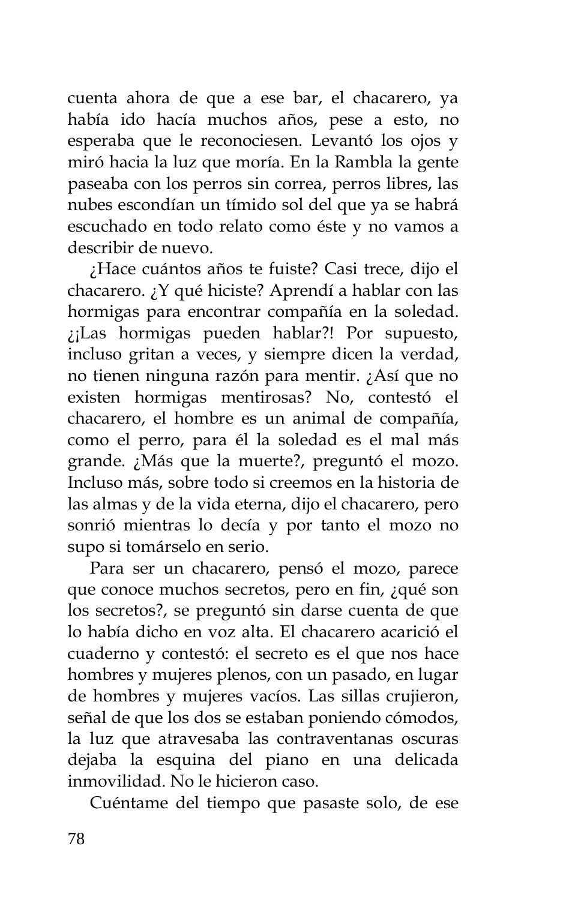cuenta ahora de que a ese bar, el chacarero, ya había ido hacía muchos años, pese a esto, no esperaba que le reconociesen. Levantó los ojos y miró hacia la luz que moría. En la Rambla la gente paseaba con los perros sin correa, perros libres, las nubes escondían un tímido sol del que ya se habrá escuchado en todo relato como éste y no vamos a describir de nuevo.

¿Hace cuántos años te fuiste? Casi trece, dijo el chacarero. ¿Y qué hiciste? Aprendí a hablar con las hormigas para encontrar compañía en la soledad. ¿¡Las hormigas pueden hablar?! Por supuesto, incluso gritan a veces, y siempre dicen la verdad, no tienen ninguna razón para mentir. ¿Así que no existen hormigas mentirosas? No, contestó el chacarero, el hombre es un animal de compañía, como el perro, para él la soledad es el mal más grande. ¿Más que la muerte?, preguntó el mozo. Incluso más, sobre todo si creemos en la historia de las almas y de la vida eterna, dijo el chacarero, pero sonrió mientras lo decía y por tanto el mozo no supo si tomárselo en serio.

Para ser un chacarero, pensó el mozo, parece que conoce muchos secretos, pero en fin, ¿qué son los secretos?, se preguntó sin darse cuenta de que lo había dicho en voz alta. El chacarero acarició el cuaderno y contestó: el secreto es el que nos hace hombres y mujeres plenos, con un pasado, en lugar de hombres y mujeres vacíos. Las sillas crujieron, señal de que los dos se estaban poniendo cómodos, la luz que atravesaba las contraventanas oscuras dejaba la esquina del piano en una delicada inmovilidad. No le hicieron caso.

Cuéntame del tiempo que pasaste solo, de ese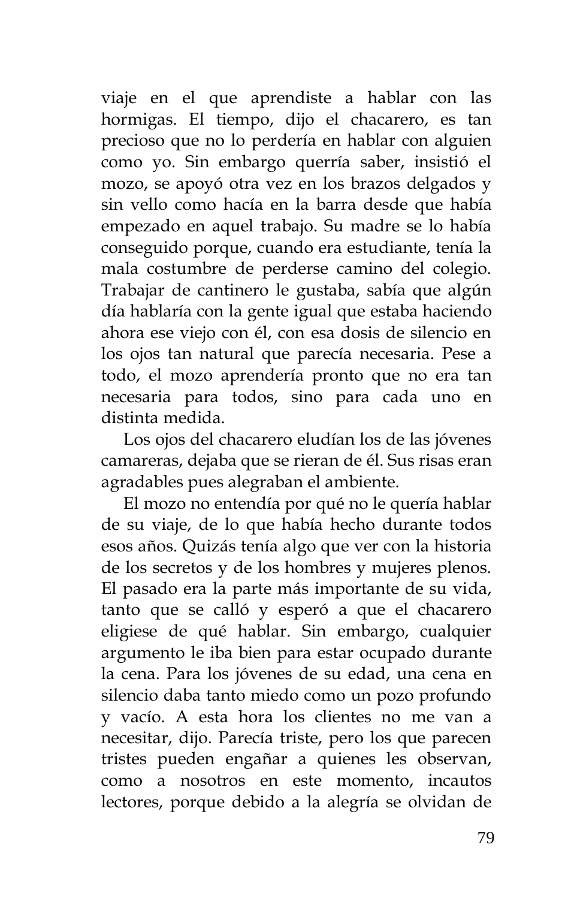viaje en el que aprendiste a hablar con las hormigas. El tiempo, dijo el chacarero, es tan precioso que no lo perdería en hablar con alguien como yo. Sin embargo querría saber, insistió el mozo, se apoyó otra vez en los brazos delgados y sin vello como hacía en la barra desde que había empezado en aquel trabajo. Su madre se lo había conseguido porque, cuando era estudiante, tenía la mala costumbre de perderse camino del colegio. Trabajar de cantinero le gustaba, sabía que algún día hablaría con la gente igual que estaba haciendo ahora ese viejo con él, con esa dosis de silencio en los ojos tan natural que parecía necesaria. Pese a todo, el mozo aprendería pronto que no era tan necesaria para todos, sino para cada uno en distinta medida.

Los ojos del chacarero eludían los de las jóvenes camareras, dejaba que se rieran de él. Sus risas eran agradables pues alegraban el ambiente.

El mozo no entendía por qué no le quería hablar de su viaje, de lo que había hecho durante todos esos años. Quizás tenía algo que ver con la historia de los secretos y de los hombres y mujeres plenos. El pasado era la parte más importante de su vida, tanto que se calló y esperó a que el chacarero eligiese de qué hablar. Sin embargo, cualquier argumento le iba bien para estar ocupado durante la cena. Para los jóvenes de su edad, una cena en silencio daba tanto miedo como un pozo profundo y vacío. A esta hora los clientes no me van a necesitar, dijo. Parecía triste, pero los que parecen tristes pueden engañar a quienes les observan, como a nosotros en este momento, incautos lectores, porque debido a la alegría se olvidan de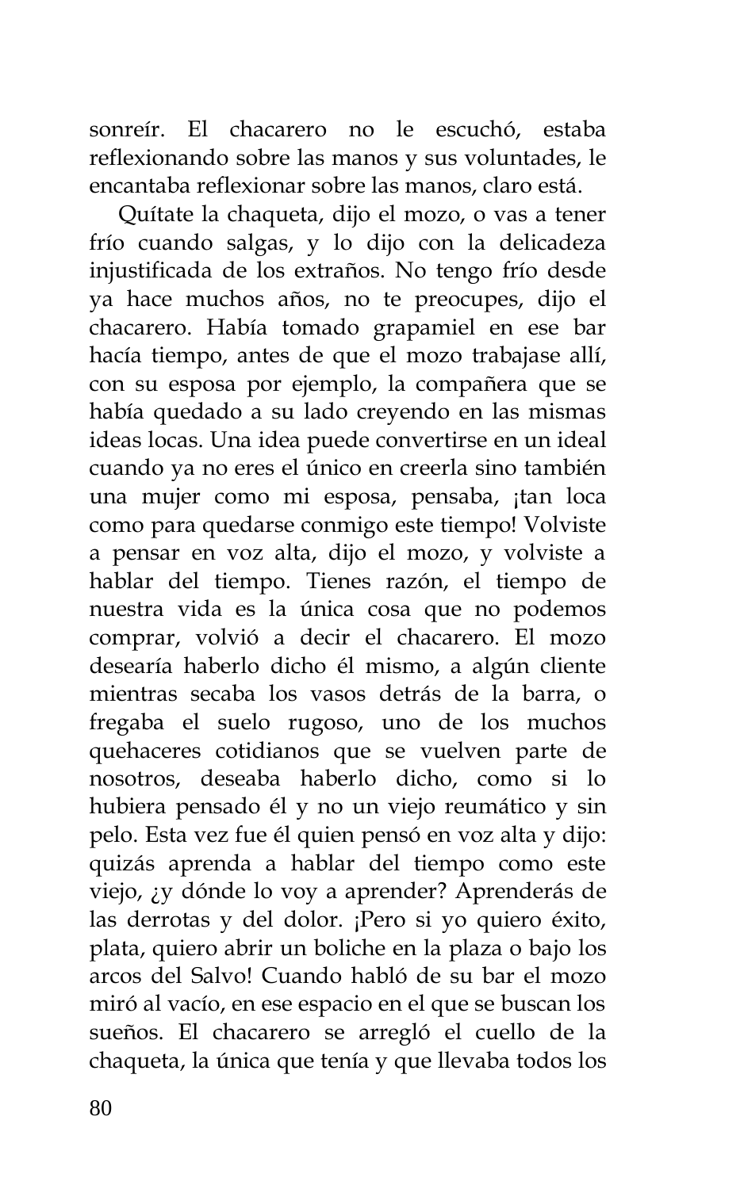sonreír. El chacarero no le escuchó, estaba reflexionando sobre las manos y sus voluntades, le encantaba reflexionar sobre las manos, claro está.

Quítate la chaqueta, dijo el mozo, o vas a tener frío cuando salgas, y lo dijo con la delicadeza injustificada de los extraños. No tengo frío desde ya hace muchos años, no te preocupes, dijo el chacarero. Había tomado grapamiel en ese bar hacía tiempo, antes de que el mozo trabajase allí, con su esposa por ejemplo, la compañera que se había quedado a su lado creyendo en las mismas ideas locas. Una idea puede convertirse en un ideal cuando ya no eres el único en creerla sino también una mujer como mi esposa, pensaba, ¡tan loca como para quedarse conmigo este tiempo! Volviste a pensar en voz alta, dijo el mozo, y volviste a hablar del tiempo. Tienes razón, el tiempo de nuestra vida es la única cosa que no podemos comprar, volvió a decir el chacarero. El mozo desearía haberlo dicho él mismo, a algún cliente mientras secaba los vasos detrás de la barra, o fregaba el suelo rugoso, uno de los muchos quehaceres cotidianos que se vuelven parte de nosotros, deseaba haberlo dicho, como si lo hubiera pensado él y no un viejo reumático y sin pelo. Esta vez fue él quien pensó en voz alta y dijo: quizás aprenda a hablar del tiempo como este viejo, ¿y dónde lo voy a aprender? Aprenderás de las derrotas y del dolor. ¡Pero si yo quiero éxito, plata, quiero abrir un boliche en la plaza o bajo los arcos del Salvo! Cuando habló de su bar el mozo miró al vacío, en ese espacio en el que se buscan los sueños. El chacarero se arregló el cuello de la chaqueta, la única que tenía y que llevaba todos los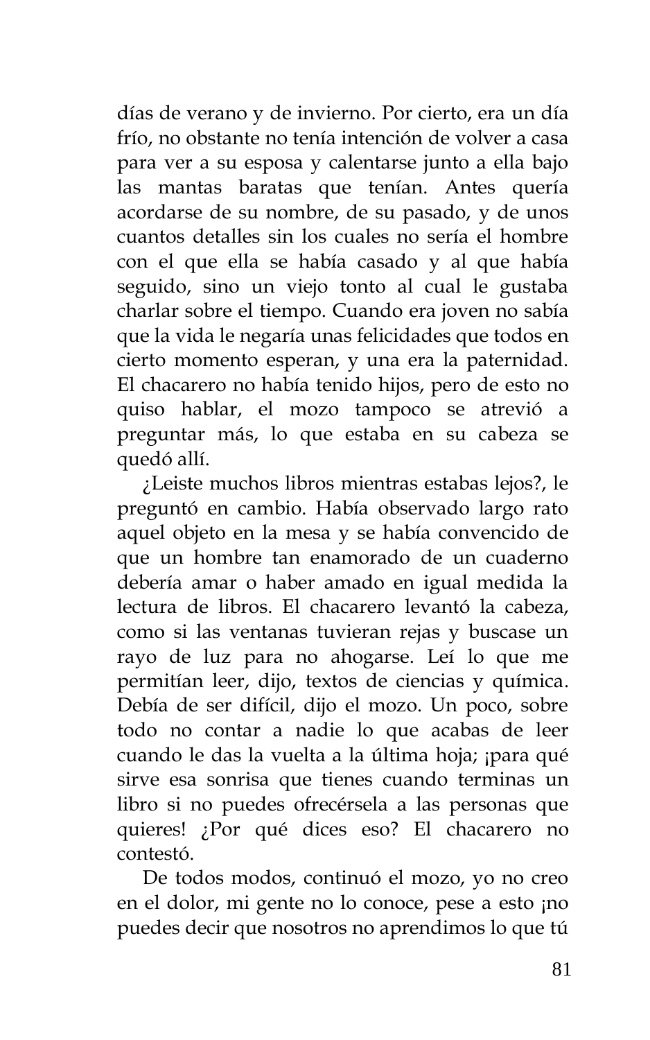días de verano y de invierno. Por cierto, era un día frío, no obstante no tenía intención de volver a casa para ver a su esposa y calentarse junto a ella bajo las mantas baratas que tenían. Antes quería acordarse de su nombre, de su pasado, y de unos cuantos detalles sin los cuales no sería el hombre con el que ella se había casado y al que había seguido, sino un viejo tonto al cual le gustaba charlar sobre el tiempo. Cuando era joven no sabía que la vida le negaría unas felicidades que todos en cierto momento esperan, y una era la paternidad. El chacarero no había tenido hijos, pero de esto no quiso hablar, el mozo tampoco se atrevió a preguntar más, lo que estaba en su cabeza se quedó allí.

¿Leiste muchos libros mientras estabas lejos?, le preguntó en cambio. Había observado largo rato aquel objeto en la mesa y se había convencido de que un hombre tan enamorado de un cuaderno debería amar o haber amado en igual medida la lectura de libros. El chacarero levantó la cabeza, como si las ventanas tuvieran rejas y buscase un rayo de luz para no ahogarse. Leí lo que me permitían leer, dijo, textos de ciencias y química. Debía de ser difícil, dijo el mozo. Un poco, sobre todo no contar a nadie lo que acabas de leer cuando le das la vuelta a la última hoja; ¡para qué sirve esa sonrisa que tienes cuando terminas un libro si no puedes ofrecérsela a las personas que quieres! ¿Por qué dices eso? El chacarero no contestó.

De todos modos, continuó el mozo, yo no creo en el dolor, mi gente no lo conoce, pese a esto ¡no puedes decir que nosotros no aprendimos lo que tú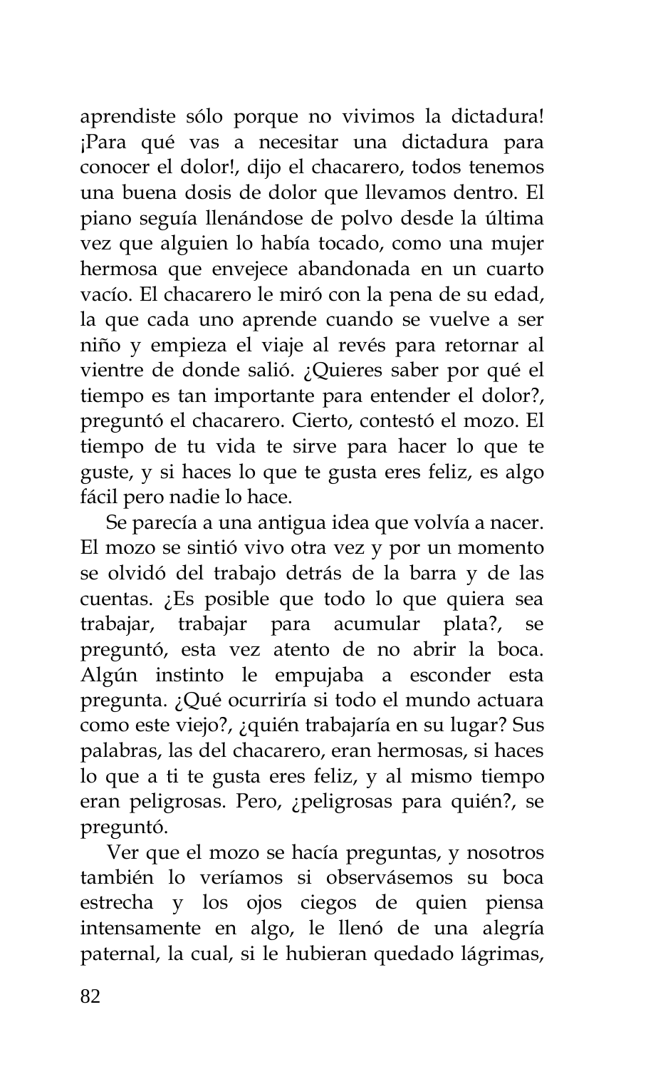aprendiste sólo porque no vivimos la dictadura! ¡Para qué vas a necesitar una dictadura para conocer el dolor!, dijo el chacarero, todos tenemos una buena dosis de dolor que llevamos dentro. El piano seguía llenándose de polvo desde la última vez que alguien lo había tocado, como una mujer hermosa que envejece abandonada en un cuarto vacío. El chacarero le miró con la pena de su edad, la que cada uno aprende cuando se vuelve a ser niño y empieza el viaje al revés para retornar al vientre de donde salió. ¿Quieres saber por qué el tiempo es tan importante para entender el dolor?, preguntó el chacarero. Cierto, contestó el mozo. El tiempo de tu vida te sirve para hacer lo que te guste, y si haces lo que te gusta eres feliz, es algo fácil pero nadie lo hace.

Se parecía a una antigua idea que volvía a nacer. El mozo se sintió vivo otra vez y por un momento se olvidó del trabajo detrás de la barra y de las cuentas. ¿Es posible que todo lo que quiera sea trabajar, trabajar para acumular plata?, se preguntó, esta vez atento de no abrir la boca. Algún instinto le empujaba a esconder esta pregunta. ¿Qué ocurriría si todo el mundo actuara como este viejo?, ¿quién trabajaría en su lugar? Sus palabras, las del chacarero, eran hermosas, si haces lo que a ti te gusta eres feliz, y al mismo tiempo eran peligrosas. Pero, ¿peligrosas para quién?, se preguntó.

Ver que el mozo se hacía preguntas, y nosotros también lo veríamos si observásemos su boca estrecha y los ojos ciegos de quien piensa intensamente en algo, le llenó de una alegría paternal, la cual, si le hubieran quedado lágrimas,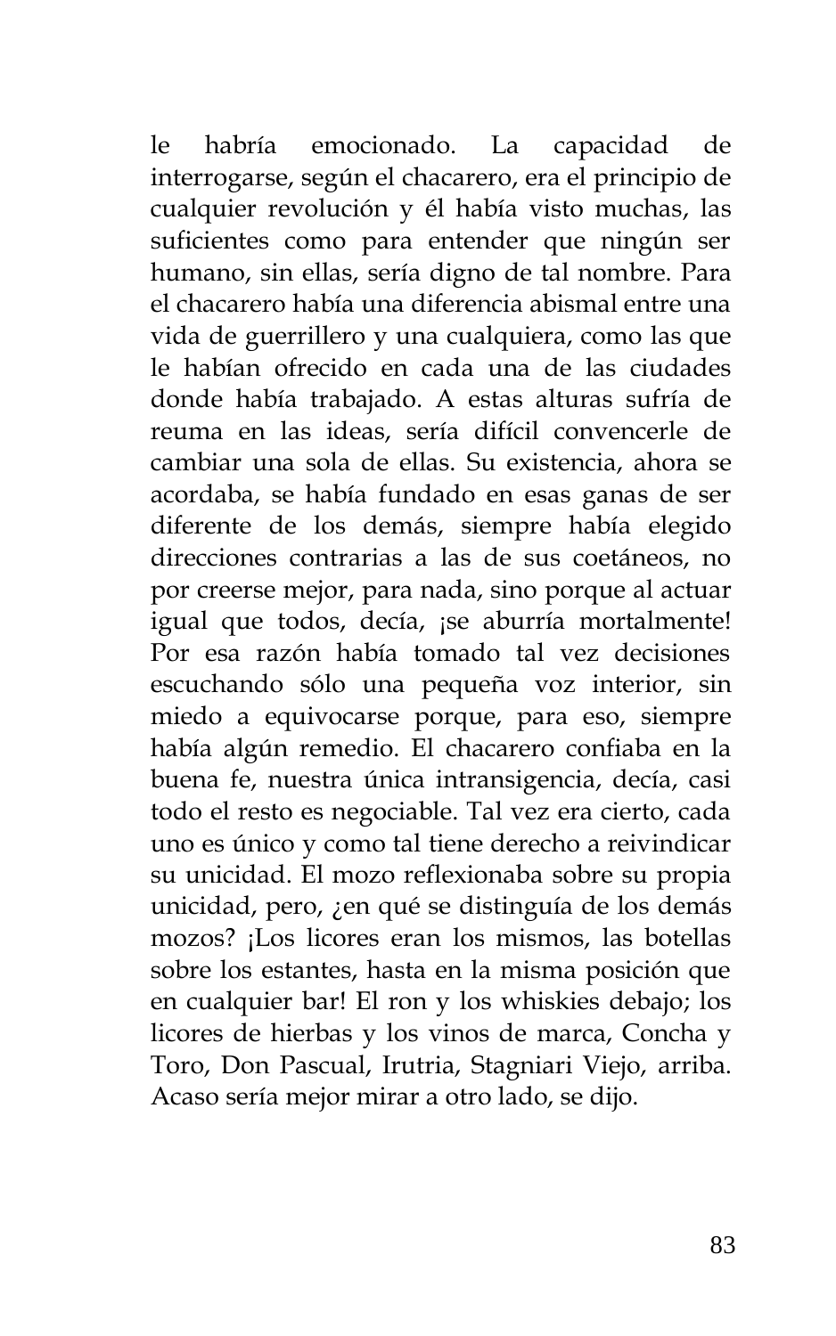le habría emocionado. La capacidad de interrogarse, según el chacarero, era el principio de cualquier revolución y él había visto muchas, las suficientes como para entender que ningún ser humano, sin ellas, sería digno de tal nombre. Para el chacarero había una diferencia abismal entre una vida de guerrillero y una cualquiera, como las que le habían ofrecido en cada una de las ciudades donde había trabajado. A estas alturas sufría de reuma en las ideas, sería difícil convencerle de cambiar una sola de ellas. Su existencia, ahora se acordaba, se había fundado en esas ganas de ser diferente de los demás, siempre había elegido direcciones contrarias a las de sus coetáneos, no por creerse mejor, para nada, sino porque al actuar igual que todos, decía, ¡se aburría mortalmente! Por esa razón había tomado tal vez decisiones escuchando sólo una pequeña voz interior, sin miedo a equivocarse porque, para eso, siempre había algún remedio. El chacarero confiaba en la buena fe, nuestra única intransigencia, decía, casi todo el resto es negociable. Tal vez era cierto, cada uno es único y como tal tiene derecho a reivindicar su unicidad. El mozo reflexionaba sobre su propia unicidad, pero, ¿en qué se distinguía de los demás mozos? ¡Los licores eran los mismos, las botellas sobre los estantes, hasta en la misma posición que en cualquier bar! El ron y los whiskies debajo; los licores de hierbas y los vinos de marca, Concha y Toro, Don Pascual, Irutria, Stagniari Viejo, arriba. Acaso sería mejor mirar a otro lado, se dijo.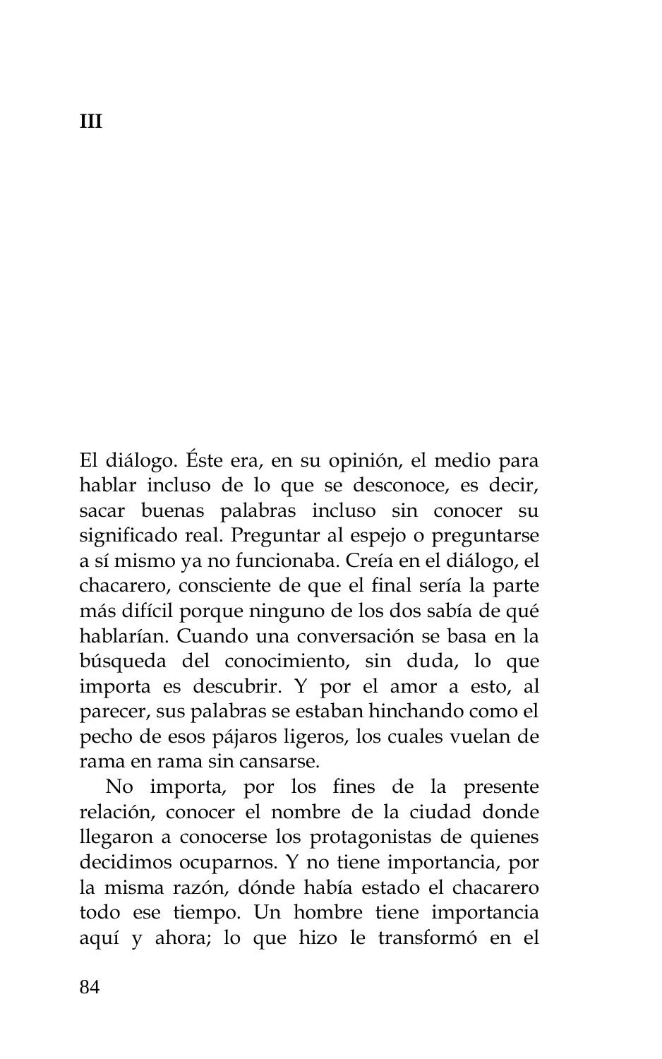# III

El diálogo. Éste era, en su opinión, el medio para hablar incluso de lo que se desconoce, es decir, sacar buenas palabras incluso sin conocer su significado real. Preguntar al espejo o preguntarse a sí mismo ya no funcionaba. Creía en el diálogo, el chacarero, consciente de que el final sería la parte más difícil porque ninguno de los dos sabía de qué hablarían. Cuando una conversación se basa en la búsqueda del conocimiento, sin duda, lo que importa es descubrir. Y por el amor a esto, al parecer, sus palabras se estaban hinchando como el pecho de esos pájaros ligeros, los cuales vuelan de rama en rama sin cansarse.

No importa, por los fines de la presente relación, conocer el nombre de la ciudad donde llegaron a conocerse los protagonistas de quienes decidimos ocuparnos. Y no tiene importancia, por la misma razón, dónde había estado el chacarero todo ese tiempo. Un hombre tiene importancia aquí y ahora; lo que hizo le transformó en el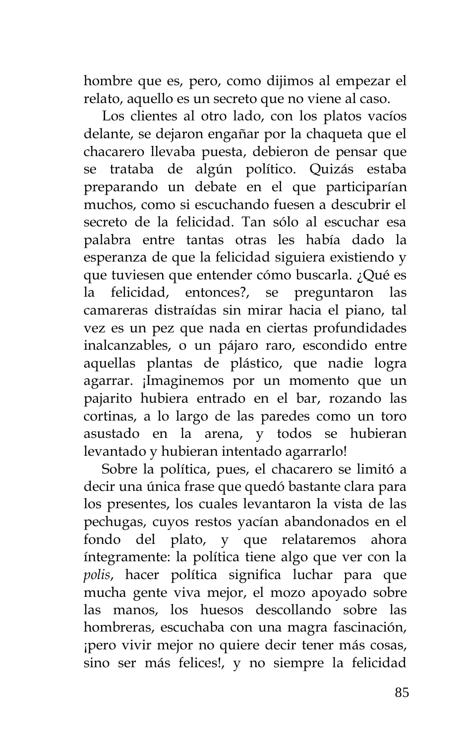hombre que es, pero, como dijimos al empezar el relato, aquello es un secreto que no viene al caso.

Los clientes al otro lado, con los platos vacíos delante, se dejaron engañar por la chaqueta que el chacarero llevaba puesta, debieron de pensar que se trataba de algún político. Quizás estaba preparando un debate en el que participarían muchos, como si escuchando fuesen a descubrir el secreto de la felicidad. Tan sólo al escuchar esa palabra entre tantas otras les había dado la esperanza de que la felicidad siguiera existiendo y que tuviesen que entender cómo buscarla. ¿Qué es la felicidad, entonces?, se preguntaron las camareras distraídas sin mirar hacia el piano, tal vez es un pez que nada en ciertas profundidades inalcanzables, o un pájaro raro, escondido entre aquellas plantas de plástico, que nadie logra agarrar. ¡Imaginemos por un momento que un pajarito hubiera entrado en el bar, rozando las cortinas, a lo largo de las paredes como un toro asustado en la arena, y todos se hubieran levantado y hubieran intentado agarrarlo!

Sobre la política, pues, el chacarero se limitó a decir una única frase que quedó bastante clara para los presentes, los cuales levantaron la vista de las pechugas, cuyos restos yacían abandonados en el fondo del plato, y que relataremos ahora íntegramente: la política tiene algo que ver con la *polis*, hacer política significa luchar para que mucha gente viva mejor, el mozo apoyado sobre las manos, los huesos descollando sobre las hombreras, escuchaba con una magra fascinación, ¡pero vivir mejor no quiere decir tener más cosas, sino ser más felices!, y no siempre la felicidad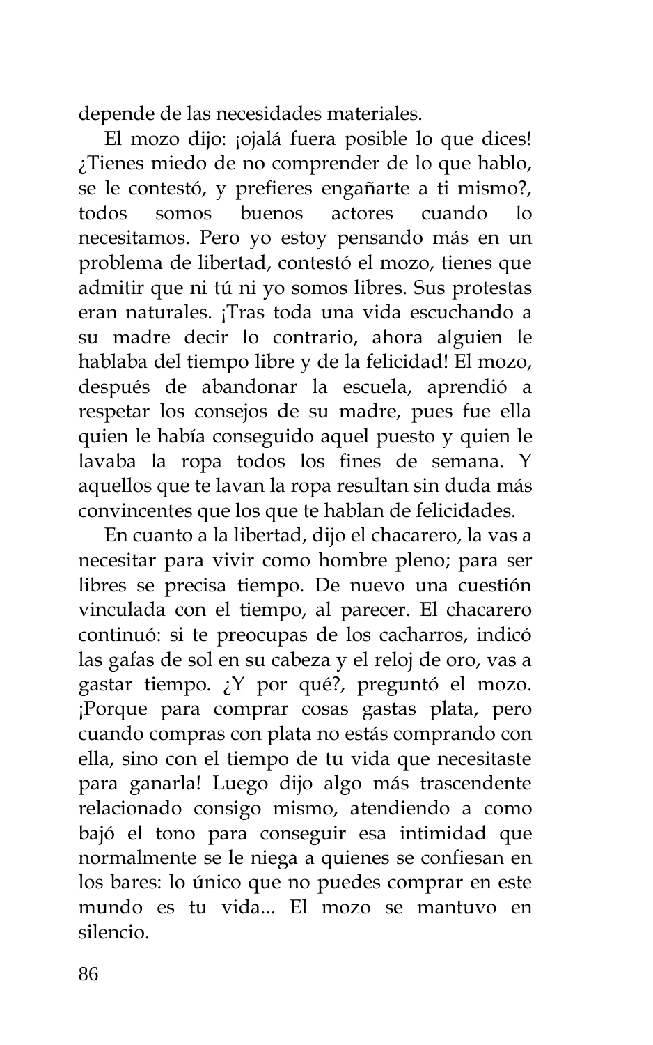depende de las necesidades materiales.

El mozo dijo: ¡ojalá fuera posible lo que dices! ¿Tienes miedo de no comprender de lo que hablo, se le contestó, y prefieres engañarte a ti mismo?, todos somos buenos actores cuando lo necesitamos. Pero yo estoy pensando más en un problema de libertad, contestó el mozo, tienes que admitir que ni tú ni yo somos libres. Sus protestas eran naturales. ¡Tras toda una vida escuchando a su madre decir lo contrario, ahora alguien le hablaba del tiempo libre y de la felicidad! El mozo, después de abandonar la escuela, aprendió a respetar los consejos de su madre, pues fue ella quien le había conseguido aquel puesto y quien le lavaba la ropa todos los fines de semana. Y aquellos que te lavan la ropa resultan sin duda más convincentes que los que te hablan de felicidades.

En cuanto a la libertad, dijo el chacarero, la vas a necesitar para vivir como hombre pleno; para ser libres se precisa tiempo. De nuevo una cuestión vinculada con el tiempo, al parecer. El chacarero continuó: si te preocupas de los cacharros, indicó las gafas de sol en su cabeza y el reloj de oro, vas a gastar tiempo. ¿Y por qué?, preguntó el mozo. ¡Porque para comprar cosas gastas plata, pero cuando compras con plata no estás comprando con ella, sino con el tiempo de tu vida que necesitaste para ganarla! Luego dijo algo más trascendente relacionado consigo mismo, atendiendo a como bajó el tono para conseguir esa intimidad que normalmente se le niega a quienes se confiesan en los bares: lo único que no puedes comprar en este mundo es tu vida... El mozo se mantuvo en silencio.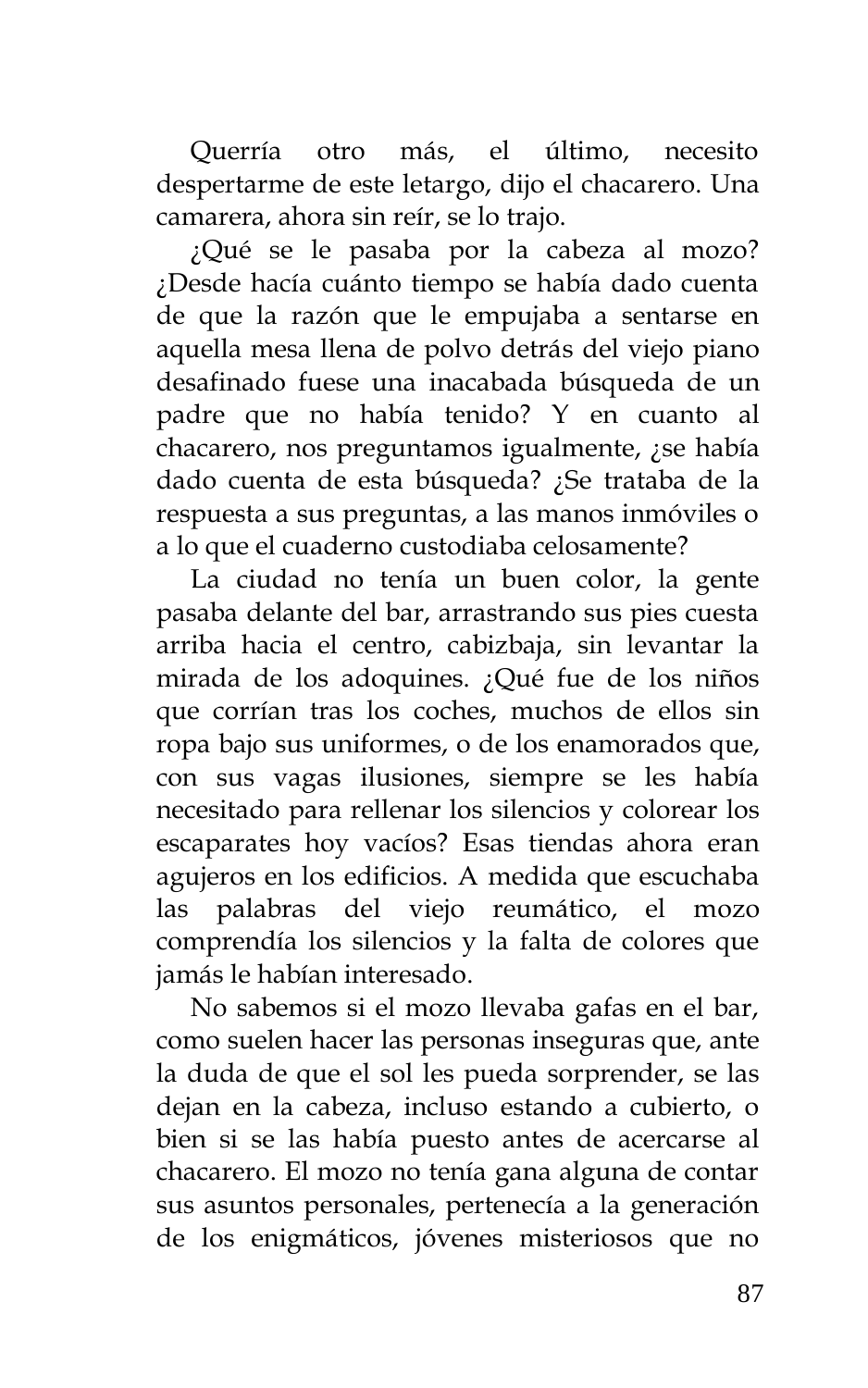Querría otro más, el último, necesito despertarme de este letargo, dijo el chacarero. Una camarera, ahora sin reír, se lo trajo.

¿Qué se le pasaba por la cabeza al mozo? ¿Desde hacía cuánto tiempo se había dado cuenta de que la razón que le empujaba a sentarse en aquella mesa llena de polvo detrás del viejo piano desafinado fuese una inacabada búsqueda de un padre que no había tenido? Y en cuanto al chacarero, nos preguntamos igualmente, ¿se había dado cuenta de esta búsqueda? ¿Se trataba de la respuesta a sus preguntas, a las manos inmóviles o a lo que el cuaderno custodiaba celosamente?

La ciudad no tenía un buen color, la gente pasaba delante del bar, arrastrando sus pies cuesta arriba hacia el centro, cabizbaja, sin levantar la mirada de los adoquines. ¿Qué fue de los niños que corrían tras los coches, muchos de ellos sin ropa bajo sus uniformes, o de los enamorados que, con sus vagas ilusiones, siempre se les había necesitado para rellenar los silencios y colorear los escaparates hoy vacíos? Esas tiendas ahora eran agujeros en los edificios. A medida que escuchaba las palabras del viejo reumático, el mozo comprendía los silencios y la falta de colores que jamás le habían interesado.

No sabemos si el mozo llevaba gafas en el bar, como suelen hacer las personas inseguras que, ante la duda de que el sol les pueda sorprender, se las dejan en la cabeza, incluso estando a cubierto, o bien si se las había puesto antes de acercarse al chacarero. El mozo no tenía gana alguna de contar sus asuntos personales, pertenecía a la generación de los enigmáticos, jóvenes misteriosos que no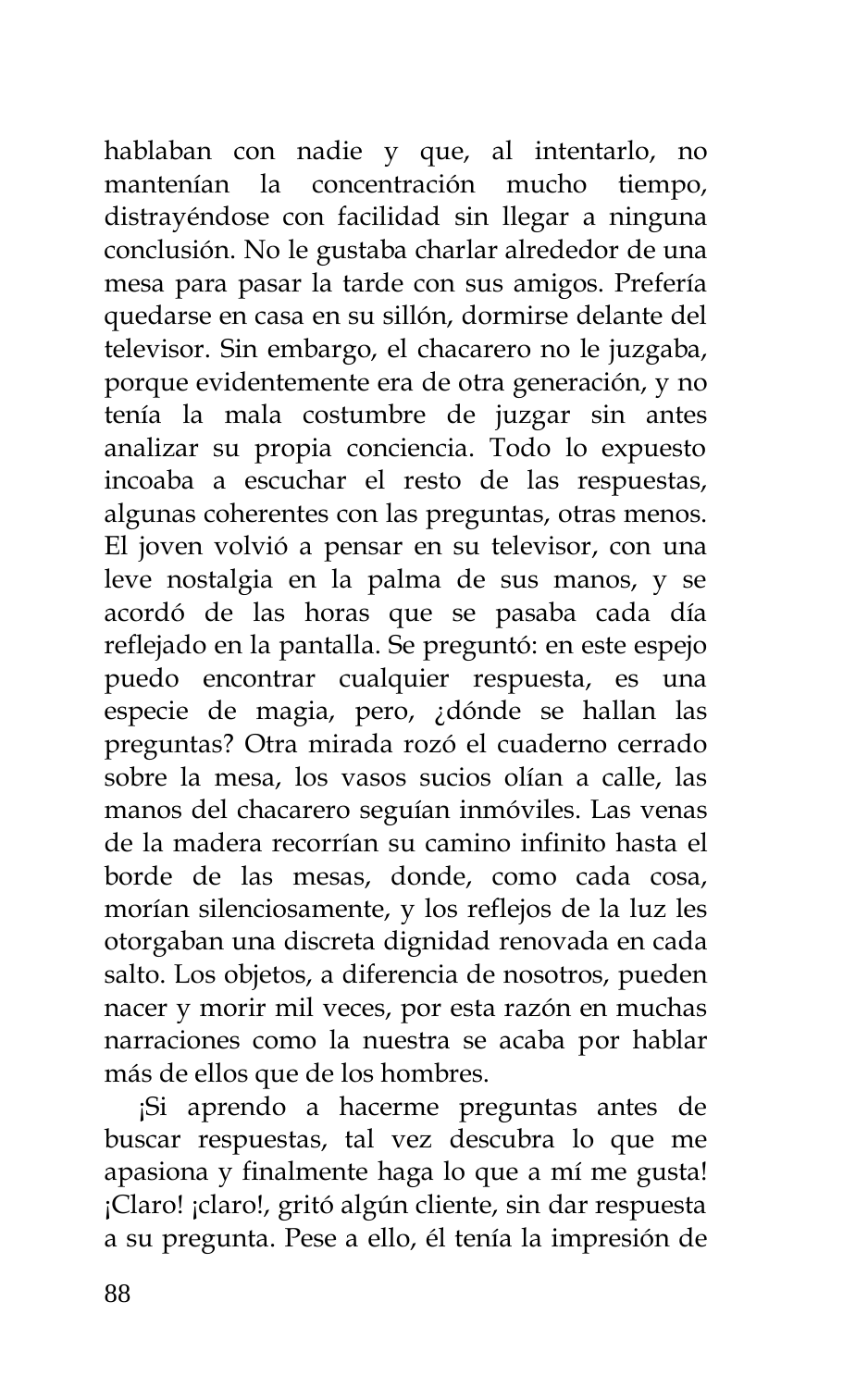hablaban con nadie y que, al intentarlo, no mantenían la concentración mucho tiempo, distrayéndose con facilidad sin llegar a ninguna conclusión. No le gustaba charlar alrededor de una mesa para pasar la tarde con sus amigos. Prefería quedarse en casa en su sillón, dormirse delante del televisor. Sin embargo, el chacarero no le juzgaba, porque evidentemente era de otra generación, y no tenía la mala costumbre de juzgar sin antes analizar su propia conciencia. Todo lo expuesto incoaba a escuchar el resto de las respuestas, algunas coherentes con las preguntas, otras menos. El joven volvió a pensar en su televisor, con una leve nostalgia en la palma de sus manos, y se acordó de las horas que se pasaba cada día reflejado en la pantalla. Se preguntó: en este espejo puedo encontrar cualquier respuesta, es una especie de magia, pero, ¿dónde se hallan las preguntas? Otra mirada rozó el cuaderno cerrado sobre la mesa, los vasos sucios olían a calle, las manos del chacarero seguían inmóviles. Las venas de la madera recorrían su camino infinito hasta el borde de las mesas, donde, como cada cosa, morían silenciosamente, y los reflejos de la luz les otorgaban una discreta dignidad renovada en cada salto. Los objetos, a diferencia de nosotros, pueden nacer y morir mil veces, por esta razón en muchas narraciones como la nuestra se acaba por hablar más de ellos que de los hombres.

¡Si aprendo a hacerme preguntas antes de buscar respuestas, tal vez descubra lo que me apasiona y finalmente haga lo que a mí me gusta! ¡Claro! ¡claro!, gritó algún cliente, sin dar respuesta a su pregunta. Pese a ello, él tenía la impresión de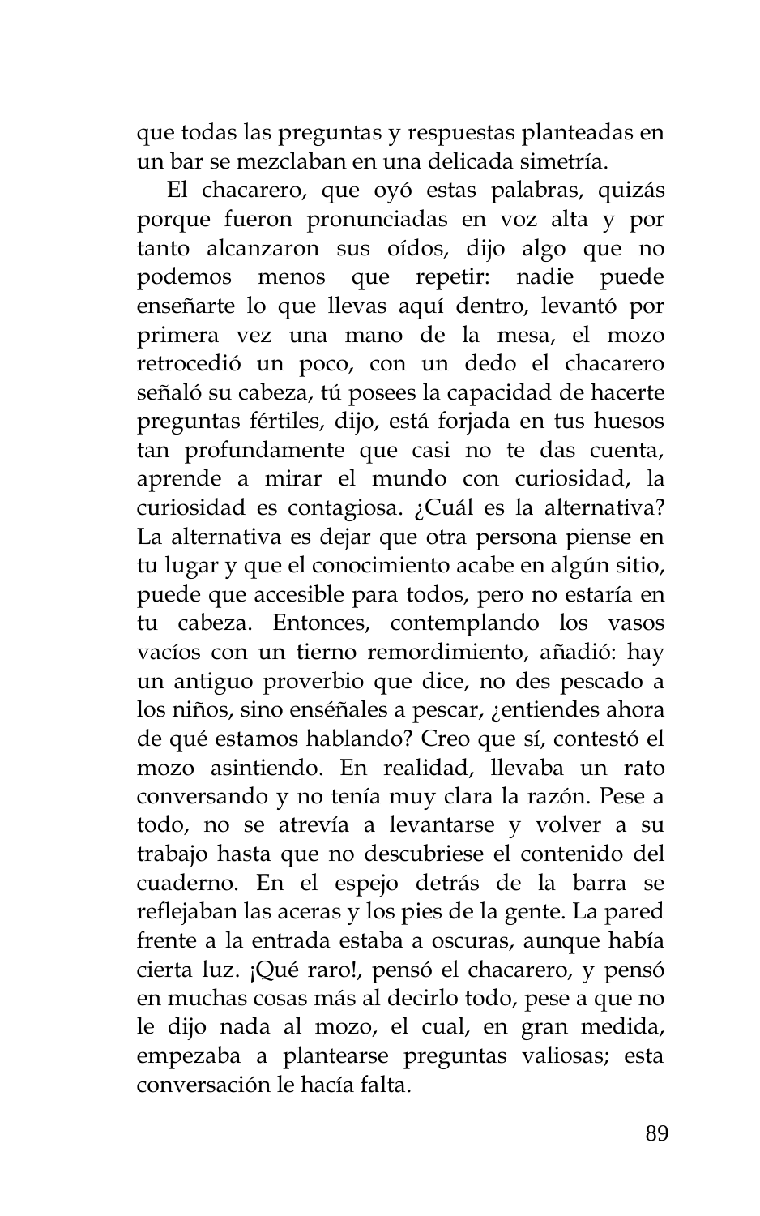que todas las preguntas y respuestas planteadas en un bar se mezclaban en una delicada simetría.

El chacarero, que oyó estas palabras, quizás porque fueron pronunciadas en voz alta y por tanto alcanzaron sus oídos, dijo algo que no podemos menos que repetir: nadie puede enseñarte lo que llevas aquí dentro, levantó por primera vez una mano de la mesa, el mozo retrocedió un poco, con un dedo el chacarero señaló su cabeza, tú posees la capacidad de hacerte preguntas fértiles, dijo, está forjada en tus huesos tan profundamente que casi no te das cuenta, aprende a mirar el mundo con curiosidad, la curiosidad es contagiosa. ¿Cuál es la alternativa? La alternativa es dejar que otra persona piense en tu lugar y que el conocimiento acabe en algún sitio, puede que accesible para todos, pero no estaría en tu cabeza. Entonces, contemplando los vasos vacíos con un tierno remordimiento, añadió: hay un antiguo proverbio que dice, no des pescado a los niños, sino enséñales a pescar, ¿entiendes ahora de qué estamos hablando? Creo que sí, contestó el mozo asintiendo. En realidad, llevaba un rato conversando y no tenía muy clara la razón. Pese a todo, no se atrevía a levantarse y volver a su trabajo hasta que no descubriese el contenido del cuaderno. En el espejo detrás de la barra se reflejaban las aceras y los pies de la gente. La pared frente a la entrada estaba a oscuras, aunque había cierta luz. ¡Qué raro!, pensó el chacarero, y pensó en muchas cosas más al decirlo todo, pese a que no le dijo nada al mozo, el cual, en gran medida, empezaba a plantearse preguntas valiosas; esta conversación le hacía falta.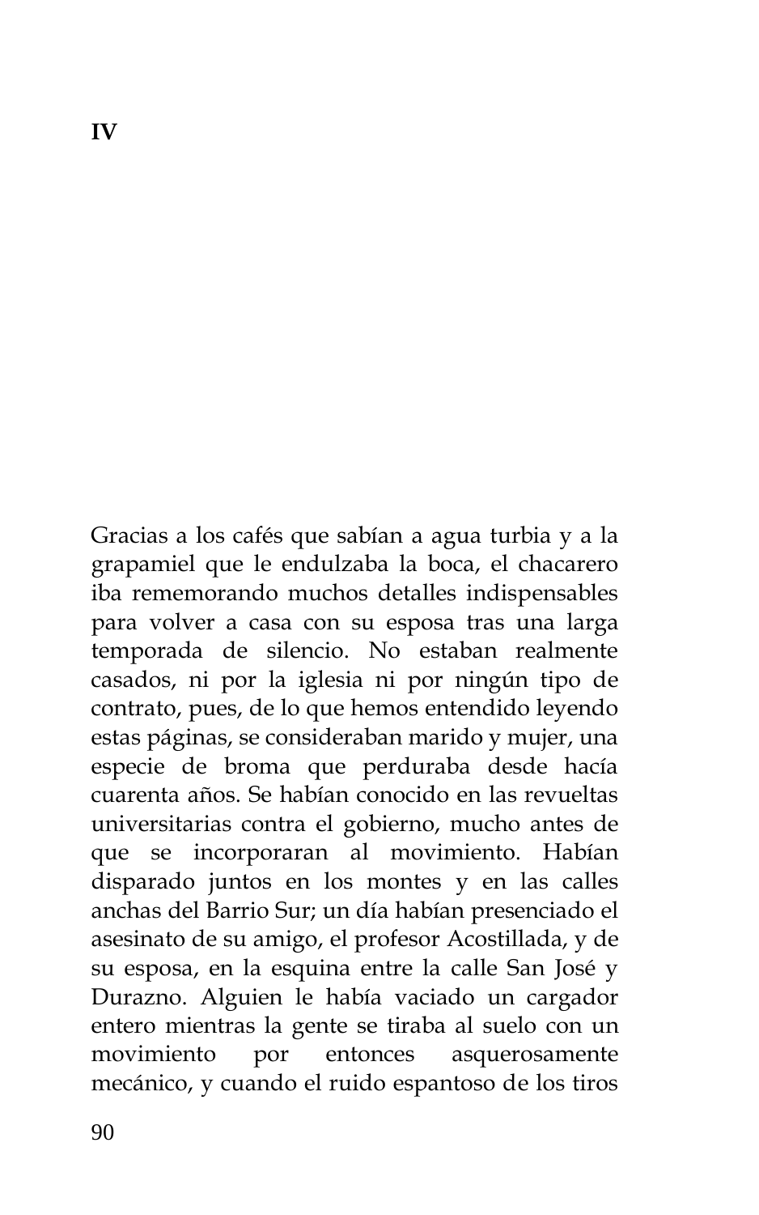# IV

Gracias a los cafés que sabían a agua turbia y a la grapamiel que le endulzaba la boca, el chacarero iba rememorando muchos detalles indispensables para volver a casa con su esposa tras una larga temporada de silencio. No estaban realmente casados, ni por la iglesia ni por ningún tipo de contrato, pues, de lo que hemos entendido leyendo estas páginas, se consideraban marido y mujer, una especie de broma que perduraba desde hacía cuarenta años. Se habían conocido en las revueltas universitarias contra el gobierno, mucho antes de que se incorporaran al movimiento. Habían disparado juntos en los montes y en las calles anchas del Barrio Sur; un día habían presenciado el asesinato de su amigo, el profesor Acostillada, y de su esposa, en la esquina entre la calle San José y Durazno. Alguien le había vaciado un cargador entero mientras la gente se tiraba al suelo con un movimiento por entonces asquerosamente mecánico, y cuando el ruido espantoso de los tiros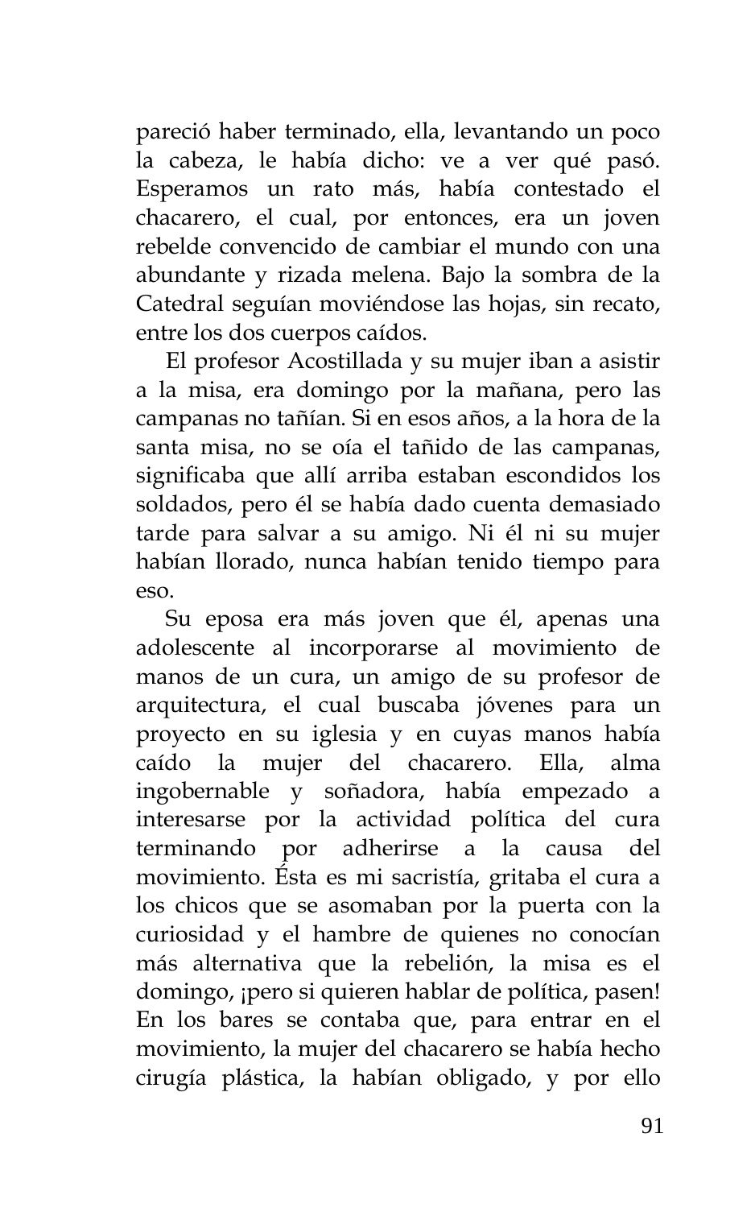pareció haber terminado, ella, levantando un poco la cabeza, le había dicho: ve a ver qué pasó. Esperamos un rato más, había contestado el chacarero, el cual, por entonces, era un joven rebelde convencido de cambiar el mundo con una abundante y rizada melena. Bajo la sombra de la Catedral seguían moviéndose las hojas, sin recato, entre los dos cuerpos caídos.

El profesor Acostillada y su mujer iban a asistir a la misa, era domingo por la mañana, pero las campanas no tañían. Si en esos años, a la hora de la santa misa, no se oía el tañido de las campanas, significaba que allí arriba estaban escondidos los soldados, pero él se había dado cuenta demasiado tarde para salvar a su amigo. Ni él ni su mujer habían llorado, nunca habían tenido tiempo para eso.

Su eposa era más joven que él, apenas una adolescente al incorporarse al movimiento de manos de un cura, un amigo de su profesor de arquitectura, el cual buscaba jóvenes para un proyecto en su iglesia y en cuyas manos había caído la mujer del chacarero. Ella, alma ingobernable y soñadora, había empezado a interesarse por la actividad política del cura terminando por adherirse a la causa del movimiento. Ésta es mi sacristía, gritaba el cura a los chicos que se asomaban por la puerta con la curiosidad y el hambre de quienes no conocían más alternativa que la rebelión, la misa es el domingo, ¡pero si quieren hablar de política, pasen! En los bares se contaba que, para entrar en el movimiento, la mujer del chacarero se había hecho cirugía plástica, la habían obligado, y por ello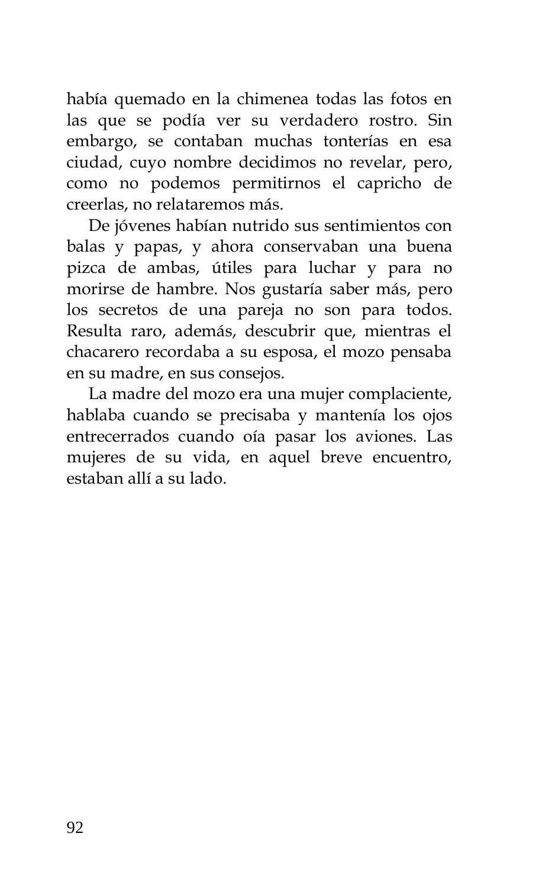había quemado en la chimenea todas las fotos en las que se podía ver su verdadero rostro. Sin embargo, se contaban muchas tonterías en esa ciudad, cuyo nombre decidimos no revelar, pero, como no podemos permitirnos el capricho de creerlas, no relataremos más.

De jóvenes habían nutrido sus sentimientos con balas y papas, y ahora conservaban una buena pizca de ambas, útiles para luchar y para no morirse de hambre. Nos gustaría saber más, pero los secretos de una pareja no son para todos. Resulta raro, además, descubrir que, mientras el chacarero recordaba a su esposa, el mozo pensaba en su madre, en sus consejos.

La madre del mozo era una mujer complaciente, hablaba cuando se precisaba y mantenía los ojos entrecerrados cuando oía pasar los aviones. Las mujeres de su vida, en aquel breve encuentro, estaban allí a su lado.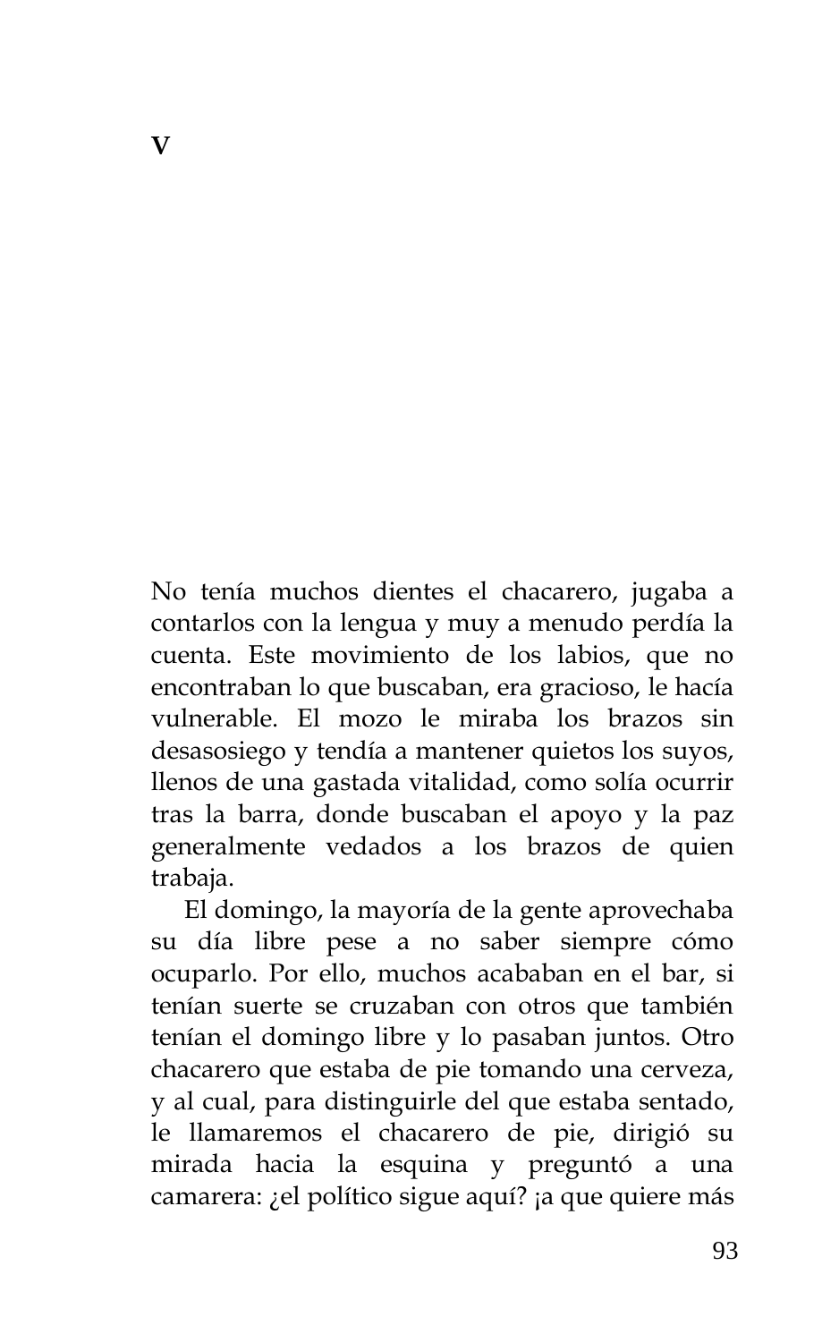# V

No tenía muchos dientes el chacarero, jugaba a contarlos con la lengua y muy a menudo perdía la cuenta. Este movimiento de los labios, que no encontraban lo que buscaban, era gracioso, le hacía vulnerable. El mozo le miraba los brazos sin desasosiego y tendía a mantener quietos los suyos, llenos de una gastada vitalidad, como solía ocurrir tras la barra, donde buscaban el apoyo y la paz generalmente vedados a los brazos de quien trabaja.

El domingo, la mayoría de la gente aprovechaba su día libre pese a no saber siempre cómo ocuparlo. Por ello, muchos acababan en el bar, si tenían suerte se cruzaban con otros que también tenían el domingo libre y lo pasaban juntos. Otro chacarero que estaba de pie tomando una cerveza, y al cual, para distinguirle del que estaba sentado, le llamaremos el chacarero de pie, dirigió su mirada hacia la esquina y preguntó a una camarera: ¿el político sigue aquí? ¡a que quiere más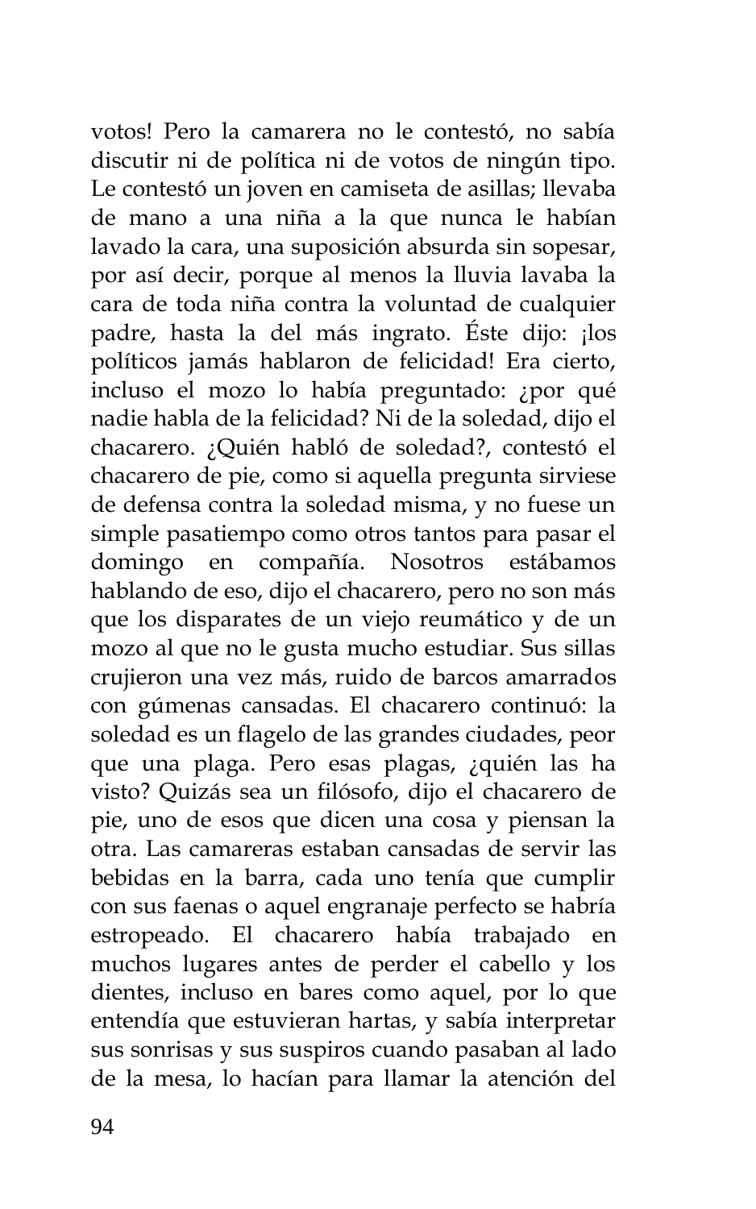votos! Pero la camarera no le contestó, no sabía discutir ni de política ni de votos de ningún tipo. Le contestó un joven en camiseta de asillas; llevaba de mano a una niña a la que nunca le habían lavado la cara, una suposición absurda sin sopesar, por así decir, porque al menos la lluvia lavaba la cara de toda niña contra la voluntad de cualquier padre, hasta la del más ingrato. Éste dijo: ¡los políticos jamás hablaron de felicidad! Era cierto, incluso el mozo lo había preguntado: ¿por qué nadie habla de la felicidad? Ni de la soledad, dijo el chacarero. ¿Quién habló de soledad?, contestó el chacarero de pie, como si aquella pregunta sirviese de defensa contra la soledad misma, y no fuese un simple pasatiempo como otros tantos para pasar el domingo en compañía. Nosotros estábamos hablando de eso, dijo el chacarero, pero no son más que los disparates de un viejo reumático y de un mozo al que no le gusta mucho estudiar. Sus sillas crujieron una vez más, ruido de barcos amarrados con gúmenas cansadas. El chacarero continuó: la soledad es un flagelo de las grandes ciudades, peor que una plaga. Pero esas plagas, ¿quién las ha visto? Quizás sea un filósofo, dijo el chacarero de pie, uno de esos que dicen una cosa y piensan la otra. Las camareras estaban cansadas de servir las bebidas en la barra, cada uno tenía que cumplir con sus faenas o aquel engranaje perfecto se habría estropeado. El chacarero había trabajado en muchos lugares antes de perder el cabello y los dientes, incluso en bares como aquel, por lo que entendía que estuvieran hartas, y sabía interpretar sus sonrisas y sus suspiros cuando pasaban al lado de la mesa, lo hacían para llamar la atención del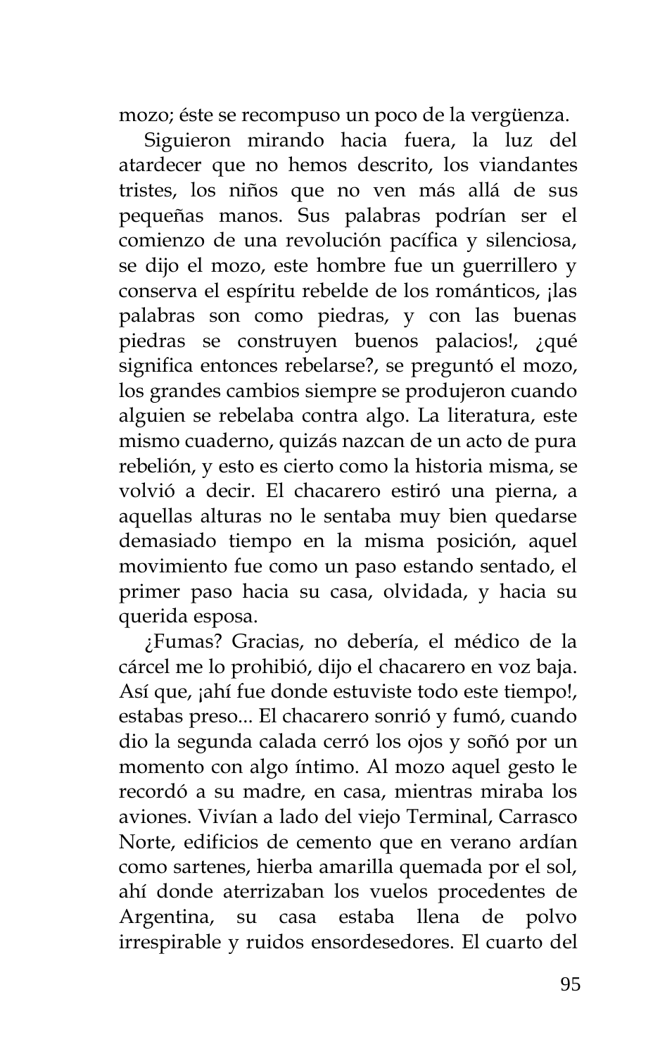mozo; éste se recompuso un poco de la vergüenza.

Siguieron mirando hacia fuera, la luz del atardecer que no hemos descrito, los viandantes tristes, los niños que no ven más allá de sus pequeñas manos. Sus palabras podrían ser el comienzo de una revolución pacífica y silenciosa, se dijo el mozo, este hombre fue un guerrillero y conserva el espíritu rebelde de los románticos, ¡las palabras son como piedras, y con las buenas piedras se construyen buenos palacios!, ¿qué significa entonces rebelarse?, se preguntó el mozo, los grandes cambios siempre se produjeron cuando alguien se rebelaba contra algo. La literatura, este mismo cuaderno, quizás nazcan de un acto de pura rebelión, y esto es cierto como la historia misma, se volvió a decir. El chacarero estiró una pierna, a aquellas alturas no le sentaba muy bien quedarse demasiado tiempo en la misma posición, aquel movimiento fue como un paso estando sentado, el primer paso hacia su casa, olvidada, y hacia su querida esposa.

¿Fumas? Gracias, no debería, el médico de la cárcel me lo prohibió, dijo el chacarero en voz baja. Así que, ¡ahí fue donde estuviste todo este tiempo!, estabas preso... El chacarero sonrió y fumó, cuando dio la segunda calada cerró los ojos y soñó por un momento con algo íntimo. Al mozo aquel gesto le recordó a su madre, en casa, mientras miraba los aviones. Vivían a lado del viejo Terminal, Carrasco Norte, edificios de cemento que en verano ardían como sartenes, hierba amarilla quemada por el sol, ahí donde aterrizaban los vuelos procedentes de Argentina, su casa estaba llena de polvo irrespirable y ruidos ensordesedores. El cuarto del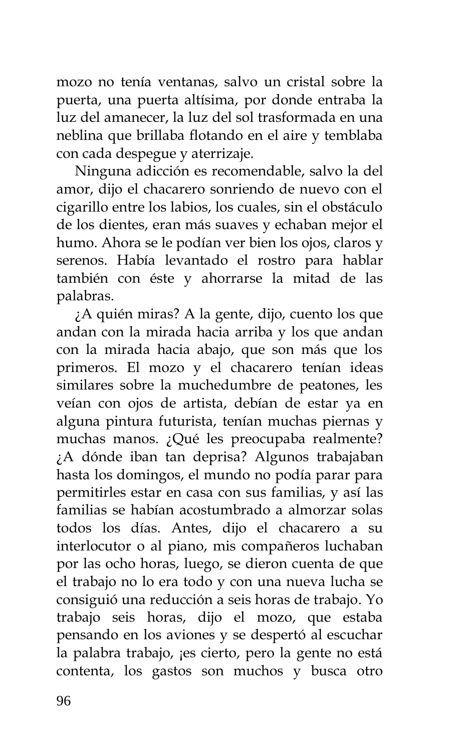mozo no tenía ventanas, salvo un cristal sobre la puerta, una puerta altísima, por donde entraba la luz del amanecer, la luz del sol trasformada en una neblina que brillaba flotando en el aire y temblaba con cada despegue y aterrizaje.

Ninguna adicción es recomendable, salvo la del amor, dijo el chacarero sonriendo de nuevo con el cigarillo entre los labios, los cuales, sin el obstáculo de los dientes, eran más suaves y echaban mejor el humo. Ahora se le podían ver bien los ojos, claros y serenos. Había levantado el rostro para hablar también con éste y ahorrarse la mitad de las palabras.

¿A quién miras? A la gente, dijo, cuento los que andan con la mirada hacia arriba y los que andan con la mirada hacia abajo, que son más que los primeros. El mozo y el chacarero tenían ideas similares sobre la muchedumbre de peatones, les veían con ojos de artista, debían de estar ya en alguna pintura futurista, tenían muchas piernas y muchas manos. ¿Qué les preocupaba realmente? ¿A dónde iban tan deprisa? Algunos trabajaban hasta los domingos, el mundo no podía parar para permitirles estar en casa con sus familias, y así las familias se habían acostumbrado a almorzar solas todos los días. Antes, dijo el chacarero a su interlocutor o al piano, mis compañeros luchaban por las ocho horas, luego, se dieron cuenta de que el trabajo no lo era todo y con una nueva lucha se consiguió una reducción a seis horas de trabajo. Yo trabajo seis horas, dijo el mozo, que estaba pensando en los aviones y se despertó al escuchar la palabra trabajo, ¡es cierto, pero la gente no está contenta, los gastos son muchos y busca otro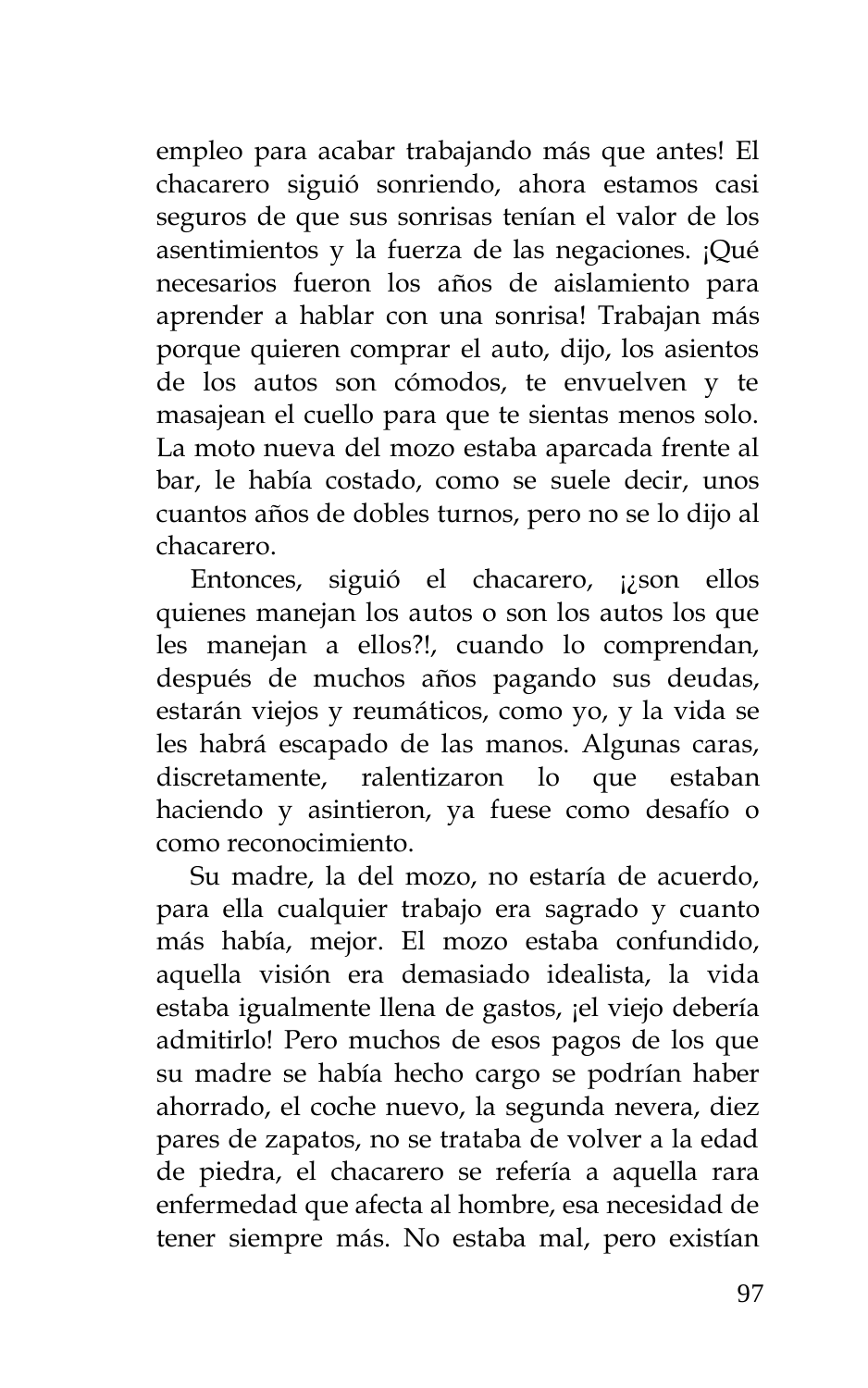empleo para acabar trabajando más que antes! El chacarero siguió sonriendo, ahora estamos casi seguros de que sus sonrisas tenían el valor de los asentimientos y la fuerza de las negaciones. ¡Qué necesarios fueron los años de aislamiento para aprender a hablar con una sonrisa! Trabajan más porque quieren comprar el auto, dijo, los asientos de los autos son cómodos, te envuelven y te masajean el cuello para que te sientas menos solo. La moto nueva del mozo estaba aparcada frente al bar, le había costado, como se suele decir, unos cuantos años de dobles turnos, pero no se lo dijo al chacarero.

Entonces, siguió el chacarero, ¡¿son ellos quienes manejan los autos o son los autos los que les manejan a ellos?!, cuando lo comprendan, después de muchos años pagando sus deudas, estarán viejos y reumáticos, como yo, y la vida se les habrá escapado de las manos. Algunas caras, discretamente, ralentizaron lo que estaban haciendo y asintieron, ya fuese como desafío o como reconocimiento.

Su madre, la del mozo, no estaría de acuerdo, para ella cualquier trabajo era sagrado y cuanto más había, mejor. El mozo estaba confundido, aquella visión era demasiado idealista, la vida estaba igualmente llena de gastos, ¡el viejo debería admitirlo! Pero muchos de esos pagos de los que su madre se había hecho cargo se podrían haber ahorrado, el coche nuevo, la segunda nevera, diez pares de zapatos, no se trataba de volver a la edad de piedra, el chacarero se refería a aquella rara enfermedad que afecta al hombre, esa necesidad de tener siempre más. No estaba mal, pero existían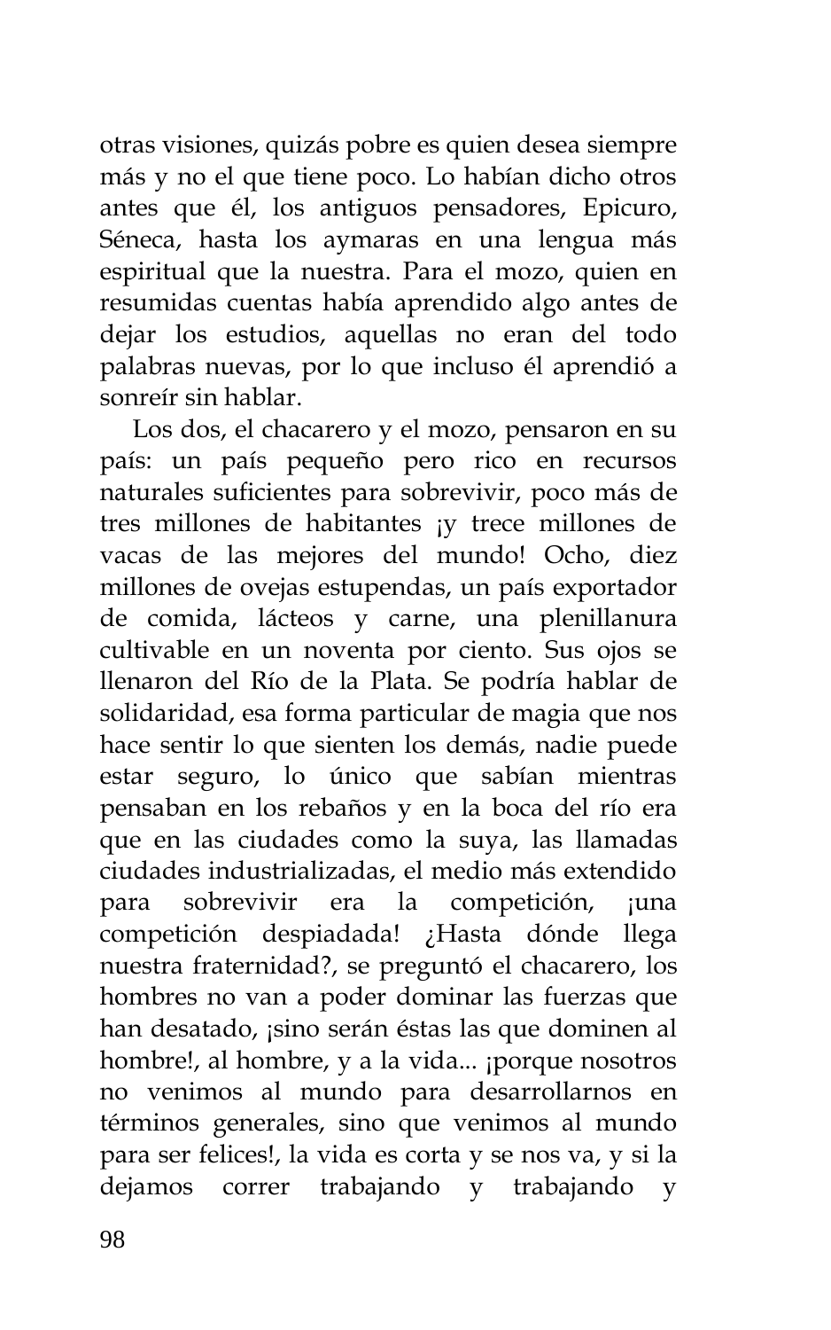otras visiones, quizás pobre es quien desea siempre más y no el que tiene poco. Lo habían dicho otros antes que él, los antiguos pensadores, Epicuro, Séneca, hasta los aymaras en una lengua más espiritual que la nuestra. Para el mozo, quien en resumidas cuentas había aprendido algo antes de dejar los estudios, aquellas no eran del todo palabras nuevas, por lo que incluso él aprendió a sonreír sin hablar.

Los dos, el chacarero y el mozo, pensaron en su país: un país pequeño pero rico en recursos naturales suficientes para sobrevivir, poco más de tres millones de habitantes ¡y trece millones de vacas de las mejores del mundo! Ocho, diez millones de ovejas estupendas, un país exportador de comida, lácteos y carne, una plenillanura cultivable en un noventa por ciento. Sus ojos se llenaron del Río de la Plata. Se podría hablar de solidaridad, esa forma particular de magia que nos hace sentir lo que sienten los demás, nadie puede estar seguro, lo único que sabían mientras pensaban en los rebaños y en la boca del río era que en las ciudades como la suya, las llamadas ciudades industrializadas, el medio más extendido para sobrevivir era la competición, ¡una competición despiadada! ¿Hasta dónde llega nuestra fraternidad?, se preguntó el chacarero, los hombres no van a poder dominar las fuerzas que han desatado, ¡sino serán éstas las que dominen al hombre!, al hombre, y a la vida... ¡porque nosotros no venimos al mundo para desarrollarnos en términos generales, sino que venimos al mundo para ser felices!, la vida es corta y se nos va, y si la dejamos correr trabajando y trabajando y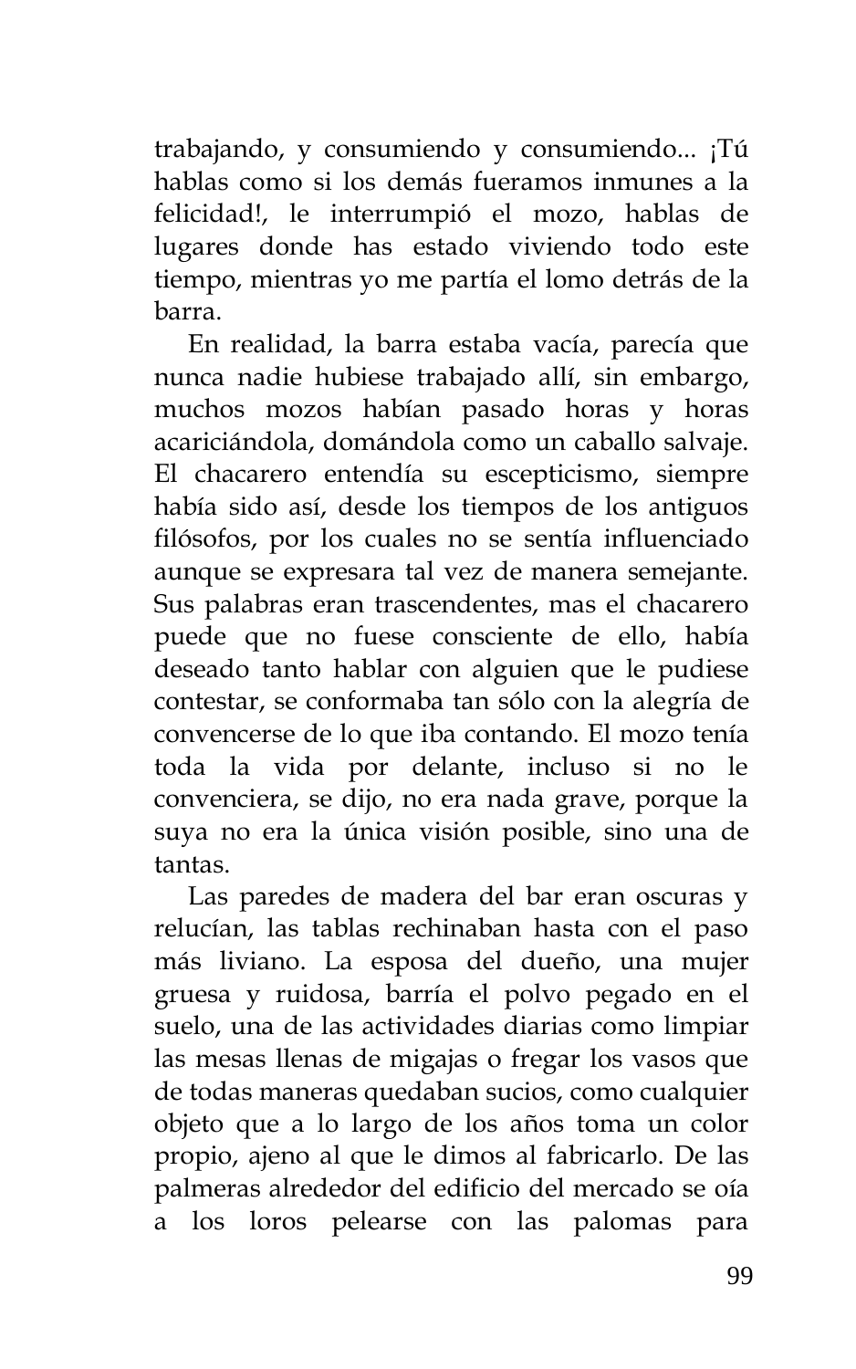trabajando, y consumiendo y consumiendo... ¡Tú hablas como si los demás fuéramos inmunes a la felicidad!, le interrumpió el mozo, hablas de lugares donde has estado viviendo todo este tiempo, mientras yo me partía el lomo detrás de la barra.

En realidad, la barra estaba vacía, parecía que nunca nadie hubiese trabajado allí, sin embargo, muchos mozos habían pasado horas y horas acariciándola, domándola como un caballo salvaje. El chacarero entendía su escepticismo, siempre había sido así, desde los tiempos de los antiguos filósofos, por los cuales no se sentía influenciado aunque se expresara tal vez de manera semejante. Sus palabras eran trascendentes, mas el chacarero puede que no fuese consciente de ello, había deseado tanto hablar con alguien que le pudiese contestar, se conformaba tan sólo con la alegría de convencerse de lo que iba contando. El mozo tenía toda la vida por delante, incluso si no le convenciera, se dijo, no era nada grave, porque la suya no era la única visión posible, sino una de tantas.

Las paredes de madera del bar eran oscuras y relucían, las tablas rechinaban hasta con el paso más liviano. La esposa del dueño, una mujer gruesa y ruidosa, barría el polvo pegado en el suelo, una de las actividades diarias como limpiar las mesas llenas de migajas o fregar los vasos que de todas maneras quedaban sucios, como cualquier objeto que a lo largo de los años toma un color propio, ajeno al que le dimos al fabricarlo. De las palmeras alrededor del edificio del mercado se oía a los loros pelearse con las palomas para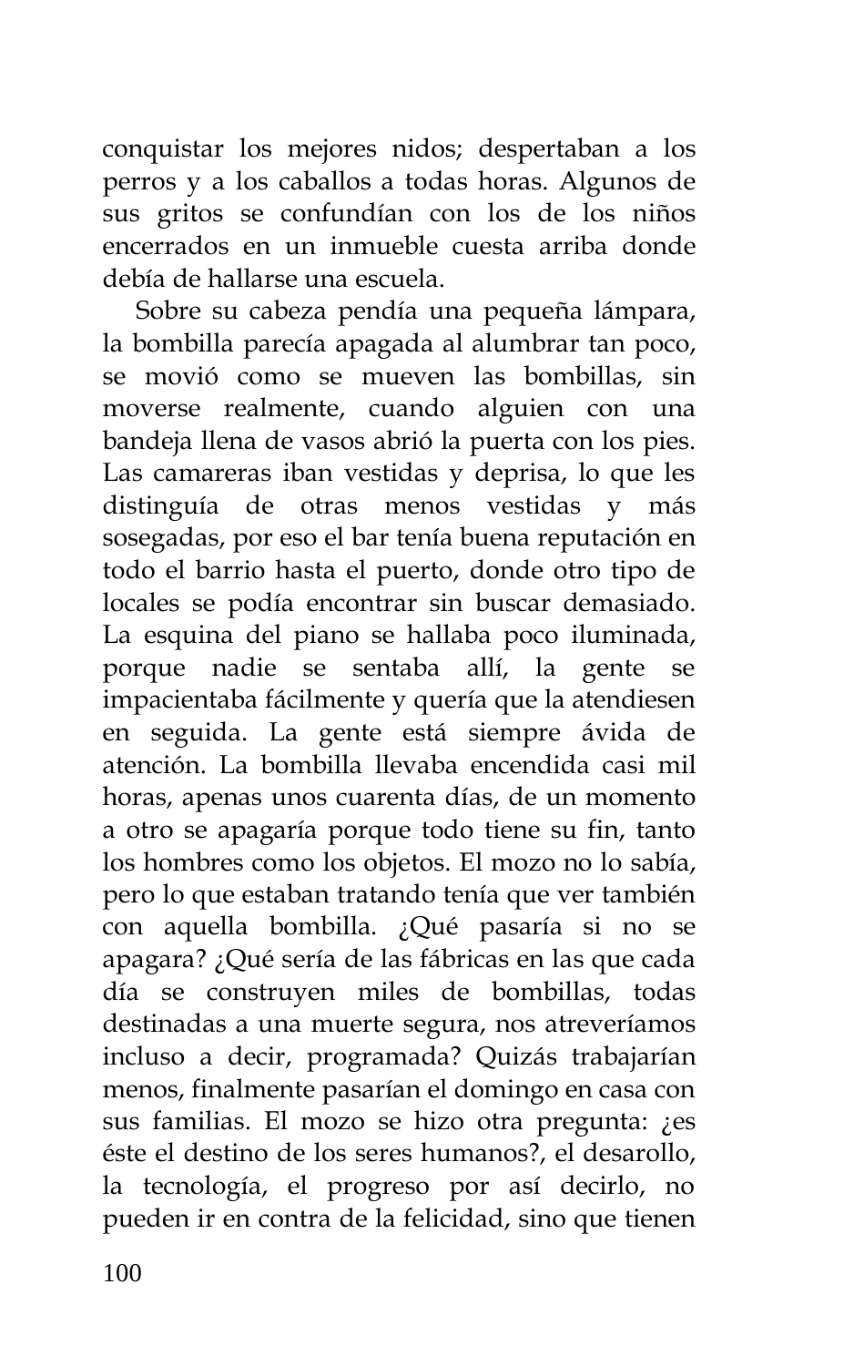conquistar los mejores nidos; despertaban a los perros y a los caballos a todas horas. Algunos de sus gritos se confundían con los de los niños encerrados en un inmueble cuesta arriba donde debía de hallarse una escuela.

Sobre su cabeza pendía una pequeña lámpara, la bombilla parecía apagada al alumbrar tan poco, se movió como se mueven las bombillas, sin moverse realmente, cuando alguien con una bandeja llena de vasos abrió la puerta con los pies. Las camareras iban vestidas y deprisa, lo que les distinguía de otras menos vestidas y más sosegadas, por eso el bar tenía buena reputación en todo el barrio hasta el puerto, donde otro tipo de locales se podía encontrar sin buscar demasiado. La esquina del piano se hallaba poco iluminada, porque nadie se sentaba allí, la gente se impacientaba fácilmente y quería que la atendiesen en seguida. La gente está siempre ávida de atención. La bombilla llevaba encendida casi mil horas, apenas unos cuarenta días, de un momento a otro se apagaría porque todo tiene su fin, tanto los hombres como los objetos. El mozo no lo sabía, pero lo que estaban tratando tenía que ver también con aquella bombilla. ¿Qué pasaría si no se apagara? ¿Qué sería de las fábricas en las que cada día se construyen miles de bombillas, todas destinadas a una muerte segura, nos atreveríamos incluso a decir, programada? Quizás trabajarían menos, finalmente pasarían el domingo en casa con sus familias. El mozo se hizo otra pregunta: ¿es éste el destino de los seres humanos?, el desarollo, la tecnología, el progreso por así decirlo, no pueden ir en contra de la felicidad, sino que tienen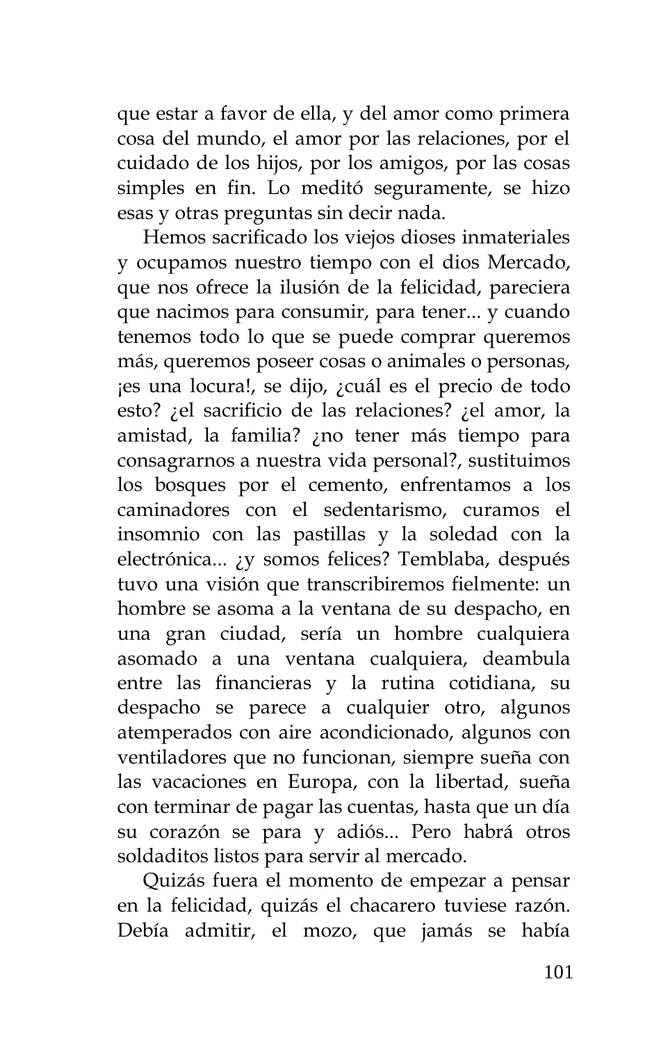que estar a favor de ella, y del amor como primera cosa del mundo, el amor por las relaciones, por el cuidado de los hijos, por los amigos, por las cosas simples en fin. Lo meditó seguramente, se hizo esas y otras preguntas sin decir nada.

Hemos sacrificado los viejos dioses inmateriales y ocupamos nuestro tiempo con el dios Mercado, que nos ofrece la ilusión de la felicidad, pareciera que nacimos para consumir, para tener... y cuando tenemos todo lo que se puede comprar queremos más, queremos poseer cosas o animales o personas, ¡es una locura!, se dijo, ¿cuál es el precio de todo esto? ¿el sacrificio de las relaciones? ¿el amor, la amistad, la familia? ¿no tener más tiempo para consagrarnos a nuestra vida personal?, sustituimos los bosques por el cemento, enfrentamos a los caminadores con el sedentarismo, curamos el insomnio con las pastillas y la soledad con la electrónica... ¿y somos felices? Temblaba, después tuvo una visión que transcribiremos fielmente: un hombre se asoma a la ventana de su despacho, en una gran ciudad, sería un hombre cualquiera asomado a una ventana cualquiera, deambula entre las financieras y la rutina cotidiana, su despacho se parece a cualquier otro, algunos atemperados con aire acondicionado, algunos con ventiladores que no funcionan, siempre sueña con las vacaciones en Europa, con la libertad, sueña con terminar de pagar las cuentas, hasta que un día su corazón se para y adiós... Pero habrá otros soldaditos listos para servir al mercado.

Quizás fuera el momento de empezar a pensar en la felicidad, quizás el chacarero tuviese razón. Debía admitir, el mozo, que jamás se había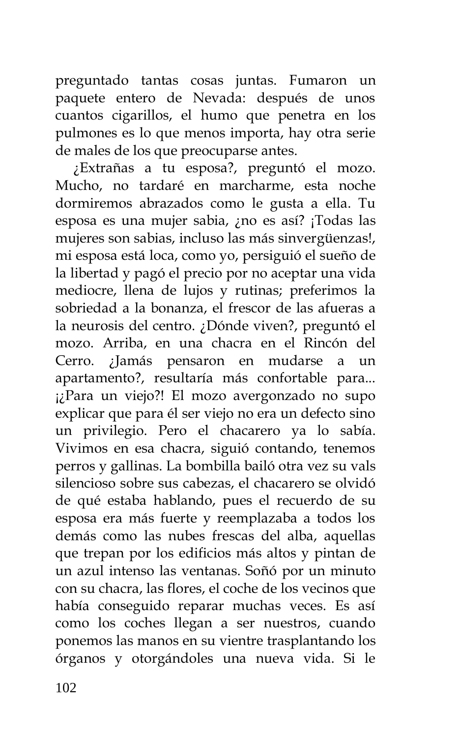preguntado tantas cosas juntas. Fumaron un paquete entero de Nevada: después de unos cuantos cigarillos, el humo que penetra en los pulmones es lo que menos importa, hay otra serie de males de los que preocuparse antes.

¿Extrañas a tu esposa?, preguntó el mozo. Mucho, no tardaré en marcharme, esta noche dormiremos abrazados como le gusta a ella. Tu esposa es una mujer sabia, ¿no es así? ¡Todas las mujeres son sabias, incluso las más sinvergüenzas!, mi esposa está loca, como yo, persiguió el sueño de la libertad y pagó el precio por no aceptar una vida mediocre, llena de lujos y rutinas; preferimos la sobriedad a la bonanza, el frescor de las afueras a la neurosis del centro. ¿Dónde viven?, preguntó el mozo. Arriba, en una chacra en el Rincón del Cerro. ¿Jamás pensaron en mudarse a un apartamento?, resultaría más confortable para... ¡¿Para un viejo?! El mozo avergonzado no supo explicar que para él ser viejo no era un defecto sino un privilegio. Pero el chacarero ya lo sabía. Vivimos en esa chacra, siguió contando, tenemos perros y gallinas. La bombilla bailó otra vez su vals silencioso sobre sus cabezas, el chacarero se olvidó de qué estaba hablando, pues el recuerdo de su esposa era más fuerte y reemplazaba a todos los demás como las nubes frescas del alba, aquellas que trepan por los edificios más altos y pintan de un azul intenso las ventanas. Soñó por un minuto con su chacra, las flores, el coche de los vecinos que había conseguido reparar muchas veces. Es así como los coches llegan a ser nuestros, cuando ponemos las manos en su vientre trasplantando los órganos y otorgándoles una nueva vida. Si le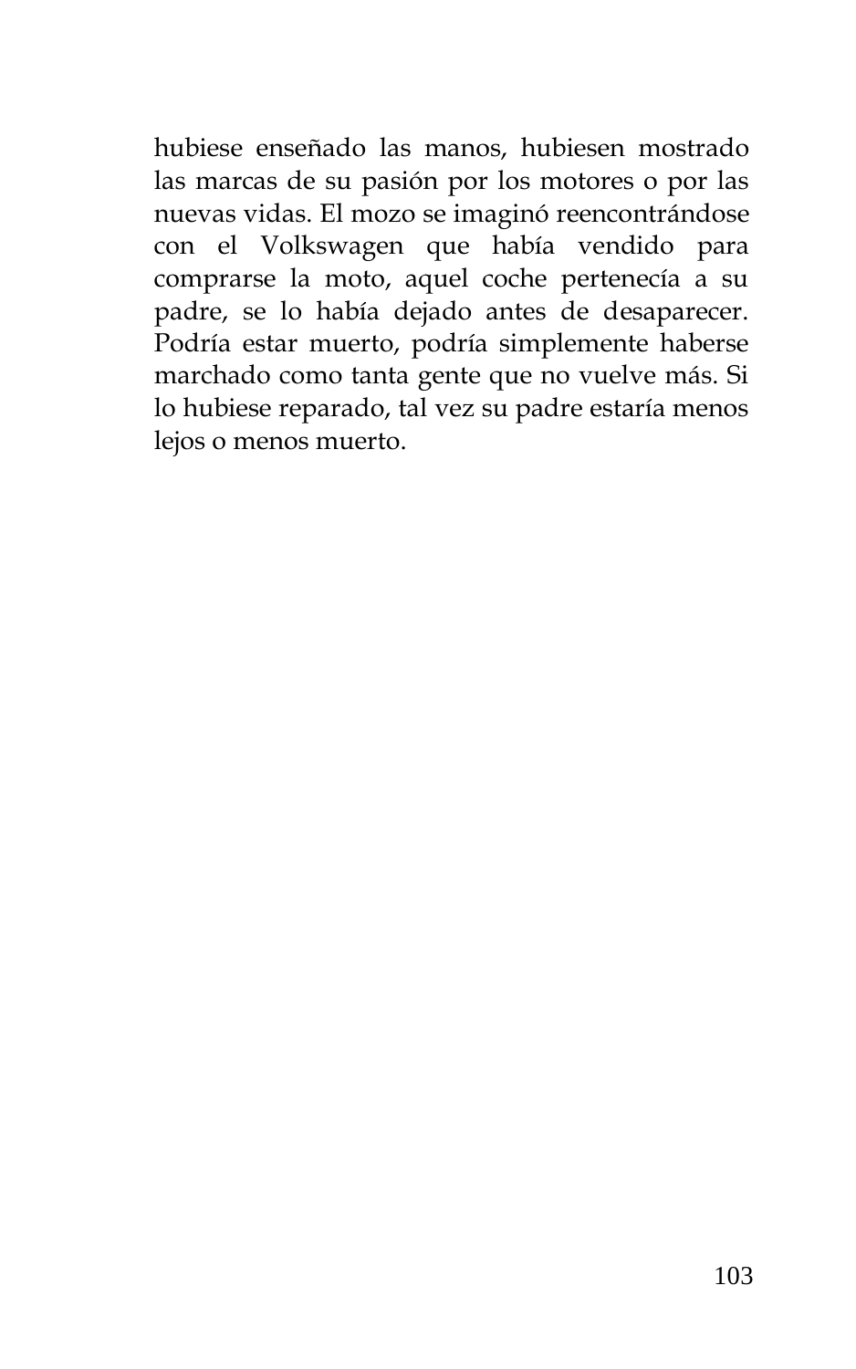hubiese enseñado las manos, hubiesen mostrado las marcas de su pasión por los motores o por las nuevas vidas. El mozo se imaginó reencontrándose con el Volkswagen que había vendido para comprarse la moto, aquel coche pertenecía a su padre, se lo había dejado antes de desaparecer. Podría estar muerto, podría simplemente haberse marchado como tanta gente que no vuelve más. Si lo hubiese reparado, tal vez su padre estaría menos lejos o menos muerto.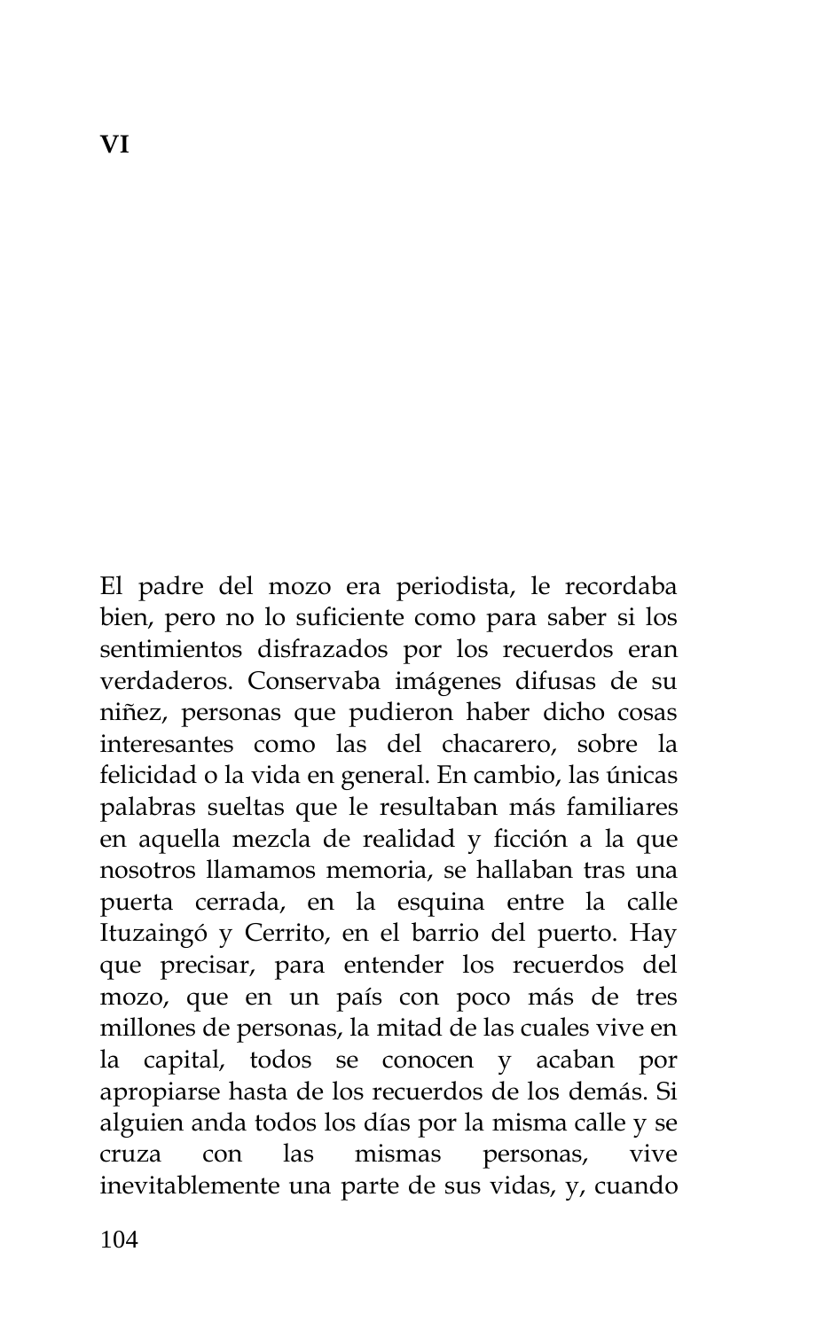# VI

El padre del mozo era periodista, le recordaba bien, pero no lo suficiente como para saber si los sentimientos disfrazados por los recuerdos eran verdaderos. Conservaba imágenes difusas de su niñez, personas que pudieron haber dicho cosas interesantes como las del chacarero, sobre la felicidad o la vida en general. En cambio, las únicas palabras sueltas que le resultaban más familiares en aquella mezcla de realidad y ficción a la que nosotros llamamos memoria, se hallaban tras una puerta cerrada, en la esquina entre la calle Ituzaingó y Cerrito, en el barrio del puerto. Hay que precisar, para entender los recuerdos del mozo, que en un país con poco más de tres millones de personas, la mitad de las cuales vive en la capital, todos se conocen y acaban por apropiarse hasta de los recuerdos de los demás. Si alguien anda todos los días por la misma calle y se cruza con las mismas personas, vive inevitablemente una parte de sus vidas, y, cuando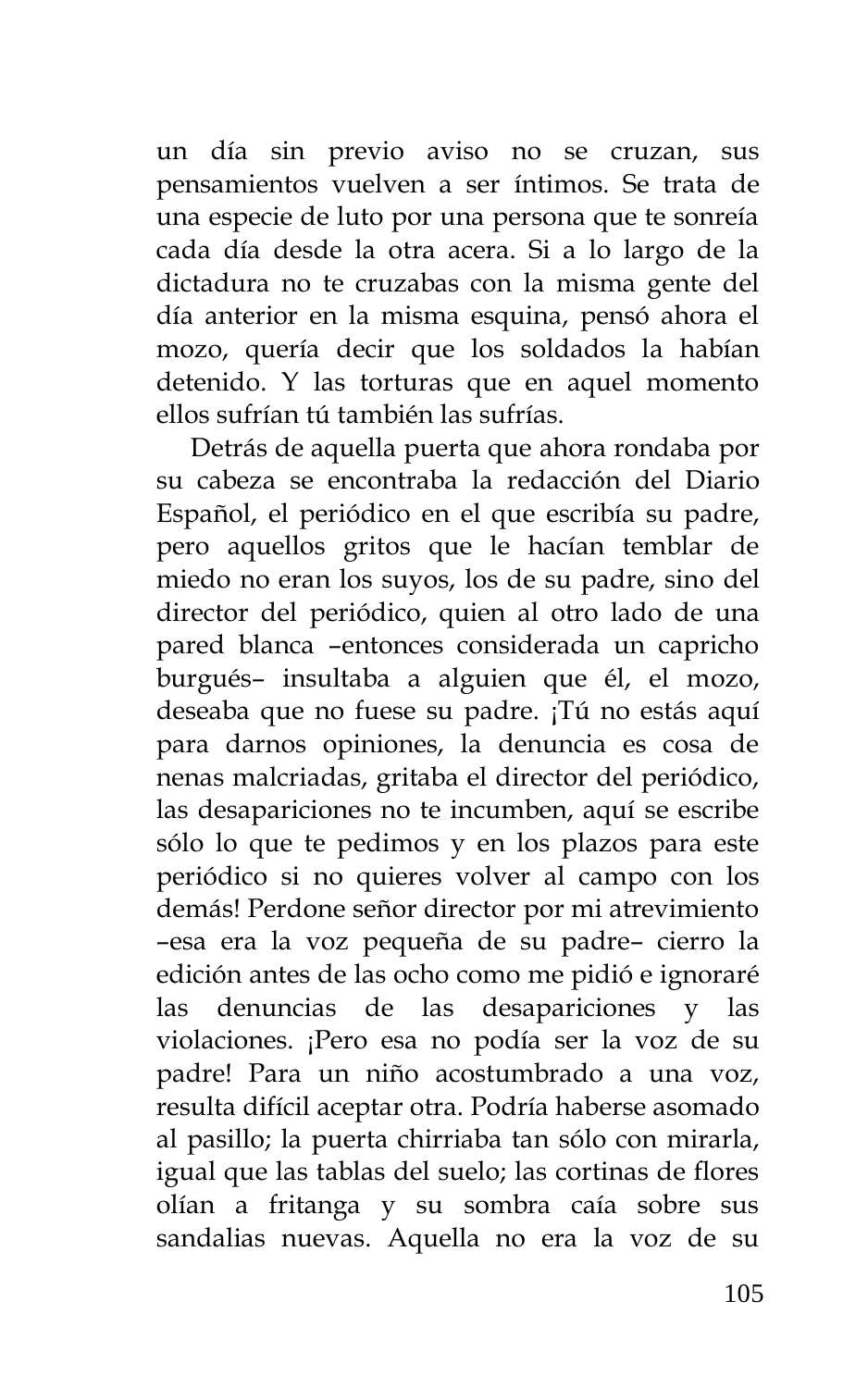un día sin previo aviso no se cruzan, sus pensamientos vuelven a ser íntimos. Se trata de una especie de luto por una persona que te sonreía cada día desde la otra acera. Si a lo largo de la dictadura no te cruzabas con la misma gente del día anterior en la misma esquina, pensó ahora el mozo, quería decir que los soldados la habían detenido. Y las torturas que en aquel momento ellos sufrían tú también las sufrías.

Detrás de aquella puerta que ahora rondaba por su cabeza se encontraba la redacción del Diario Español, el periódico en el que escribía su padre, pero aquellos gritos que le hacían temblar de miedo no eran los suyos, los de su padre, sino del director del periódico, quien al otro lado de una pared blanca –entonces considerada un capricho burgués– insultaba a alguien que él, el mozo, deseaba que no fuese su padre. ¡Tú no estás aquí para darnos opiniones, la denuncia es cosa de nenas malcriadas, gritaba el director del periódico, las desapariciones no te incumben, aquí se escribe sólo lo que te pedimos y en los plazos para este periódico si no quieres volver al campo con los demás! Perdone señor director por mi atrevimiento –esa era la voz pequeña de su padre– cierro la edición antes de las ocho como me pidió e ignoraré las denuncias de las desapariciones y las violaciones. ¡Pero esa no podía ser la voz de su padre! Para un niño acostumbrado a una voz, resulta difícil aceptar otra. Podría haberse asomado al pasillo; la puerta chirriaba tan sólo con mirarla, igual que las tablas del suelo; las cortinas de flores olían a fritanga y su sombra caía sobre sus sandalias nuevas. Aquella no era la voz de su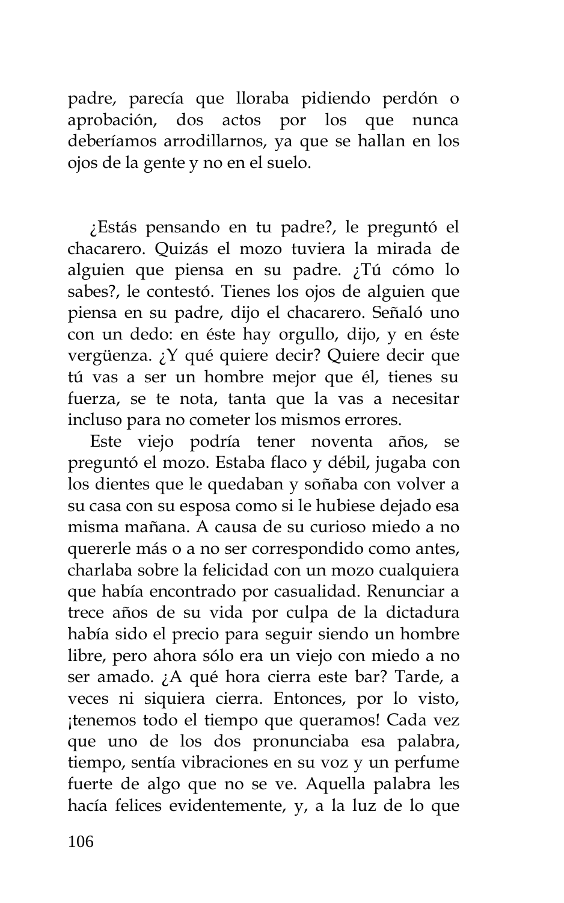padre, parecía que lloraba pidiendo perdón o aprobación, dos actos por los que nunca deberíamos arrodillarnos, ya que se hallan en los ojos de la gente y no en el suelo.

¿Estás pensando en tu padre?, le preguntó el chacarero. Quizás el mozo tuviera la mirada de alguien que piensa en su padre. ¿Tú cómo lo sabes?, le contestó. Tienes los ojos de alguien que piensa en su padre, dijo el chacarero. Señaló uno con un dedo: en éste hay orgullo, dijo, y en éste vergüenza. ¿Y qué quiere decir? Quiere decir que tú vas a ser un hombre mejor que él, tienes su fuerza, se te nota, tanta que la vas a necesitar incluso para no cometer los mismos errores.

Este viejo podría tener noventa años, se preguntó el mozo. Estaba flaco y débil, jugaba con los dientes que le quedaban y soñaba con volver a su casa con su esposa como si le hubiese dejado esa misma mañana. A causa de su curioso miedo a no quererle más o a no ser correspondido como antes, charlaba sobre la felicidad con un mozo cualquiera que había encontrado por casualidad. Renunciar a trece años de su vida por culpa de la dictadura había sido el precio para seguir siendo un hombre libre, pero ahora sólo era un viejo con miedo a no ser amado. ¿A qué hora cierra este bar? Tarde, a veces ni siquiera cierra. Entonces, por lo visto, ¡tenemos todo el tiempo que queramos! Cada vez que uno de los dos pronunciaba esa palabra, tiempo, sentía vibraciones en su voz y un perfume fuerte de algo que no se ve. Aquella palabra les hacía felices evidentemente, y, a la luz de lo que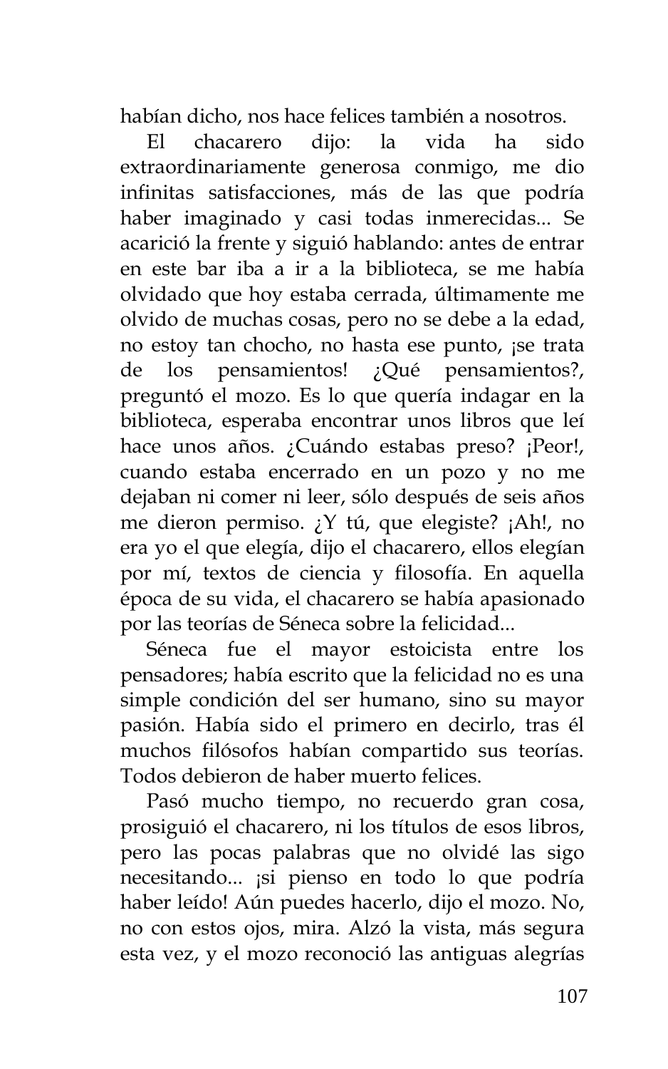habían dicho, nos hace felices también a nosotros.

El chacarero dijo: la vida ha sido extraordinariamente generosa conmigo, me dio infinitas satisfacciones, más de las que podría haber imaginado y casi todas inmerecidas... Se acarició la frente y siguió hablando: antes de entrar en este bar iba a ir a la biblioteca, se me había olvidado que hoy estaba cerrada, últimamente me olvido de muchas cosas, pero no se debe a la edad, no estoy tan chocho, no hasta ese punto, ¡se trata de los pensamientos! ¿Qué pensamientos?, preguntó el mozo. Es lo que quería indagar en la biblioteca, esperaba encontrar unos libros que leí hace unos años. ¿Cuándo estabas preso? ¡Peor!, cuando estaba encerrado en un pozo y no me dejaban ni comer ni leer, sólo después de seis años me dieron permiso. ¿Y tú, que elegiste? ¡Ah!, no era yo el que elegía, dijo el chacarero, ellos elegían por mí, textos de ciencia y filosofía. En aquella época de su vida, el chacarero se había apasionado por las teorías de Séneca sobre la felicidad...

Séneca fue el mayor estoicista entre los pensadores; había escrito que la felicidad no es una simple condición del ser humano, sino su mayor pasión. Había sido el primero en decirlo, tras él muchos filósofos habían compartido sus teorías. Todos debieron de haber muerto felices.

Pasó mucho tiempo, no recuerdo gran cosa, prosiguió el chacarero, ni los títulos de esos libros, pero las pocas palabras que no olvidé las sigo necesitando... ¡si pienso en todo lo que podría haber leído! Aún puedes hacerlo, dijo el mozo. No, no con estos ojos, mira. Alzó la vista, más segura esta vez, y el mozo reconoció las antiguas alegrías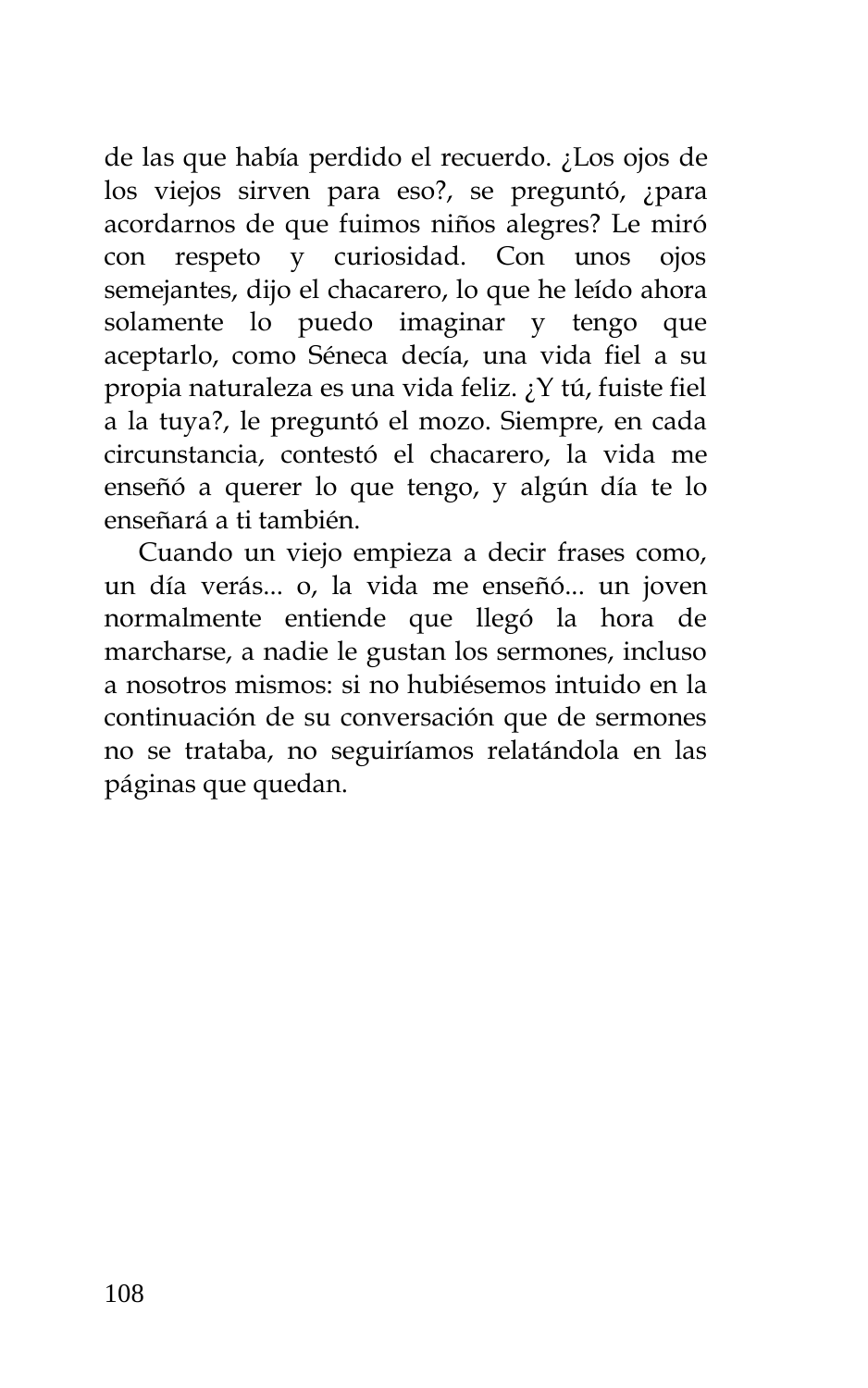de las que había perdido el recuerdo. ¿Los ojos de los viejos sirven para eso?, se preguntó, ¿para acordarnos de que fuimos niños alegres? Le miró con respeto y curiosidad. Con unos ojos semejantes, dijo el chacarero, lo que he leído ahora solamente lo puedo imaginar y tengo que aceptarlo, como Séneca decía, una vida fiel a su propia naturaleza es una vida feliz. ¿Y tú, fuiste fiel a la tuya?, le preguntó el mozo. Siempre, en cada circunstancia, contestó el chacarero, la vida me enseñó a querer lo que tengo, y algún día te lo enseñará a ti también.

Cuando un viejo empieza a decir frases como, un día verás... o, la vida me enseñó... un joven normalmente entiende que llegó la hora de marcharse, a nadie le gustan los sermones, incluso a nosotros mismos: si no hubiésemos intuido en la continuación de su conversación que de sermones no se trataba, no seguiríamos relatándola en las páginas que quedan.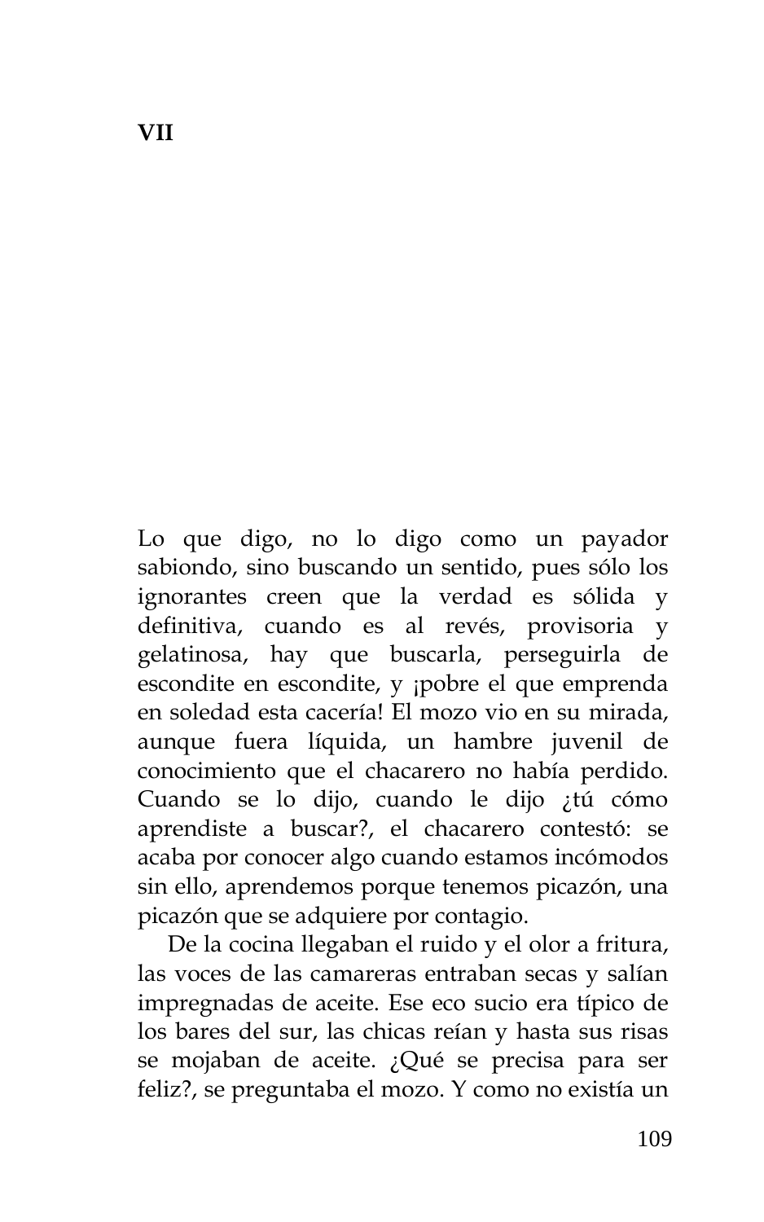## VII

Lo que digo, no lo digo como un payador sabiondo, sino buscando un sentido, pues sólo los ignorantes creen que la verdad es sólida y definitiva, cuando es al revés, provisoria y gelatinosa, hay que buscarla, perseguirla de escondite en escondite, y ¡pobre el que emprenda en soledad esta cacería! El mozo vio en su mirada, aunque fuera líquida, un hambre juvenil de conocimiento que el chacarero no había perdido. Cuando se lo dijo, cuando le dijo ¿tú cómo aprendiste a buscar?, el chacarero contestó: se acaba por conocer algo cuando estamos incómodos sin ello, aprendemos porque tenemos picazón, una picazón que se adquiere por contagio.

De la cocina llegaban el ruido y el olor a fritura, las voces de las camareras entraban secas y salían impregnadas de aceite. Ese eco sucio era típico de los bares del sur, las chicas reían y hasta sus risas se mojaban de aceite. ¿Qué se precisa para ser feliz?, se preguntaba el mozo. Y como no existía un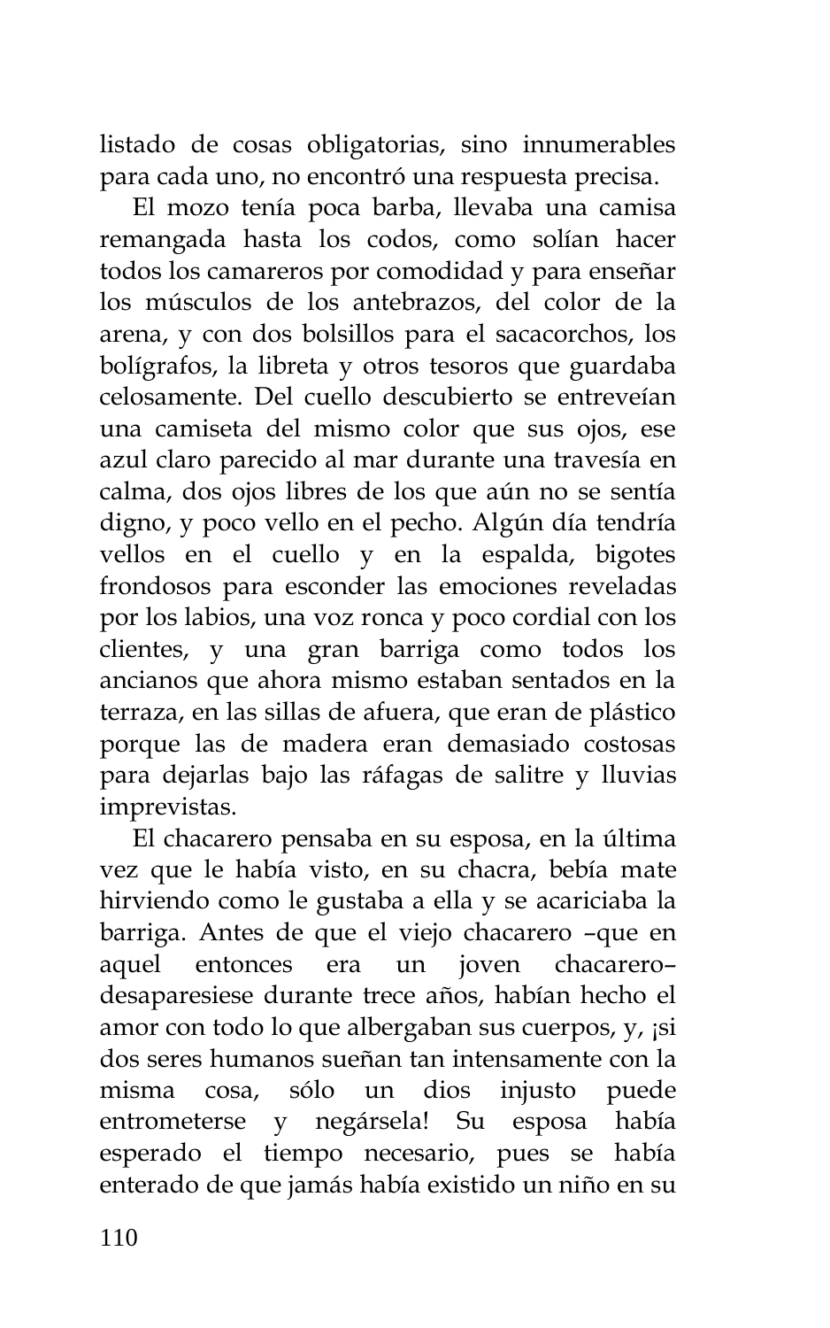listado de cosas obligatorias, sino innumerables para cada uno, no encontró una respuesta precisa.

El mozo tenía poca barba, llevaba una camisa remangada hasta los codos, como solían hacer todos los camareros por comodidad y para enseñar los músculos de los antebrazos, del color de la arena, y con dos bolsillos para el sacacorchos, los bolígrafos, la libreta y otros tesoros que guardaba celosamente. Del cuello descubierto se entreveían una camiseta del mismo color que sus ojos, ese azul claro parecido al mar durante una travesía en calma, dos ojos libres de los que aún no se sentía digno, y poco vello en el pecho. Algún día tendría vellos en el cuello y en la espalda, bigotes frondosos para esconder las emociones reveladas por los labios, una voz ronca y poco cordial con los clientes, y una gran barriga como todos los ancianos que ahora mismo estaban sentados en la terraza, en las sillas de afuera, que eran de plástico porque las de madera eran demasiado costosas para dejarlas bajo las ráfagas de salitre y lluvias imprevistas.

El chacarero pensaba en su esposa, en la última vez que le había visto, en su chacra, bebía mate hirviendo como le gustaba a ella y se acariciaba la barriga. Antes de que el viejo chacarero –que en aquel entonces era un joven chacarero– desaparesiese durante trece años, habían hecho el amor con todo lo que albergaban sus cuerpos, y, ¡si dos seres humanos sueñan tan intensamente con la misma cosa, sólo un dios injusto puede entrometerse y negársela! Su esposa había esperado el tiempo necesario, pues se había enterado de que jamás había existido un niño en su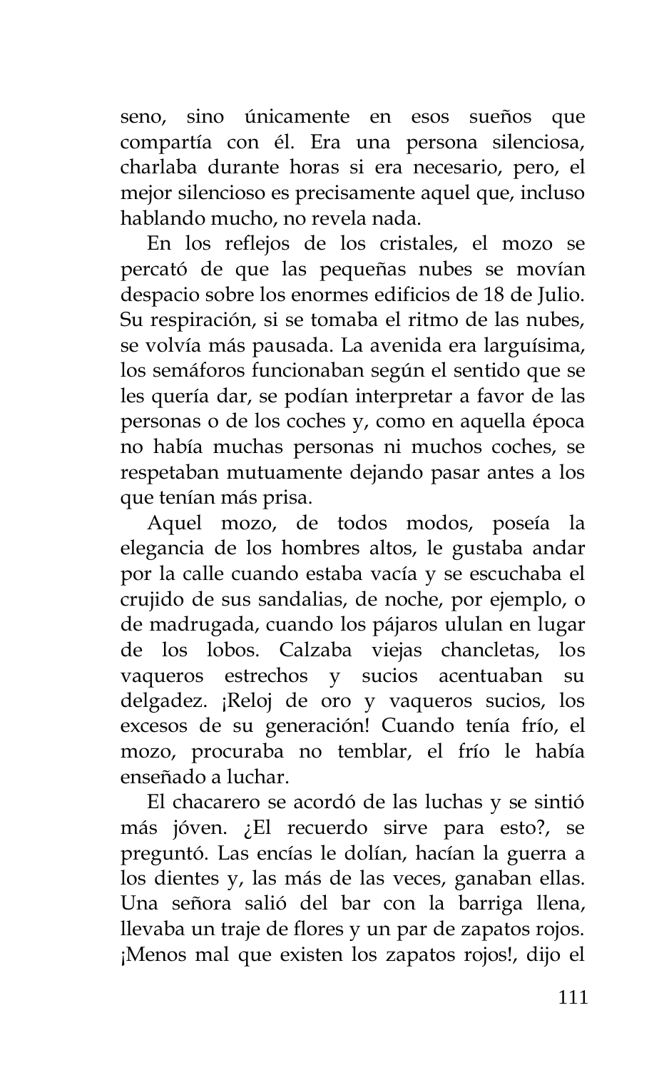seno, sino únicamente en esos sueños que compartía con él. Era una persona silenciosa, charlaba durante horas si era necesario, pero, el mejor silencioso es precisamente aquel que, incluso hablando mucho, no revela nada.

En los reflejos de los cristales, el mozo se percató de que las pequeñas nubes se movían despacio sobre los enormes edificios de 18 de Julio. Su respiración, si se tomaba el ritmo de las nubes, se volvía más pausada. La avenida era larguísima, los semáforos funcionaban según el sentido que se les quería dar, se podían interpretar a favor de las personas o de los coches y, como en aquella época no había muchas personas ni muchos coches, se respetaban mutuamente dejando pasar antes a los que tenían más prisa.

Aquel mozo, de todos modos, poseía la elegancia de los hombres altos, le gustaba andar por la calle cuando estaba vacía y se escuchaba el crujido de sus sandalias, de noche, por ejemplo, o de madrugada, cuando los pájaros ululan en lugar de los lobos. Calzaba viejas chancletas, los vaqueros estrechos y sucios acentuaban su delgadez. ¡Reloj de oro y vaqueros sucios, los excesos de su generación! Cuando tenía frío, el mozo, procuraba no temblar, el frío le había enseñado a luchar.

El chacarero se acordó de las luchas y se sintió más jóven. ¿El recuerdo sirve para esto?, se preguntó. Las encías le dolían, hacían la guerra a los dientes y, las más de las veces, ganaban ellas. Una señora salió del bar con la barriga llena, llevaba un traje de flores y un par de zapatos rojos. ¡Menos mal que existen los zapatos rojos!, dijo el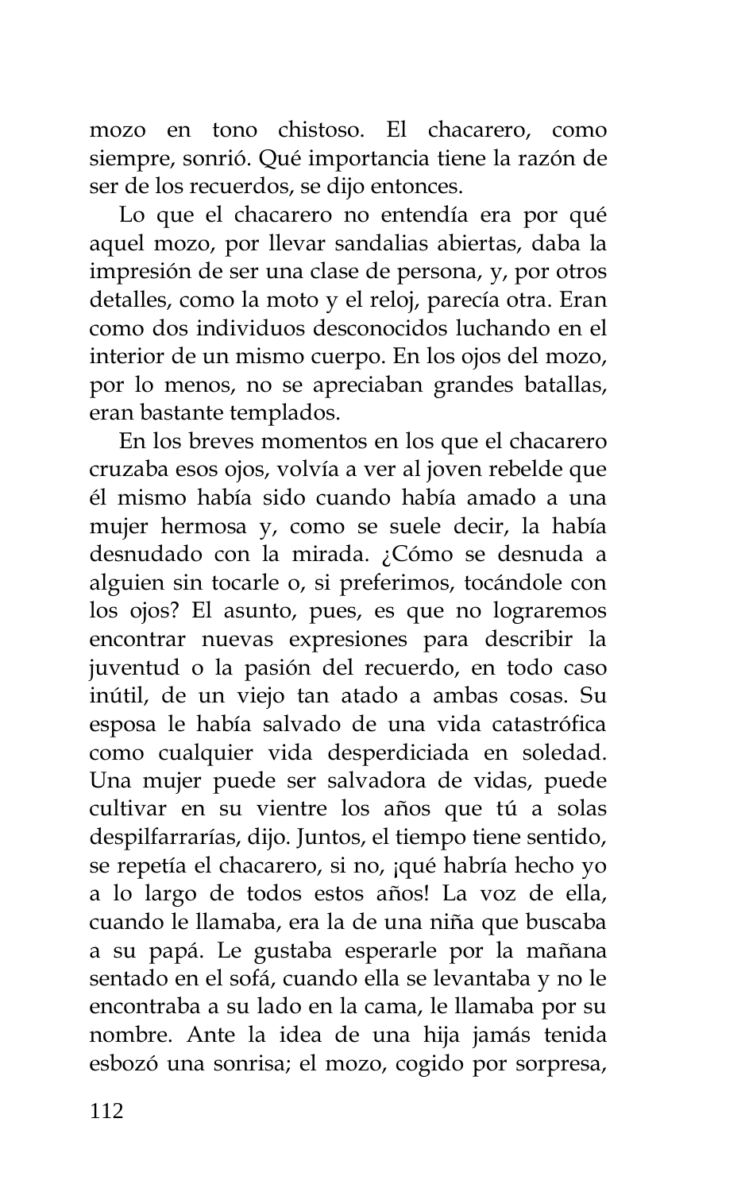mozo en tono chistoso. El chacarero, como siempre, sonrió. Qué importancia tiene la razón de ser de los recuerdos, se dijo entonces.

Lo que el chacarero no entendía era por qué aquel mozo, por llevar sandalias abiertas, daba la impresión de ser una clase de persona, y, por otros detalles, como la moto y el reloj, parecía otra. Eran como dos individuos desconocidos luchando en el interior de un mismo cuerpo. En los ojos del mozo, por lo menos, no se apreciaban grandes batallas, eran bastante templados.

En los breves momentos en los que el chacarero cruzaba esos ojos, volvía a ver al joven rebelde que él mismo había sido cuando había amado a una mujer hermosa y, como se suele decir, la había desnudado con la mirada. ¿Cómo se desnuda a alguien sin tocarle o, si preferimos, tocándole con los ojos? El asunto, pues, es que no lograremos encontrar nuevas expresiones para describir la juventud o la pasión del recuerdo, en todo caso inútil, de un viejo tan atado a ambas cosas. Su esposa le había salvado de una vida catastrófica como cualquier vida desperdiciada en soledad. Una mujer puede ser salvadora de vidas, puede cultivar en su vientre los años que tú a solas despilfarrarías, dijo. Juntos, el tiempo tiene sentido, se repetía el chacarero, si no, ¡qué habría hecho yo a lo largo de todos estos años! La voz de ella, cuando le llamaba, era la de una niña que buscaba a su papá. Le gustaba esperarle por la mañana sentado en el sofá, cuando ella se levantaba y no le encontraba a su lado en la cama, le llamaba por su nombre. Ante la idea de una hija jamás tenida esbozó una sonrisa; el mozo, cogido por sorpresa,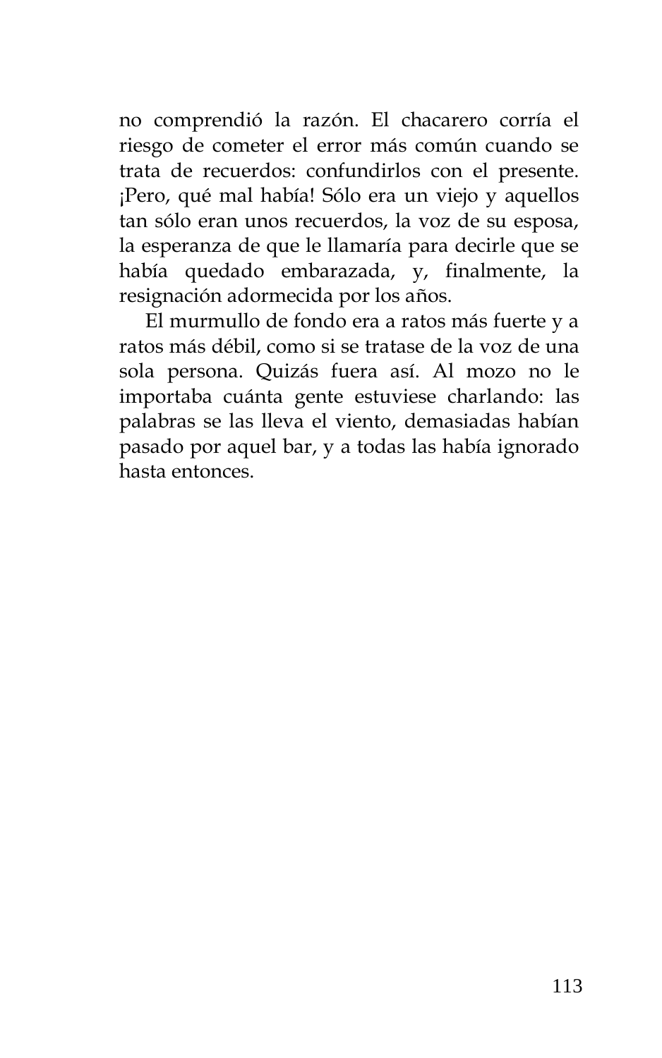no comprendió la razón. El chacarero corría el riesgo de cometer el error más común cuando se trata de recuerdos: confundirlos con el presente. ¡Pero, qué mal había! Sólo era un viejo y aquellos tan sólo eran unos recuerdos, la voz de su esposa, la esperanza de que le llamaría para decirle que se había quedado embarazada, y, finalmente, la resignación adormecida por los años.

El murmullo de fondo era a ratos más fuerte y a ratos más débil, como si se tratase de la voz de una sola persona. Quizás fuera así. Al mozo no le importaba cuánta gente estuviese charlando: las palabras se las lleva el viento, demasiadas habían pasado por aquel bar, y a todas las había ignorado hasta entonces.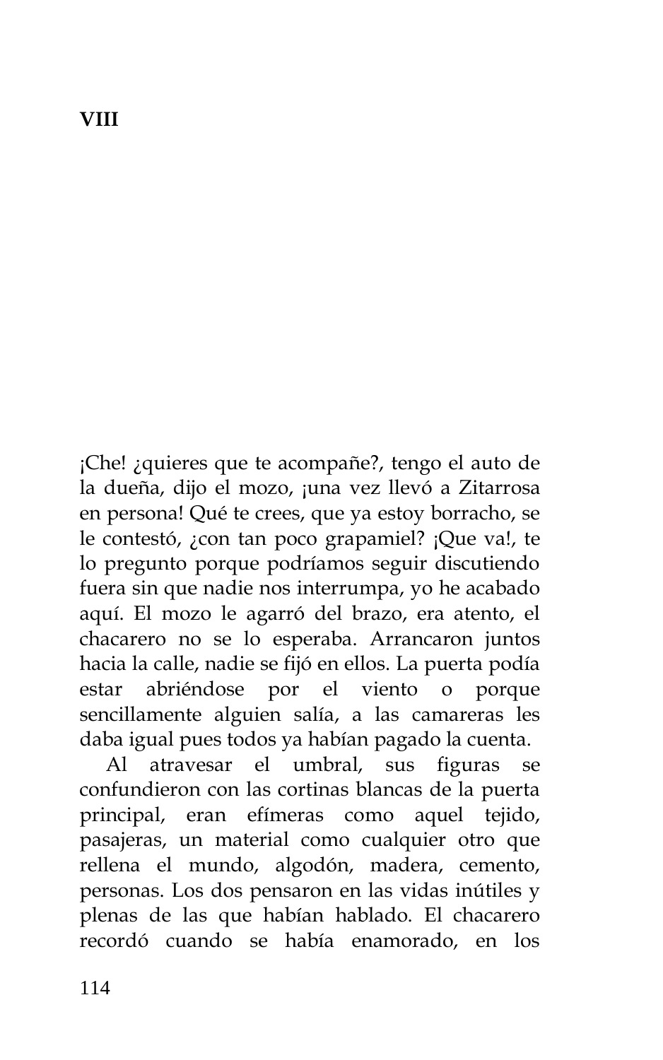# VIII

¡Che! ¿quieres que te acompañe?, tengo el auto de la dueña, dijo el mozo, ¡una vez llevó a Zitarrosa en persona! Qué te crees, que ya estoy borracho, se le contestó, ¿con tan poco grapamiel? ¡Que va!, te lo pregunto porque podríamos seguir discutiendo fuera sin que nadie nos interrumpa, yo he acabado aquí. El mozo le agarró del brazo, era atento, el chacarero no se lo esperaba. Arrancaron juntos hacia la calle, nadie se fijó en ellos. La puerta podía estar abriéndose por el viento o porque sencillamente alguien salía, a las camareras les daba igual pues todos ya habían pagado la cuenta.

Al atravesar el umbral, sus figuras se confundieron con las cortinas blancas de la puerta principal, eran efímeras como aquel tejido, pasajeras, un material como cualquier otro que rellena el mundo, algodón, madera, cemento, personas. Los dos pensaron en las vidas inútiles y plenas de las que habían hablado. El chacarero recordó cuando se había enamorado, en los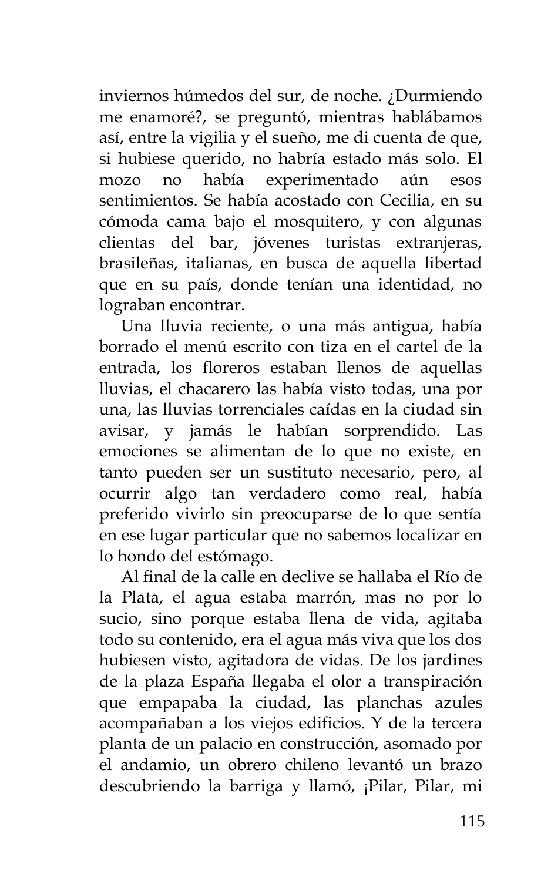inviernos húmedos del sur, de noche. ¿Durmiendo me enamoré?, se preguntó, mientras hablábamos así, entre la vigilia y el sueño, me di cuenta de que, si hubiese querido, no habría estado más solo. El mozo no había experimentado aún esos sentimientos. Se había acostado con Cecilia, en su cómoda cama bajo el mosquitero, y con algunas clientas del bar, jóvenes turistas extranjeras, brasileñas, italianas, en busca de aquella libertad que en su país, donde tenían una identidad, no lograban encontrar.

Una lluvia reciente, o una más antigua, había borrado el menú escrito con tiza en el cartel de la entrada, los floreros estaban llenos de aquellas lluvias, el chacarero las había visto todas, una por una, las lluvias torrenciales caídas en la ciudad sin avisar, y jamás le habían sorprendido. Las emociones se alimentan de lo que no existe, en tanto pueden ser un sustituto necesario, pero, al ocurrir algo tan verdadero como real, había preferido vivirlo sin preocuparse de lo que sentía en ese lugar particular que no sabemos localizar en lo hondo del estómago.

Al final de la calle en declive se hallaba el Río de la Plata, el agua estaba marrón, mas no por lo sucio, sino porque estaba llena de vida, agitaba todo su contenido, era el agua más viva que los dos hubiesen visto, agitadora de vidas. De los jardines de la plaza España llegaba el olor a transpiración que empapaba la ciudad, las planchas azules acompañaban a los viejos edificios. Y de la tercera planta de un palacio en construcción, asomado por el andamio, un obrero chileno levantó un brazo descubriendo la barriga y llamó, ¡Pilar, Pilar, mi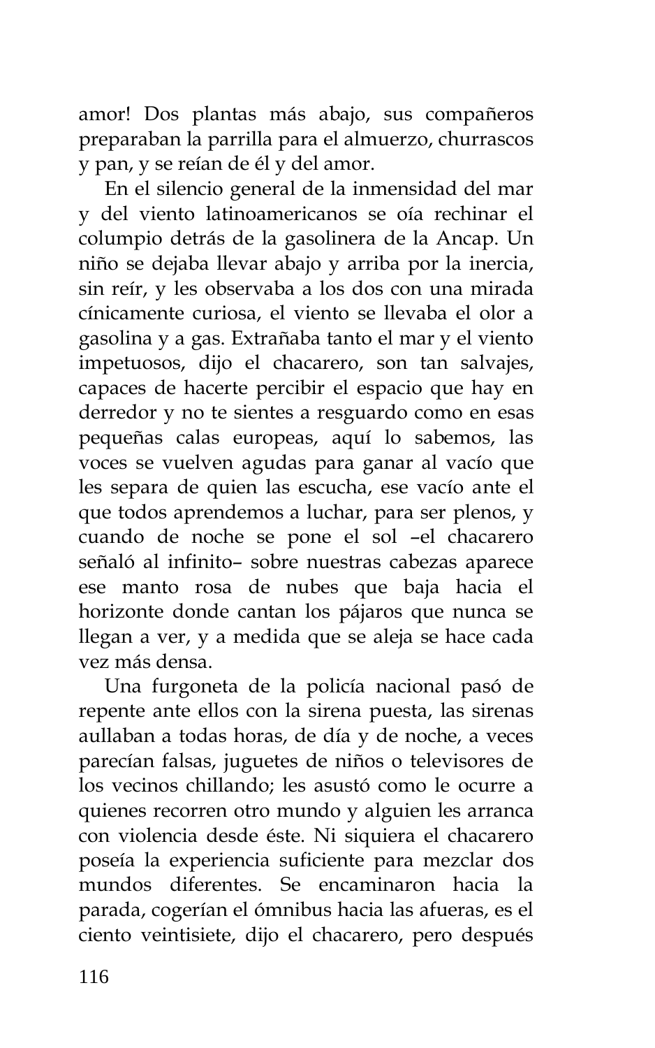amor! Dos plantas más abajo, sus compañeros preparaban la parrilla para el almuerzo, churrascos y pan, y se reían de él y del amor.

En el silencio general de la inmensidad del mar y del viento latinoamericanos se oía rechinar el columpio detrás de la gasolinera de la Ancap. Un niño se dejaba llevar abajo y arriba por la inercia, sin reír, y les observaba a los dos con una mirada cínicamente curiosa, el viento se llevaba el olor a gasolina y a gas. Extrañaba tanto el mar y el viento impetuosos, dijo el chacarero, son tan salvajes, capaces de hacerte percibir el espacio que hay en derredor y no te sientes a resguardo como en esas pequeñas calas europeas, aquí lo sabemos, las voces se vuelven agudas para ganar al vacío que les separa de quien las escucha, ese vacío ante el que todos aprendemos a luchar, para ser plenos, y cuando de noche se pone el sol –el chacarero señaló al infinito– sobre nuestras cabezas aparece ese manto rosa de nubes que baja hacia el horizonte donde cantan los pájaros que nunca se llegan a ver, y a medida que se aleja se hace cada vez más densa.

Una furgoneta de la policía nacional pasó de repente ante ellos con la sirena puesta, las sirenas aullaban a todas horas, de día y de noche, a veces parecían falsas, juguetes de niños o televisores de los vecinos chillando; les asustó como le ocurre a quienes recorren otro mundo y alguien les arranca con violencia desde éste. Ni siquiera el chacarero poseía la experiencia suficiente para mezclar dos mundos diferentes. Se encaminaron hacia la parada, cogerían el ómnibus hacia las afueras, es el ciento veintisiete, dijo el chacarero, pero después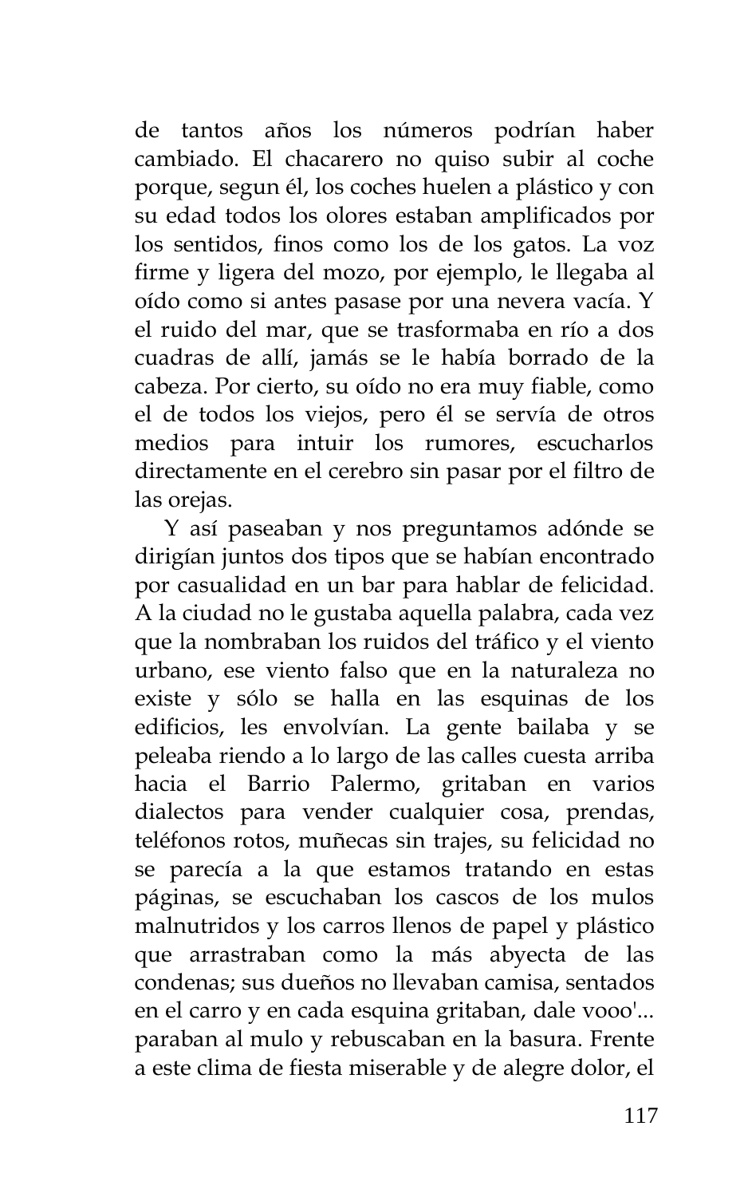de tantos años los números podrían haber cambiado. El chacarero no quiso subir al coche porque, segun él, los coches huelen a plástico y con su edad todos los olores estaban amplificados por los sentidos, finos como los de los gatos. La voz firme y ligera del mozo, por ejemplo, le llegaba al oído como si antes pasase por una nevera vacía. Y el ruido del mar, que se trasformaba en río a dos cuadras de allí, jamás se le había borrado de la cabeza. Por cierto, su oído no era muy fiable, como el de todos los viejos, pero él se servía de otros medios para intuir los rumores, escucharlos directamente en el cerebro sin pasar por el filtro de las orejas.

Y así paseaban y nos preguntamos adónde se dirigían juntos dos tipos que se habían encontrado por casualidad en un bar para hablar de felicidad. A la ciudad no le gustaba aquella palabra, cada vez que la nombraban los ruidos del tráfico y el viento urbano, ese viento falso que en la naturaleza no existe y sólo se halla en las esquinas de los edificios, les envolvían. La gente bailaba y se peleaba riendo a lo largo de las calles cuesta arriba hacia el Barrio Palermo, gritaban en varios dialectos para vender cualquier cosa, prendas, teléfonos rotos, muñecas sin trajes, su felicidad no se parecía a la que estamos tratando en estas páginas, se escuchaban los cascos de los mulos malnutridos y los carros llenos de papel y plástico que arrastraban como la más abyecta de las condenas; sus dueños no llevaban camisa, sentados en el carro y en cada esquina gritaban, dale vooo'... paraban al mulo y rebuscaban en la basura. Frente a este clima de fiesta miserable y de alegre dolor, el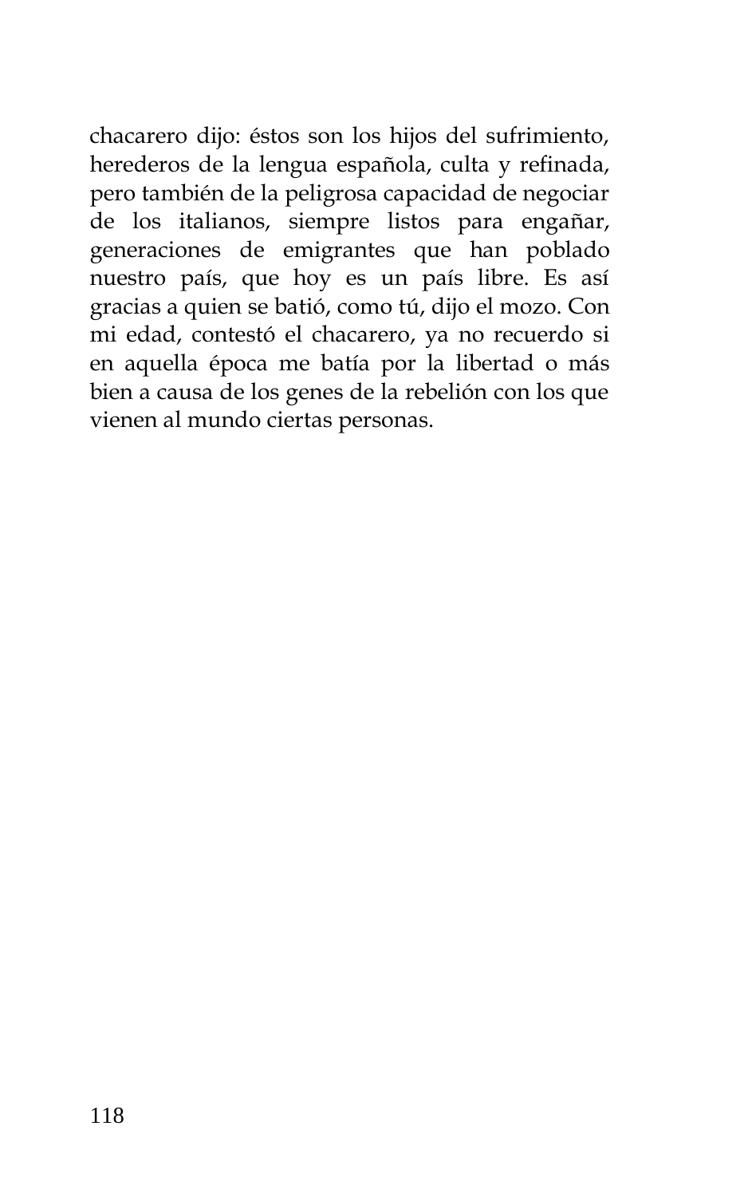chacarero dijo: éstos son los hijos del sufrimiento, herederos de la lengua española, culta y refinada, pero también de la peligrosa capacidad de negociar de los italianos, siempre listos para engañar, generaciones de emigrantes que han poblado nuestro país, que hoy es un país libre. Es así gracias a quien se batió, como tú, dijo el mozo. Con mi edad, contestó el chacarero, ya no recuerdo si en aquella época me batía por la libertad o más bien a causa de los genes de la rebelión con los que vienen al mundo ciertas personas.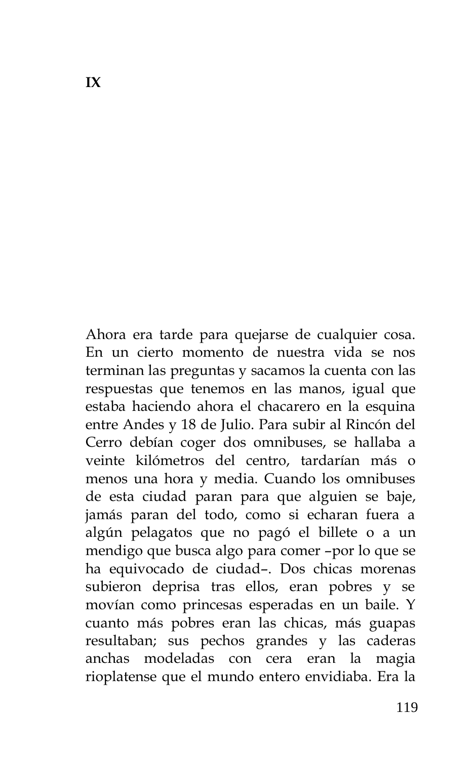# IX

Ahora era tarde para quejarse de cualquier cosa. En un cierto momento de nuestra vida se nos terminan las preguntas y sacamos la cuenta con las respuestas que tenemos en las manos, igual que estaba haciendo ahora el chacarero en la esquina entre Andes y 18 de Julio. Para subir al Rincón del Cerro debían coger dos omnibuses, se hallaba a veinte kilómetros del centro, tardarían más o menos una hora y media. Cuando los omnibuses de esta ciudad paran para que alguien se baje, jamás paran del todo, como si echaran fuera a algún pelagatos que no pagó el billete o a un mendigo que busca algo para comer –por lo que se ha equivocado de ciudad–. Dos chicas morenas subieron deprisa tras ellos, eran pobres y se movían como princesas esperadas en un baile. Y cuanto más pobres eran las chicas, más guapas resultaban; sus pechos grandes y las caderas anchas modeladas con cera eran la magia rioplatense que el mundo entero envidiaba. Era la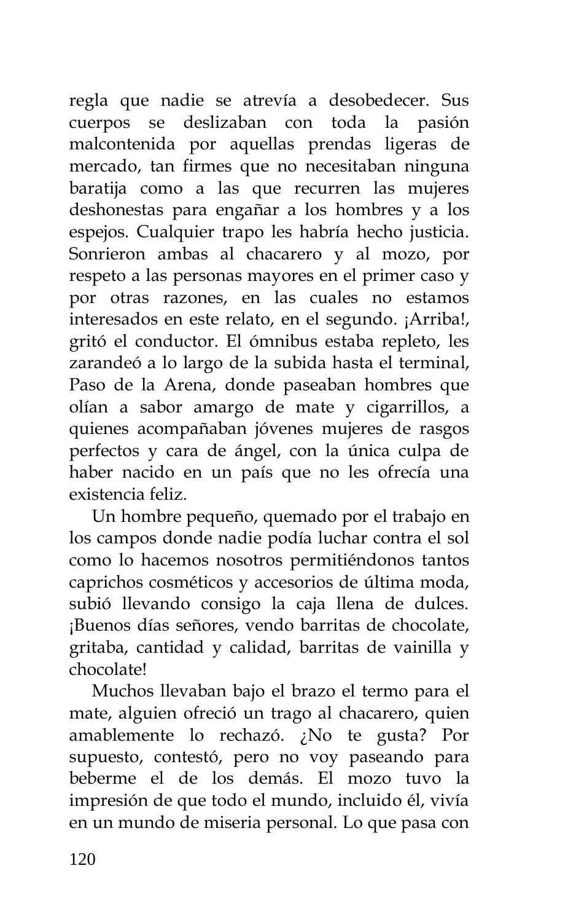regla que nadie se atrevía a desobedecer. Sus cuerpos se deslizaban con toda la pasión malcontenida por aquellas prendas ligeras de mercado, tan firmes que no necesitaban ninguna baratija como a las que recurren las mujeres deshonestas para engañar a los hombres y a los espejos. Cualquier trapo les habría hecho justicia. Sonrieron ambas al chacarero y al mozo, por respeto a las personas mayores en el primer caso y por otras razones, en las cuales no estamos interesados en este relato, en el segundo. ¡Arriba!, gritó el conductor. El ómnibus estaba repleto, les zarandeó a lo largo de la subida hasta el terminal, Paso de la Arena, donde paseaban hombres que olían a sabor amargo de mate y cigarrillos, a quienes acompañaban jóvenes mujeres de rasgos perfectos y cara de ángel, con la única culpa de haber nacido en un país que no les ofrecía una existencia feliz.

Un hombre pequeño, quemado por el trabajo en los campos donde nadie podía luchar contra el sol como lo hacemos nosotros permitiéndonos tantos caprichos cosméticos y accesorios de última moda, subió llevando consigo la caja llena de dulces. ¡Buenos días señores, vendo barritas de chocolate, gritaba, cantidad y calidad, barritas de vainilla y chocolate!

Muchos llevaban bajo el brazo el termo para el mate, alguien ofreció un trago al chacarero, quien amablemente lo rechazó. ¿No te gusta? Por supuesto, contestó, pero no voy paseando para beberme el de los demás. El mozo tuvo la impresión de que todo el mundo, incluido él, vivía en un mundo de miseria personal. Lo que pasa con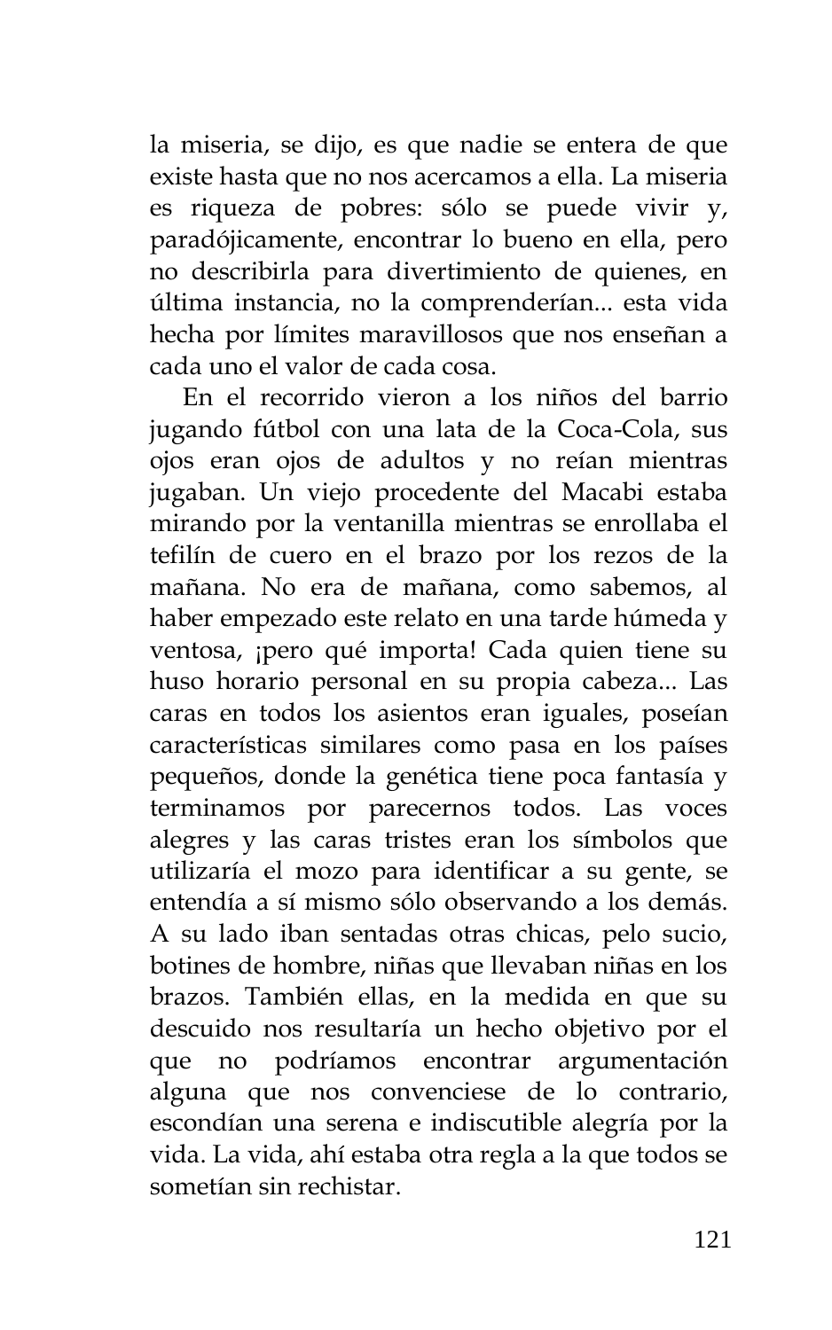la miseria, se dijo, es que nadie se entera de que existe hasta que no nos acercamos a ella. La miseria es riqueza de pobres: sólo se puede vivir y, paradójicamente, encontrar lo bueno en ella, pero no describirla para divertimiento de quienes, en última instancia, no la comprenderían... esta vida hecha por límites maravillosos que nos enseñan a cada uno el valor de cada cosa.

En el recorrido vieron a los niños del barrio jugando fútbol con una lata de la Coca-Cola, sus ojos eran ojos de adultos y no reían mientras jugaban. Un viejo procedente del Macabi estaba mirando por la ventanilla mientras se enrollaba el tefilín de cuero en el brazo por los rezos de la mañana. No era de mañana, como sabemos, al haber empezado este relato en una tarde húmeda y ventosa, ¡pero qué importa! Cada quien tiene su huso horario personal en su propia cabeza... Las caras en todos los asientos eran iguales, poseían características similares como pasa en los países pequeños, donde la genética tiene poca fantasía y terminamos por parecernos todos. Las voces alegres y las caras tristes eran los símbolos que utilizaría el mozo para identificar a su gente, se entendía a sí mismo sólo observando a los demás. A su lado iban sentadas otras chicas, pelo sucio, botines de hombre, niñas que llevaban niñas en los brazos. También ellas, en la medida en que su descuido nos resultaría un hecho objetivo por el que no podríamos encontrar argumentación alguna que nos convenciese de lo contrario, escondían una serena e indiscutible alegría por la vida. La vida, ahí estaba otra regla a la que todos se sometían sin rechistar.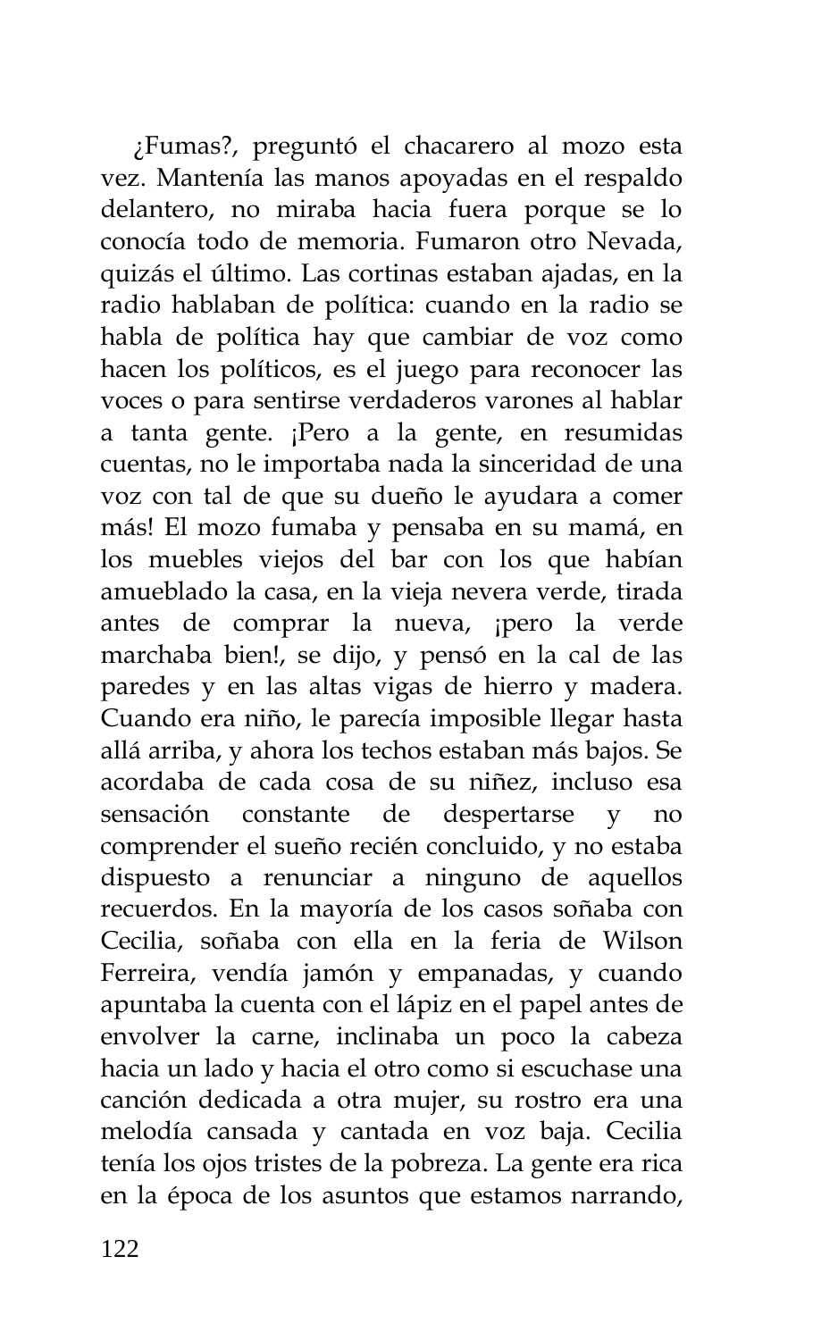¿Fumas?, preguntó el chacarero al mozo esta vez. Mantenía las manos apoyadas en el respaldo delantero, no miraba hacia fuera porque se lo conocía todo de memoria. Fumaron otro Nevada, quizás el último. Las cortinas estaban ajadas, en la radio hablaban de política: cuando en la radio se habla de política hay que cambiar de voz como hacen los políticos, es el juego para reconocer las voces o para sentirse verdaderos varones al hablar a tanta gente. ¡Pero a la gente, en resumidas cuentas, no le importaba nada la sinceridad de una voz con tal de que su dueño le ayudara a comer más! El mozo fumaba y pensaba en su mamá, en los muebles viejos del bar con los que habían amueblado la casa, en la vieja nevera verde, tirada antes de comprar la nueva, ¡pero la verde marchaba bien!, se dijo, y pensó en la cal de las paredes y en las altas vigas de hierro y madera. Cuando era niño, le parecía imposible llegar hasta allá arriba, y ahora los techos estaban más bajos. Se acordaba de cada cosa de su niñez, incluso esa sensación constante de despertarse y no comprender el sueño recién concluido, y no estaba dispuesto a renunciar a ninguno de aquellos recuerdos. En la mayoría de los casos soñaba con Cecilia, soñaba con ella en la feria de Wilson Ferreira, vendía jamón y empanadas, y cuando apuntaba la cuenta con el lápiz en el papel antes de envolver la carne, inclinaba un poco la cabeza hacia un lado y hacia el otro como si escuchase una canción dedicada a otra mujer, su rostro era una melodía cansada y cantada en voz baja. Cecilia tenía los ojos tristes de la pobreza. La gente era rica en la época de los asuntos que estamos narrando,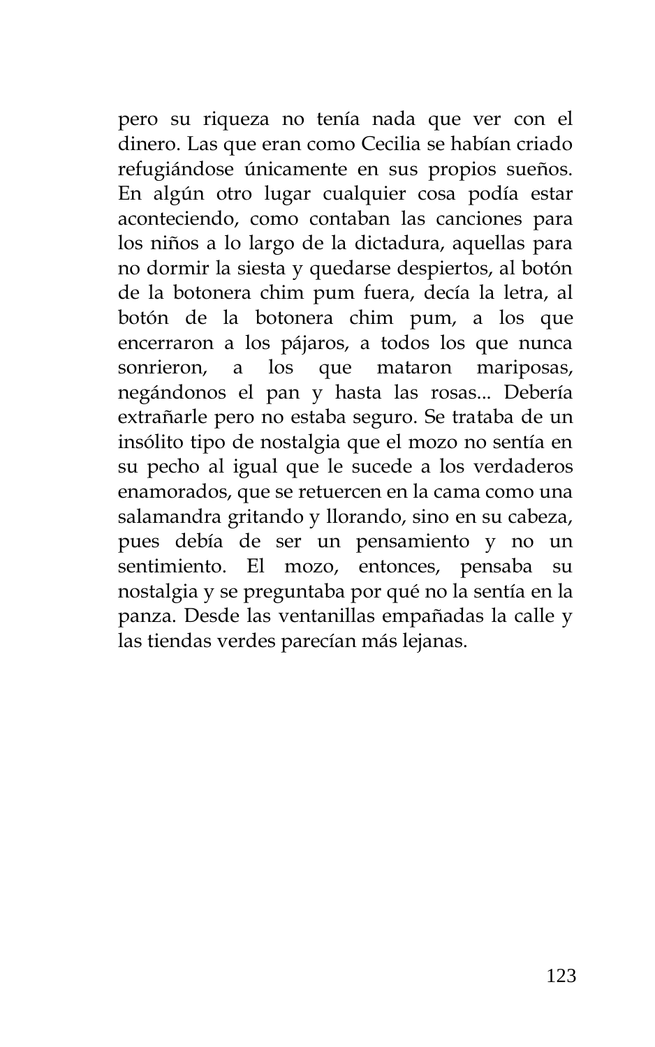pero su riqueza no tenía nada que ver con el dinero. Las que eran como Cecilia se habían criado refugiándose únicamente en sus propios sueños. En algún otro lugar cualquier cosa podía estar aconteciendo, como contaban las canciones para los niños a lo largo de la dictadura, aquellas para no dormir la siesta y quedarse despiertos, al botón de la botonera chim pum fuera, decía la letra, al botón de la botonera chim pum, a los que encerraron a los pájaros, a todos los que nunca sonrieron, a los que mataron mariposas, negándonos el pan y hasta las rosas... Debería extrañarle pero no estaba seguro. Se trataba de un insólito tipo de nostalgia que el mozo no sentía en su pecho al igual que le sucede a los verdaderos enamorados, que se retuercen en la cama como una salamandra gritando y llorando, sino en su cabeza, pues debía de ser un pensamiento y no un sentimiento. El mozo, entonces, pensaba su nostalgia y se preguntaba por qué no la sentía en la panza. Desde las ventanillas empañadas la calle y las tiendas verdes parecían más lejanas.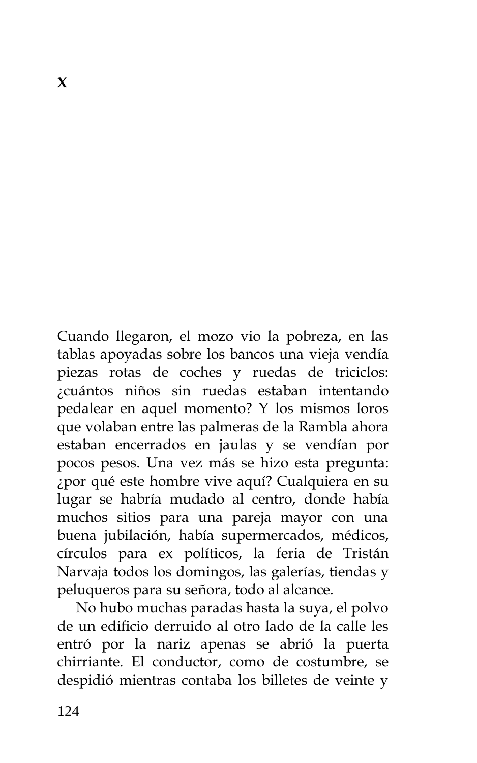# X

Cuando llegaron, el mozo vio la pobreza, en las tablas apoyadas sobre los bancos una vieja vendía piezas rotas de coches y ruedas de triciclos: ¿cuántos niños sin ruedas estaban intentando pedalear en aquel momento? Y los mismos loros que volaban entre las palmeras de la Rambla ahora estaban encerrados en jaulas y se vendían por pocos pesos. Una vez más se hizo esta pregunta: ¿por qué este hombre vive aquí? Cualquiera en su lugar se habría mudado al centro, donde había muchos sitios para una pareja mayor con una buena jubilación, había supermercados, médicos, círculos para ex políticos, la feria de Tristán Narvaja todos los domingos, las galerías, tiendas y peluqueros para su señora, todo al alcance.

No hubo muchas paradas hasta la suya, el polvo de un edificio derruido al otro lado de la calle les entró por la nariz apenas se abrió la puerta chirriante. El conductor, como de costumbre, se despidió mientras contaba los billetes de veinte y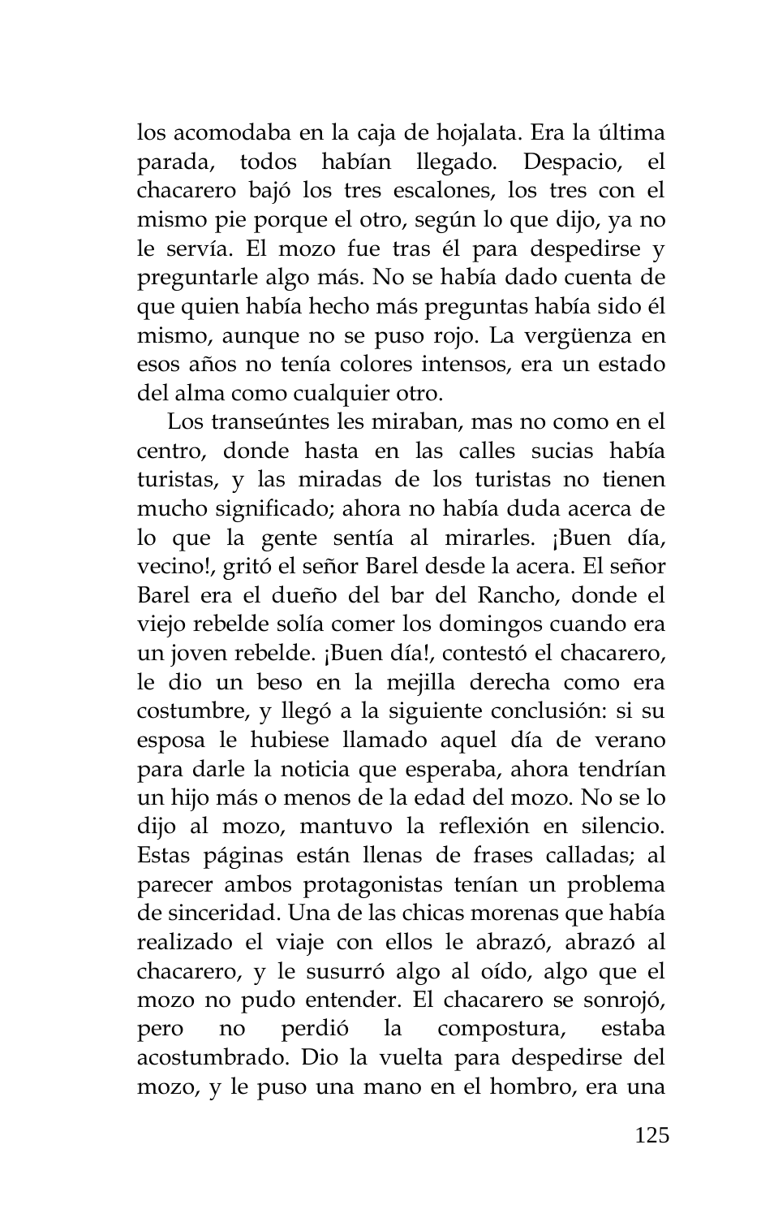los acomodaba en la caja de hojalata. Era la última parada, todos habían llegado. Despacio, el chacarero bajó los tres escalones, los tres con el mismo pie porque el otro, según lo que dijo, ya no le servía. El mozo fue tras él para despedirse y preguntarle algo más. No se había dado cuenta de que quien había hecho más preguntas había sido él mismo, aunque no se puso rojo. La vergüenza en esos años no tenía colores intensos, era un estado del alma como cualquier otro.

Los transeúntes les miraban, mas no como en el centro, donde hasta en las calles sucias había turistas, y las miradas de los turistas no tienen mucho significado; ahora no había duda acerca de lo que la gente sentía al mirarles. ¡Buen día, vecino!, gritó el señor Barel desde la acera. El señor Barel era el dueño del bar del Rancho, donde el viejo rebelde solía comer los domingos cuando era un joven rebelde. ¡Buen día!, contestó el chacarero, le dio un beso en la mejilla derecha como era costumbre, y llegó a la siguiente conclusión: si su esposa le hubiese llamado aquel día de verano para darle la noticia que esperaba, ahora tendrían un hijo más o menos de la edad del mozo. No se lo dijo al mozo, mantuvo la reflexión en silencio. Estas páginas están llenas de frases calladas; al parecer ambos protagonistas tenían un problema de sinceridad. Una de las chicas morenas que había realizado el viaje con ellos le abrazó, abrazó al chacarero, y le susurró algo al oído, algo que el mozo no pudo entender. El chacarero se sonrojó, pero no perdió la compostura, estaba acostumbrado. Dio la vuelta para despedirse del mozo, y le puso una mano en el hombro, era una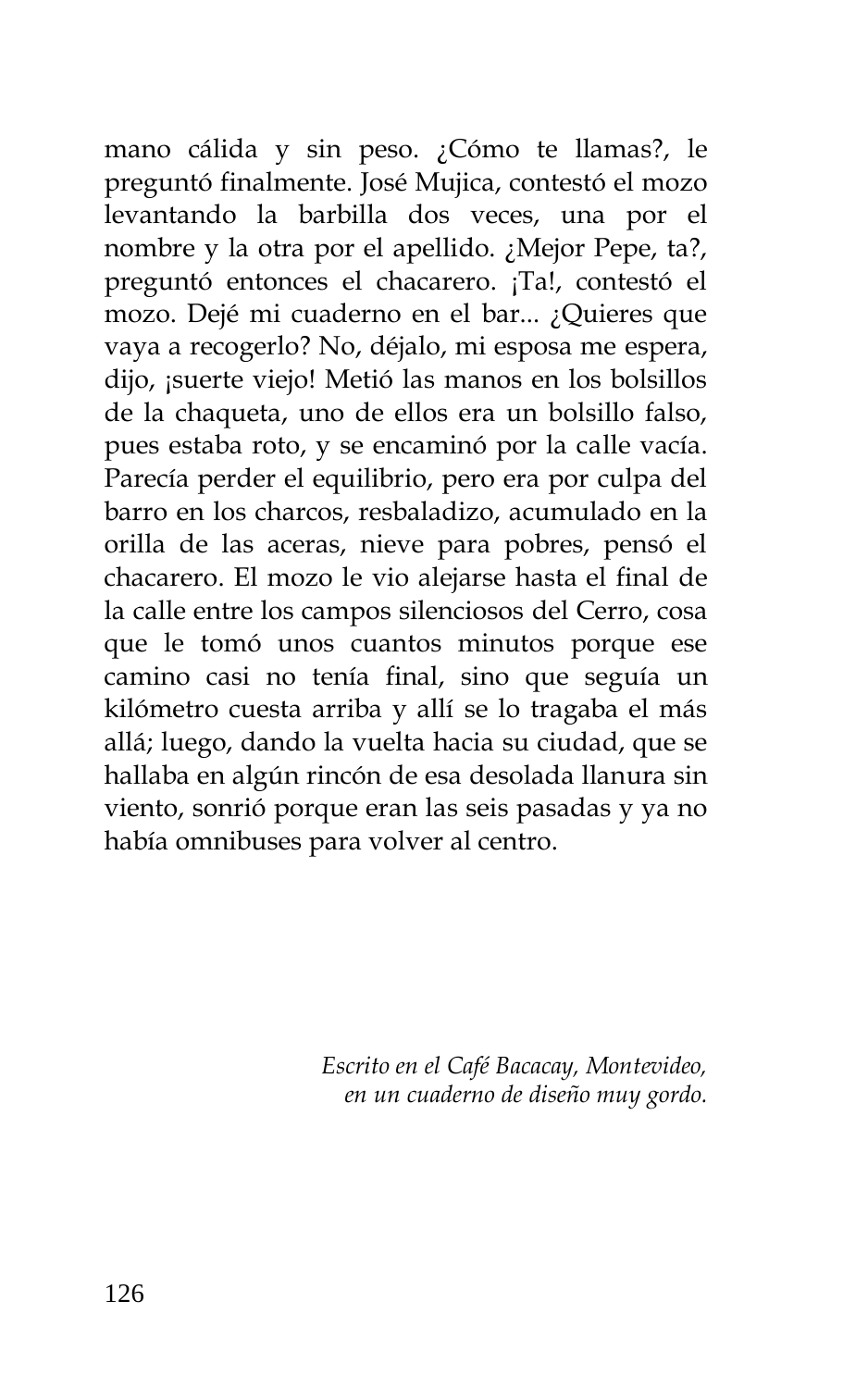mano cálida y sin peso. ¿Cómo te llamas?, le preguntó finalmente. José Mujica, contestó el mozo levantando la barbilla dos veces, una por el nombre y la otra por el apellido. ¿Mejor Pepe, ta?, preguntó entonces el chacarero. ¡Ta!, contestó el mozo. Dejé mi cuaderno en el bar... ¿Quieres que vaya a recogerlo? No, déjalo, mi esposa me espera, dijo, ¡suerte viejo! Metió las manos en los bolsillos de la chaqueta, uno de ellos era un bolsillo falso, pues estaba roto, y se encaminó por la calle vacía. Parecía perder el equilibrio, pero era por culpa del barro en los charcos, resbaladizo, acumulado en la orilla de las aceras, nieve para pobres, pensó el chacarero. El mozo le vio alejarse hasta el final de la calle entre los campos silenciosos del Cerro, cosa que le tomó unos cuantos minutos porque ese camino casi no tenía final, sino que seguía un kilómetro cuesta arriba y allí se lo tragaba el más allá; luego, dando la vuelta hacia su ciudad, que se hallaba en algún rincón de esa desolada llanura sin viento, sonrió porque eran las seis pasadas y ya no había omnibuses para volver al centro.

*Escrito en el Café Bacacay, Montevideo,*
*en un cuaderno de diseño muy gordo.*